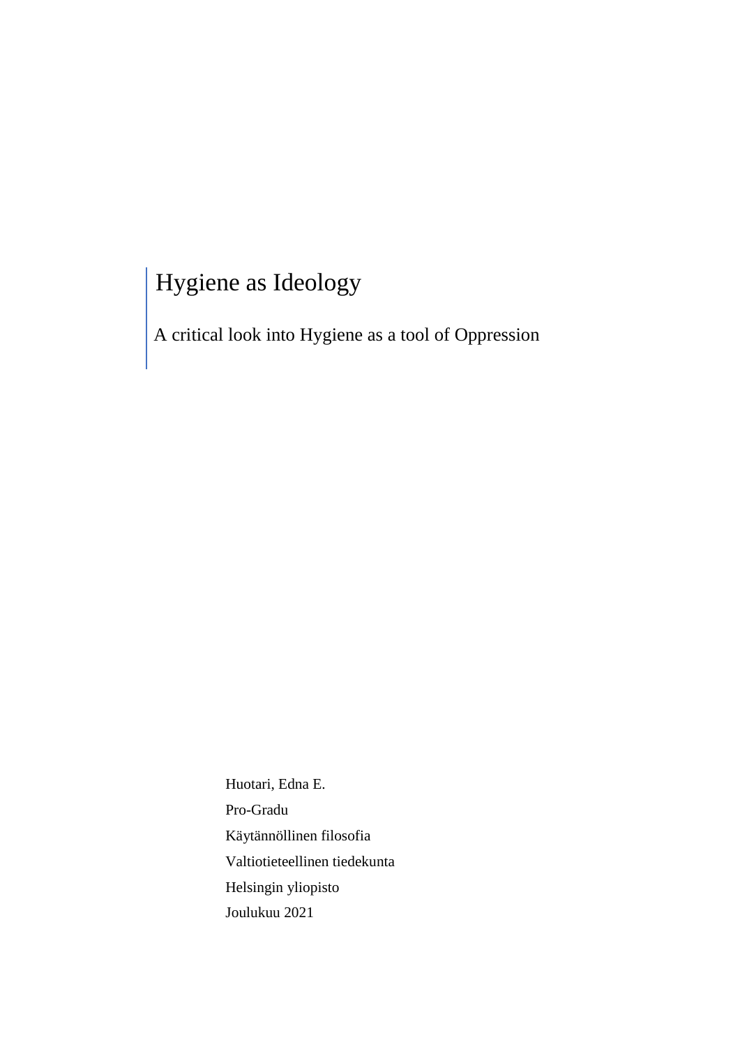# Hygiene as Ideology

A critical look into Hygiene as a tool of Oppression

Huotari, Edna E.

Pro-Gradu

Käytännöllinen filosofia

Valtiotieteellinen tiedekunta

Helsingin yliopisto

Joulukuu 2021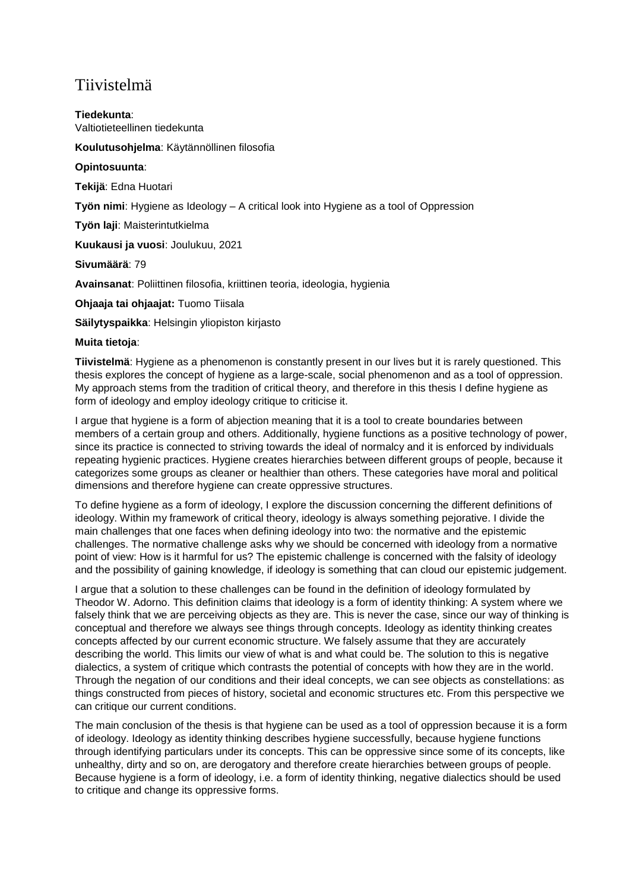# Tiivistelmä

**Tiedekunta**:
Valtiotieteellinen tiedekunta

**Koulutusohjelma**: Käytännöllinen filosofia

**Opintosuunta**:

**Tekijä**: Edna Huotari

**Työn nimi**: Hygiene as Ideology – A critical look into Hygiene as a tool of Oppression

**Työn laji**: Maisterintutkielma

**Kuukausi ja vuosi**: Joulukuu, 2021

**Sivumäärä**: 79

**Avainsanat**: Poliittinen filosofia, kriittinen teoria, ideologia, hygienia

**Ohjaaja tai ohjaajat:** Tuomo Tiisala

**Säilytyspaikka**: Helsingin yliopiston kirjasto

**Muita tietoja**:

**Tiivistelmä**: Hygiene as a phenomenon is constantly present in our lives but it is rarely questioned. This thesis explores the concept of hygiene as a large-scale, social phenomenon and as a tool of oppression. My approach stems from the tradition of critical theory, and therefore in this thesis I define hygiene as form of ideology and employ ideology critique to criticise it.

I argue that hygiene is a form of abjection meaning that it is a tool to create boundaries between members of a certain group and others. Additionally, hygiene functions as a positive technology of power, since its practice is connected to striving towards the ideal of normalcy and it is enforced by individuals repeating hygienic practices. Hygiene creates hierarchies between different groups of people, because it categorizes some groups as cleaner or healthier than others. These categories have moral and political dimensions and therefore hygiene can create oppressive structures.

To define hygiene as a form of ideology, I explore the discussion concerning the different definitions of ideology. Within my framework of critical theory, ideology is always something pejorative. I divide the main challenges that one faces when defining ideology into two: the normative and the epistemic challenges. The normative challenge asks why we should be concerned with ideology from a normative point of view: How is it harmful for us? The epistemic challenge is concerned with the falsity of ideology and the possibility of gaining knowledge, if ideology is something that can cloud our epistemic judgement.

I argue that a solution to these challenges can be found in the definition of ideology formulated by Theodor W. Adorno. This definition claims that ideology is a form of identity thinking: A system where we falsely think that we are perceiving objects as they are. This is never the case, since our way of thinking is conceptual and therefore we always see things through concepts. Ideology as identity thinking creates concepts affected by our current economic structure. We falsely assume that they are accurately describing the world. This limits our view of what is and what could be. The solution to this is negative dialectics, a system of critique which contrasts the potential of concepts with how they are in the world. Through the negation of our conditions and their ideal concepts, we can see objects as constellations: as things constructed from pieces of history, societal and economic structures etc. From this perspective we can critique our current conditions.

The main conclusion of the thesis is that hygiene can be used as a tool of oppression because it is a form of ideology. Ideology as identity thinking describes hygiene successfully, because hygiene functions through identifying particulars under its concepts. This can be oppressive since some of its concepts, like unhealthy, dirty and so on, are derogatory and therefore create hierarchies between groups of people. Because hygiene is a form of ideology, i.e. a form of identity thinking, negative dialectics should be used to critique and change its oppressive forms.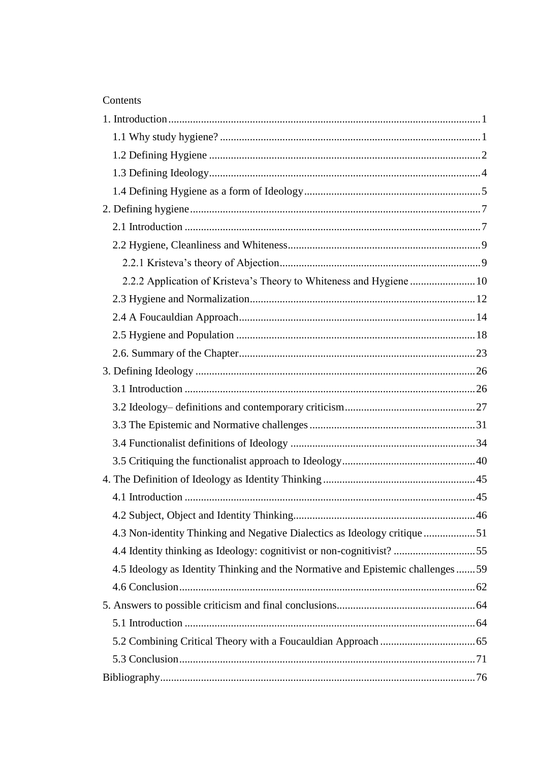Contents

1. Introduction ........ 1
   - 1.1 Why study hygiene? ........ 1
   - 1.2 Defining Hygiene ........ 2
   - 1.3 Defining Ideology ........ 4
   - 1.4 Defining Hygiene as a form of Ideology ........ 5
2. Defining hygiene ........ 7
   - 2.1 Introduction ........ 7
   - 2.2 Hygiene, Cleanliness and Whiteness ........ 9
     - 2.2.1 Kristeva's theory of Abjection ........ 9
     - 2.2.2 Application of Kristeva's Theory to Whiteness and Hygiene ........ 10
   - 2.3 Hygiene and Normalization ........ 12
   - 2.4 A Foucauldian Approach ........ 14
   - 2.5 Hygiene and Population ........ 18
   - 2.6. Summary of the Chapter ........ 23
3. Defining Ideology ........ 26
   - 3.1 Introduction ........ 26
   - 3.2 Ideology– definitions and contemporary criticism ........ 27
   - 3.3 The Epistemic and Normative challenges ........ 31
   - 3.4 Functionalist definitions of Ideology ........ 34
   - 3.5 Critiquing the functionalist approach to Ideology ........ 40
4. The Definition of Ideology as Identity Thinking ........ 45
   - 4.1 Introduction ........ 45
   - 4.2 Subject, Object and Identity Thinking ........ 46
   - 4.3 Non-identity Thinking and Negative Dialectics as Ideology critique ........ 51
   - 4.4 Identity thinking as Ideology: cognitivist or non-cognitivist? ........ 55
   - 4.5 Ideology as Identity Thinking and the Normative and Epistemic challenges ........ 59
   - 4.6 Conclusion ........ 62
5. Answers to possible criticism and final conclusions ........ 64
   - 5.1 Introduction ........ 64
   - 5.2 Combining Critical Theory with a Foucauldian Approach ........ 65
   - 5.3 Conclusion ........ 71

Bibliography ........ 76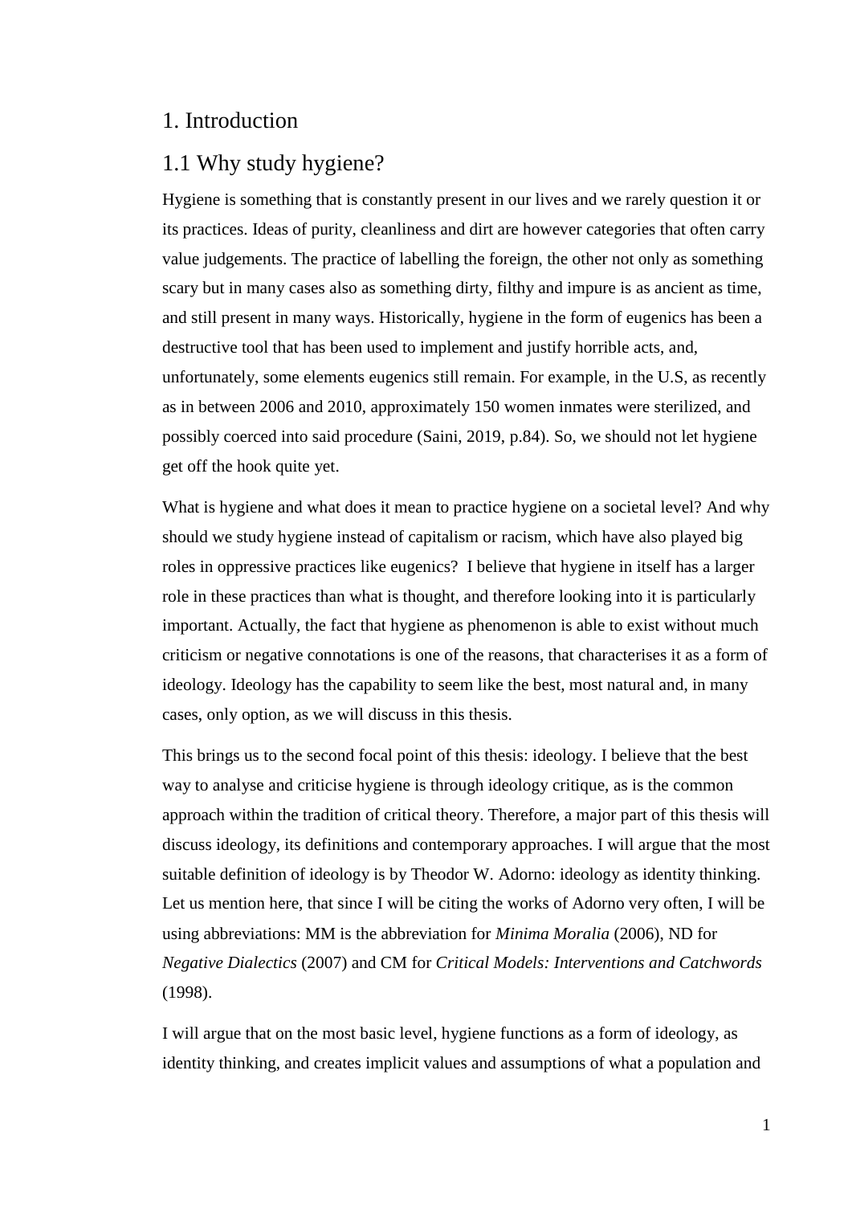# 1. Introduction

## 1.1 Why study hygiene?

Hygiene is something that is constantly present in our lives and we rarely question it or its practices. Ideas of purity, cleanliness and dirt are however categories that often carry value judgements. The practice of labelling the foreign, the other not only as something scary but in many cases also as something dirty, filthy and impure is as ancient as time, and still present in many ways. Historically, hygiene in the form of eugenics has been a destructive tool that has been used to implement and justify horrible acts, and, unfortunately, some elements eugenics still remain. For example, in the U.S, as recently as in between 2006 and 2010, approximately 150 women inmates were sterilized, and possibly coerced into said procedure (Saini, 2019, p.84). So, we should not let hygiene get off the hook quite yet.

What is hygiene and what does it mean to practice hygiene on a societal level? And why should we study hygiene instead of capitalism or racism, which have also played big roles in oppressive practices like eugenics?  I believe that hygiene in itself has a larger role in these practices than what is thought, and therefore looking into it is particularly important. Actually, the fact that hygiene as phenomenon is able to exist without much criticism or negative connotations is one of the reasons, that characterises it as a form of ideology. Ideology has the capability to seem like the best, most natural and, in many cases, only option, as we will discuss in this thesis.

This brings us to the second focal point of this thesis: ideology. I believe that the best way to analyse and criticise hygiene is through ideology critique, as is the common approach within the tradition of critical theory. Therefore, a major part of this thesis will discuss ideology, its definitions and contemporary approaches. I will argue that the most suitable definition of ideology is by Theodor W. Adorno: ideology as identity thinking. Let us mention here, that since I will be citing the works of Adorno very often, I will be using abbreviations: MM is the abbreviation for *Minima Moralia* (2006), ND for *Negative Dialectics* (2007) and CM for *Critical Models: Interventions and Catchwords* (1998).

I will argue that on the most basic level, hygiene functions as a form of ideology, as identity thinking, and creates implicit values and assumptions of what a population and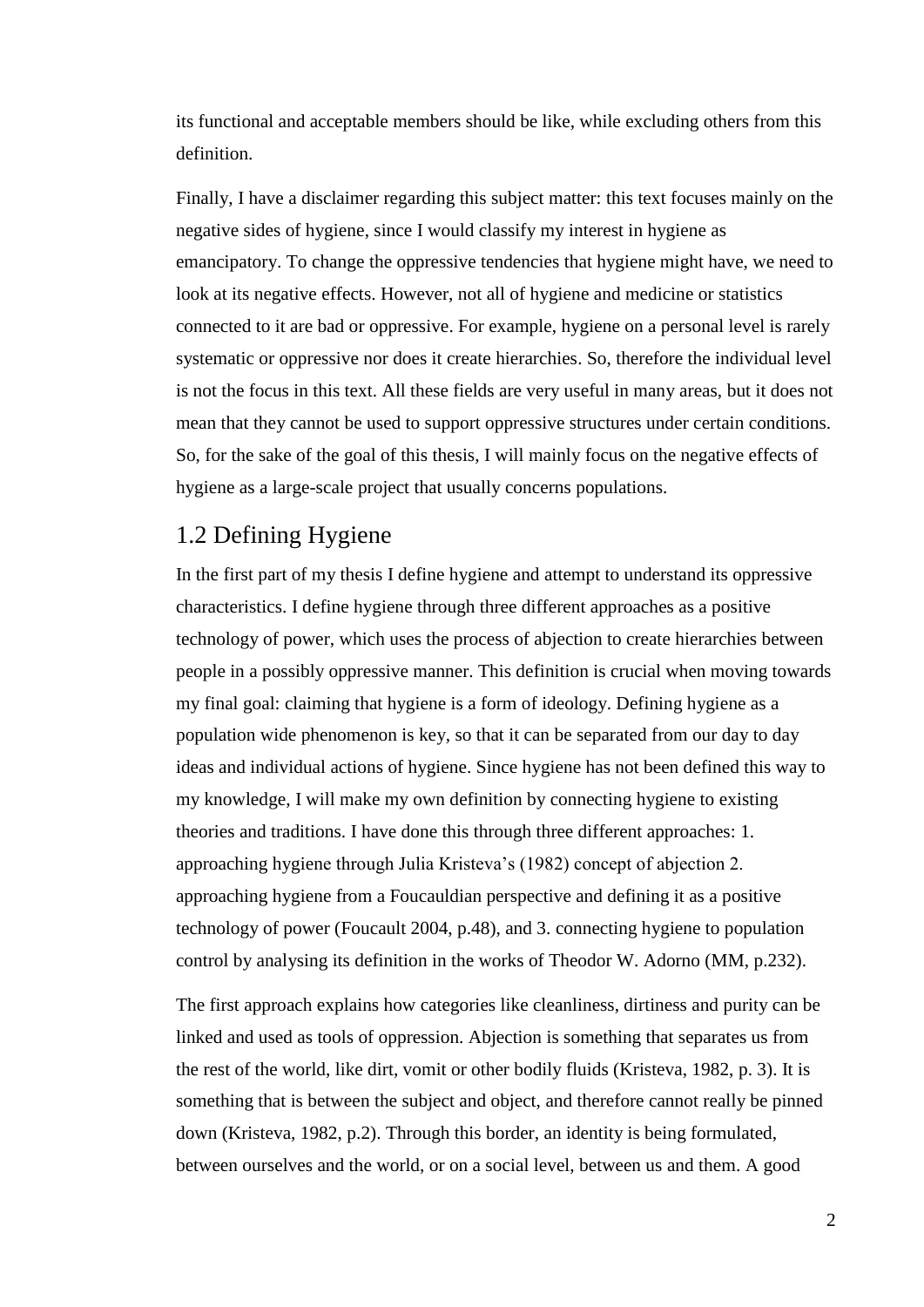its functional and acceptable members should be like, while excluding others from this definition.

Finally, I have a disclaimer regarding this subject matter: this text focuses mainly on the negative sides of hygiene, since I would classify my interest in hygiene as emancipatory. To change the oppressive tendencies that hygiene might have, we need to look at its negative effects. However, not all of hygiene and medicine or statistics connected to it are bad or oppressive. For example, hygiene on a personal level is rarely systematic or oppressive nor does it create hierarchies. So, therefore the individual level is not the focus in this text. All these fields are very useful in many areas, but it does not mean that they cannot be used to support oppressive structures under certain conditions. So, for the sake of the goal of this thesis, I will mainly focus on the negative effects of hygiene as a large-scale project that usually concerns populations.

## 1.2 Defining Hygiene

In the first part of my thesis I define hygiene and attempt to understand its oppressive characteristics. I define hygiene through three different approaches as a positive technology of power, which uses the process of abjection to create hierarchies between people in a possibly oppressive manner. This definition is crucial when moving towards my final goal: claiming that hygiene is a form of ideology. Defining hygiene as a population wide phenomenon is key, so that it can be separated from our day to day ideas and individual actions of hygiene. Since hygiene has not been defined this way to my knowledge, I will make my own definition by connecting hygiene to existing theories and traditions. I have done this through three different approaches: 1. approaching hygiene through Julia Kristeva's (1982) concept of abjection 2. approaching hygiene from a Foucauldian perspective and defining it as a positive technology of power (Foucault 2004, p.48), and 3. connecting hygiene to population control by analysing its definition in the works of Theodor W. Adorno (MM, p.232).

The first approach explains how categories like cleanliness, dirtiness and purity can be linked and used as tools of oppression. Abjection is something that separates us from the rest of the world, like dirt, vomit or other bodily fluids (Kristeva, 1982, p. 3). It is something that is between the subject and object, and therefore cannot really be pinned down (Kristeva, 1982, p.2). Through this border, an identity is being formulated, between ourselves and the world, or on a social level, between us and them. A good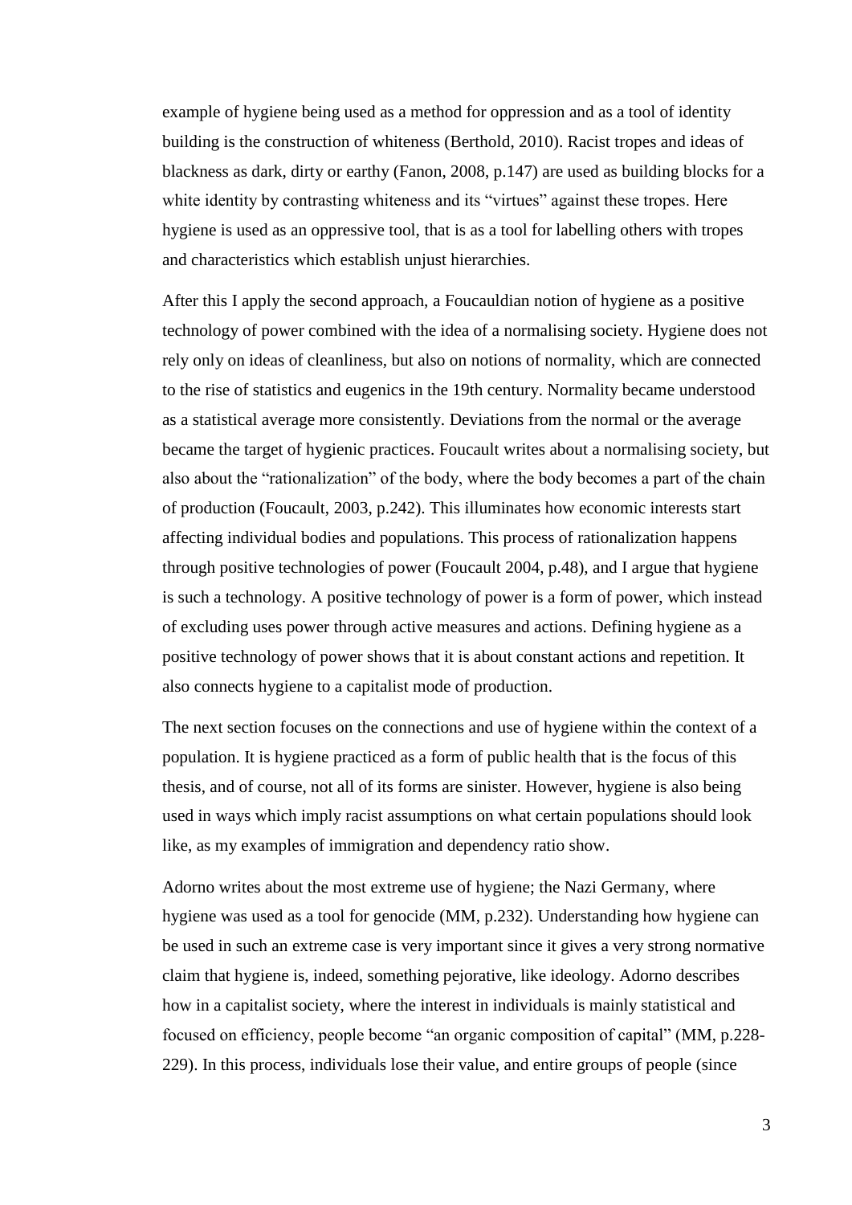example of hygiene being used as a method for oppression and as a tool of identity building is the construction of whiteness (Berthold, 2010). Racist tropes and ideas of blackness as dark, dirty or earthy (Fanon, 2008, p.147) are used as building blocks for a white identity by contrasting whiteness and its "virtues" against these tropes. Here hygiene is used as an oppressive tool, that is as a tool for labelling others with tropes and characteristics which establish unjust hierarchies.

After this I apply the second approach, a Foucauldian notion of hygiene as a positive technology of power combined with the idea of a normalising society. Hygiene does not rely only on ideas of cleanliness, but also on notions of normality, which are connected to the rise of statistics and eugenics in the 19th century. Normality became understood as a statistical average more consistently. Deviations from the normal or the average became the target of hygienic practices. Foucault writes about a normalising society, but also about the "rationalization" of the body, where the body becomes a part of the chain of production (Foucault, 2003, p.242). This illuminates how economic interests start affecting individual bodies and populations. This process of rationalization happens through positive technologies of power (Foucault 2004, p.48), and I argue that hygiene is such a technology. A positive technology of power is a form of power, which instead of excluding uses power through active measures and actions. Defining hygiene as a positive technology of power shows that it is about constant actions and repetition. It also connects hygiene to a capitalist mode of production.

The next section focuses on the connections and use of hygiene within the context of a population. It is hygiene practiced as a form of public health that is the focus of this thesis, and of course, not all of its forms are sinister. However, hygiene is also being used in ways which imply racist assumptions on what certain populations should look like, as my examples of immigration and dependency ratio show.

Adorno writes about the most extreme use of hygiene; the Nazi Germany, where hygiene was used as a tool for genocide (MM, p.232). Understanding how hygiene can be used in such an extreme case is very important since it gives a very strong normative claim that hygiene is, indeed, something pejorative, like ideology. Adorno describes how in a capitalist society, where the interest in individuals is mainly statistical and focused on efficiency, people become "an organic composition of capital" (MM, p.228-229). In this process, individuals lose their value, and entire groups of people (since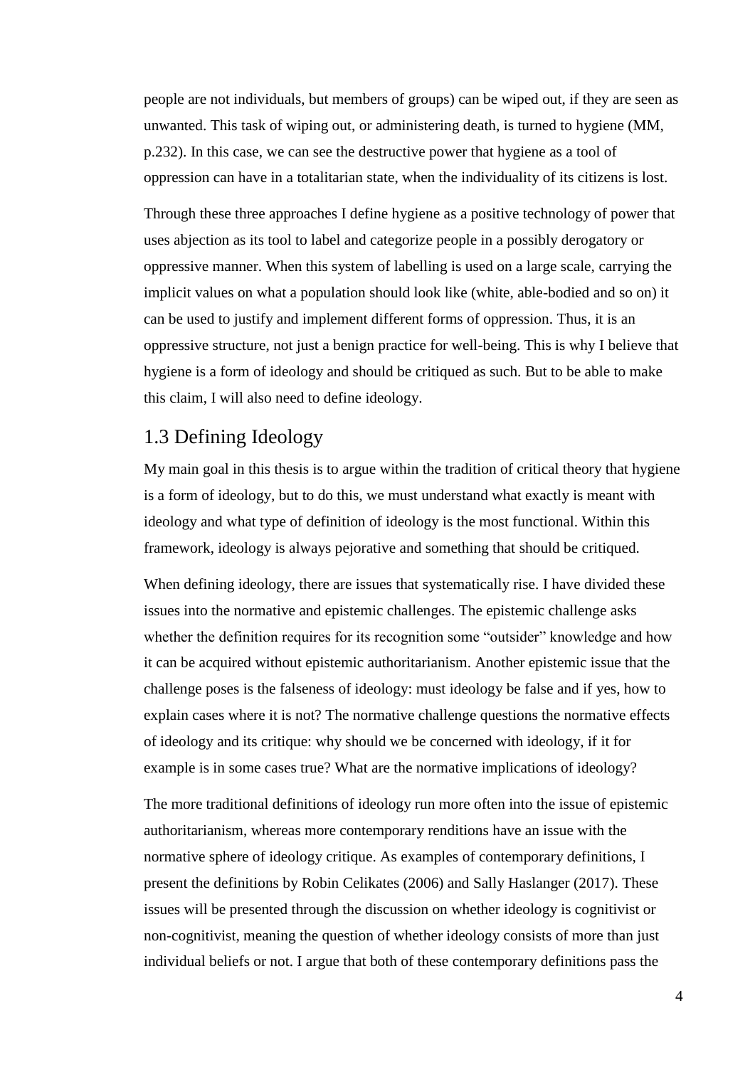people are not individuals, but members of groups) can be wiped out, if they are seen as unwanted. This task of wiping out, or administering death, is turned to hygiene (MM, p.232). In this case, we can see the destructive power that hygiene as a tool of oppression can have in a totalitarian state, when the individuality of its citizens is lost.

Through these three approaches I define hygiene as a positive technology of power that uses abjection as its tool to label and categorize people in a possibly derogatory or oppressive manner. When this system of labelling is used on a large scale, carrying the implicit values on what a population should look like (white, able-bodied and so on) it can be used to justify and implement different forms of oppression. Thus, it is an oppressive structure, not just a benign practice for well-being. This is why I believe that hygiene is a form of ideology and should be critiqued as such. But to be able to make this claim, I will also need to define ideology.

## 1.3 Defining Ideology

My main goal in this thesis is to argue within the tradition of critical theory that hygiene is a form of ideology, but to do this, we must understand what exactly is meant with ideology and what type of definition of ideology is the most functional. Within this framework, ideology is always pejorative and something that should be critiqued.

When defining ideology, there are issues that systematically rise. I have divided these issues into the normative and epistemic challenges. The epistemic challenge asks whether the definition requires for its recognition some "outsider" knowledge and how it can be acquired without epistemic authoritarianism. Another epistemic issue that the challenge poses is the falseness of ideology: must ideology be false and if yes, how to explain cases where it is not? The normative challenge questions the normative effects of ideology and its critique: why should we be concerned with ideology, if it for example is in some cases true? What are the normative implications of ideology?

The more traditional definitions of ideology run more often into the issue of epistemic authoritarianism, whereas more contemporary renditions have an issue with the normative sphere of ideology critique. As examples of contemporary definitions, I present the definitions by Robin Celikates (2006) and Sally Haslanger (2017). These issues will be presented through the discussion on whether ideology is cognitivist or non-cognitivist, meaning the question of whether ideology consists of more than just individual beliefs or not. I argue that both of these contemporary definitions pass the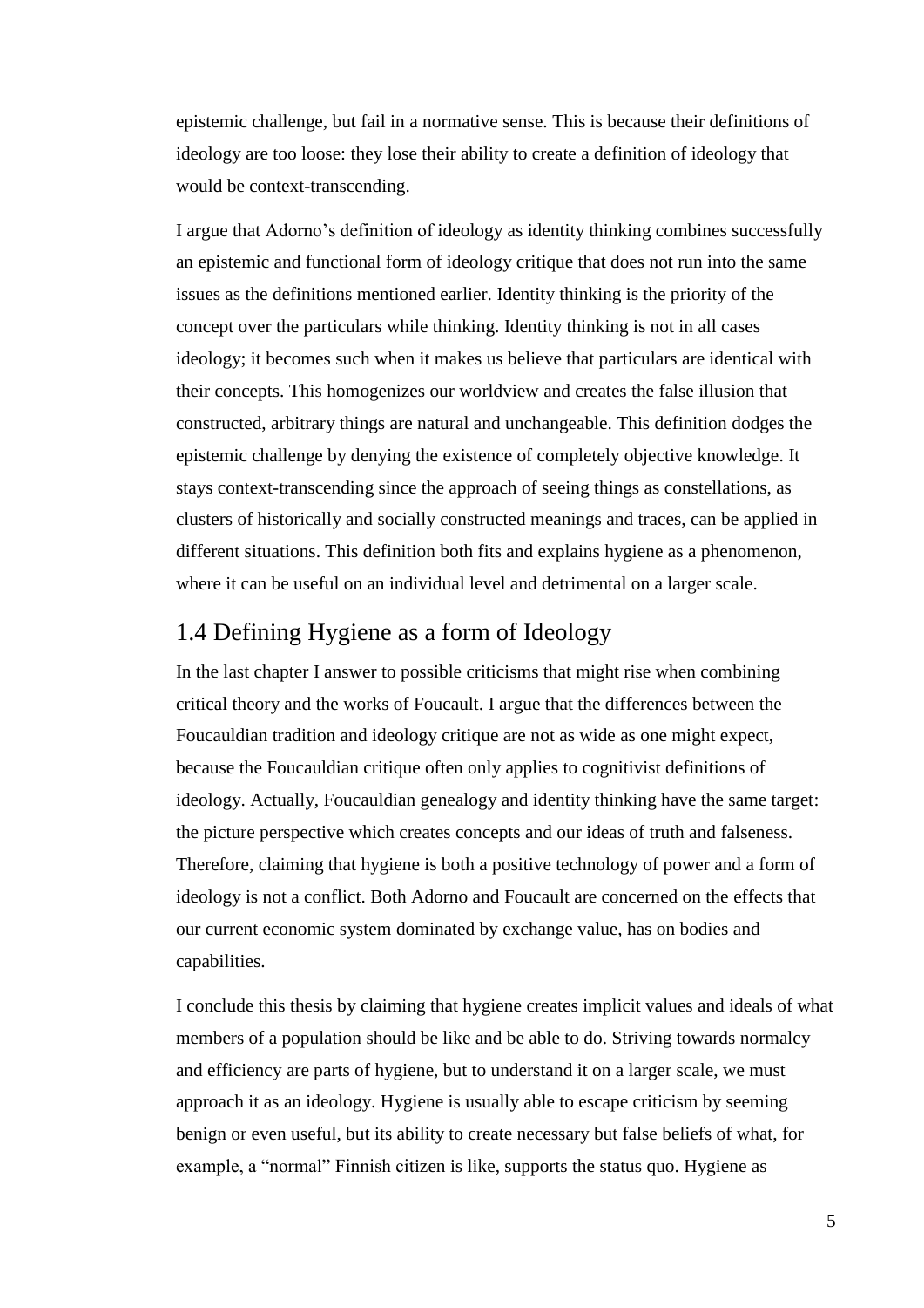epistemic challenge, but fail in a normative sense. This is because their definitions of ideology are too loose: they lose their ability to create a definition of ideology that would be context-transcending.

I argue that Adorno's definition of ideology as identity thinking combines successfully an epistemic and functional form of ideology critique that does not run into the same issues as the definitions mentioned earlier. Identity thinking is the priority of the concept over the particulars while thinking. Identity thinking is not in all cases ideology; it becomes such when it makes us believe that particulars are identical with their concepts. This homogenizes our worldview and creates the false illusion that constructed, arbitrary things are natural and unchangeable. This definition dodges the epistemic challenge by denying the existence of completely objective knowledge. It stays context-transcending since the approach of seeing things as constellations, as clusters of historically and socially constructed meanings and traces, can be applied in different situations. This definition both fits and explains hygiene as a phenomenon, where it can be useful on an individual level and detrimental on a larger scale.

## 1.4 Defining Hygiene as a form of Ideology

In the last chapter I answer to possible criticisms that might rise when combining critical theory and the works of Foucault. I argue that the differences between the Foucauldian tradition and ideology critique are not as wide as one might expect, because the Foucauldian critique often only applies to cognitivist definitions of ideology. Actually, Foucauldian genealogy and identity thinking have the same target: the picture perspective which creates concepts and our ideas of truth and falseness. Therefore, claiming that hygiene is both a positive technology of power and a form of ideology is not a conflict. Both Adorno and Foucault are concerned on the effects that our current economic system dominated by exchange value, has on bodies and capabilities.

I conclude this thesis by claiming that hygiene creates implicit values and ideals of what members of a population should be like and be able to do. Striving towards normalcy and efficiency are parts of hygiene, but to understand it on a larger scale, we must approach it as an ideology. Hygiene is usually able to escape criticism by seeming benign or even useful, but its ability to create necessary but false beliefs of what, for example, a "normal" Finnish citizen is like, supports the status quo. Hygiene as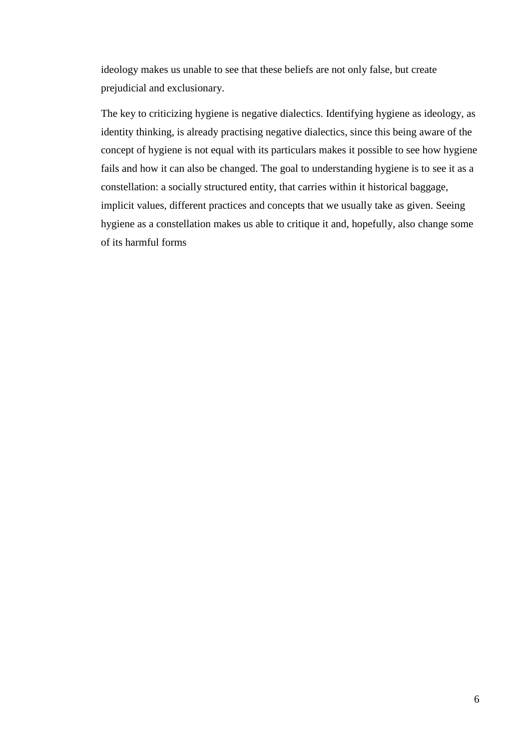ideology makes us unable to see that these beliefs are not only false, but create prejudicial and exclusionary.

The key to criticizing hygiene is negative dialectics. Identifying hygiene as ideology, as identity thinking, is already practising negative dialectics, since this being aware of the concept of hygiene is not equal with its particulars makes it possible to see how hygiene fails and how it can also be changed. The goal to understanding hygiene is to see it as a constellation: a socially structured entity, that carries within it historical baggage, implicit values, different practices and concepts that we usually take as given. Seeing hygiene as a constellation makes us able to critique it and, hopefully, also change some of its harmful forms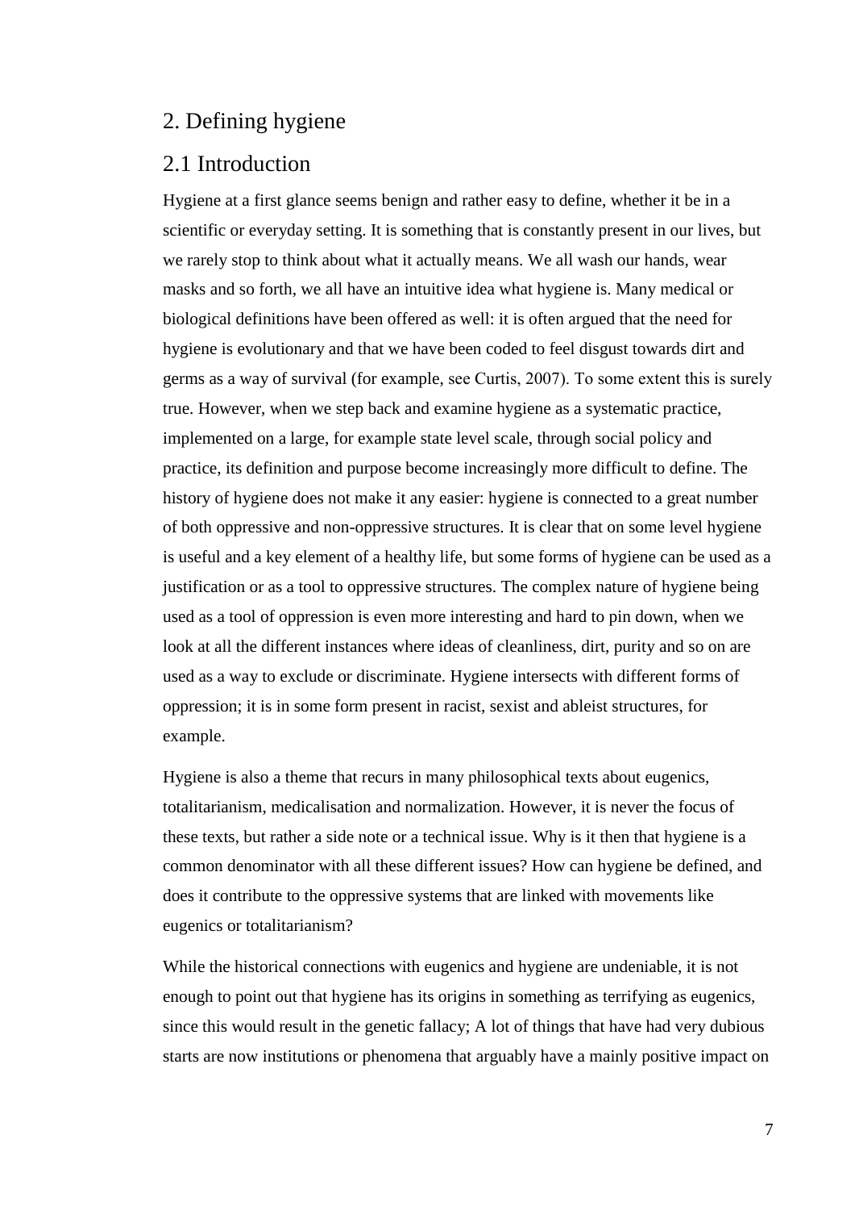# 2. Defining hygiene

## 2.1 Introduction

Hygiene at a first glance seems benign and rather easy to define, whether it be in a scientific or everyday setting. It is something that is constantly present in our lives, but we rarely stop to think about what it actually means. We all wash our hands, wear masks and so forth, we all have an intuitive idea what hygiene is. Many medical or biological definitions have been offered as well: it is often argued that the need for hygiene is evolutionary and that we have been coded to feel disgust towards dirt and germs as a way of survival (for example, see Curtis, 2007). To some extent this is surely true. However, when we step back and examine hygiene as a systematic practice, implemented on a large, for example state level scale, through social policy and practice, its definition and purpose become increasingly more difficult to define. The history of hygiene does not make it any easier: hygiene is connected to a great number of both oppressive and non-oppressive structures. It is clear that on some level hygiene is useful and a key element of a healthy life, but some forms of hygiene can be used as a justification or as a tool to oppressive structures. The complex nature of hygiene being used as a tool of oppression is even more interesting and hard to pin down, when we look at all the different instances where ideas of cleanliness, dirt, purity and so on are used as a way to exclude or discriminate. Hygiene intersects with different forms of oppression; it is in some form present in racist, sexist and ableist structures, for example.

Hygiene is also a theme that recurs in many philosophical texts about eugenics, totalitarianism, medicalisation and normalization. However, it is never the focus of these texts, but rather a side note or a technical issue. Why is it then that hygiene is a common denominator with all these different issues? How can hygiene be defined, and does it contribute to the oppressive systems that are linked with movements like eugenics or totalitarianism?

While the historical connections with eugenics and hygiene are undeniable, it is not enough to point out that hygiene has its origins in something as terrifying as eugenics, since this would result in the genetic fallacy; A lot of things that have had very dubious starts are now institutions or phenomena that arguably have a mainly positive impact on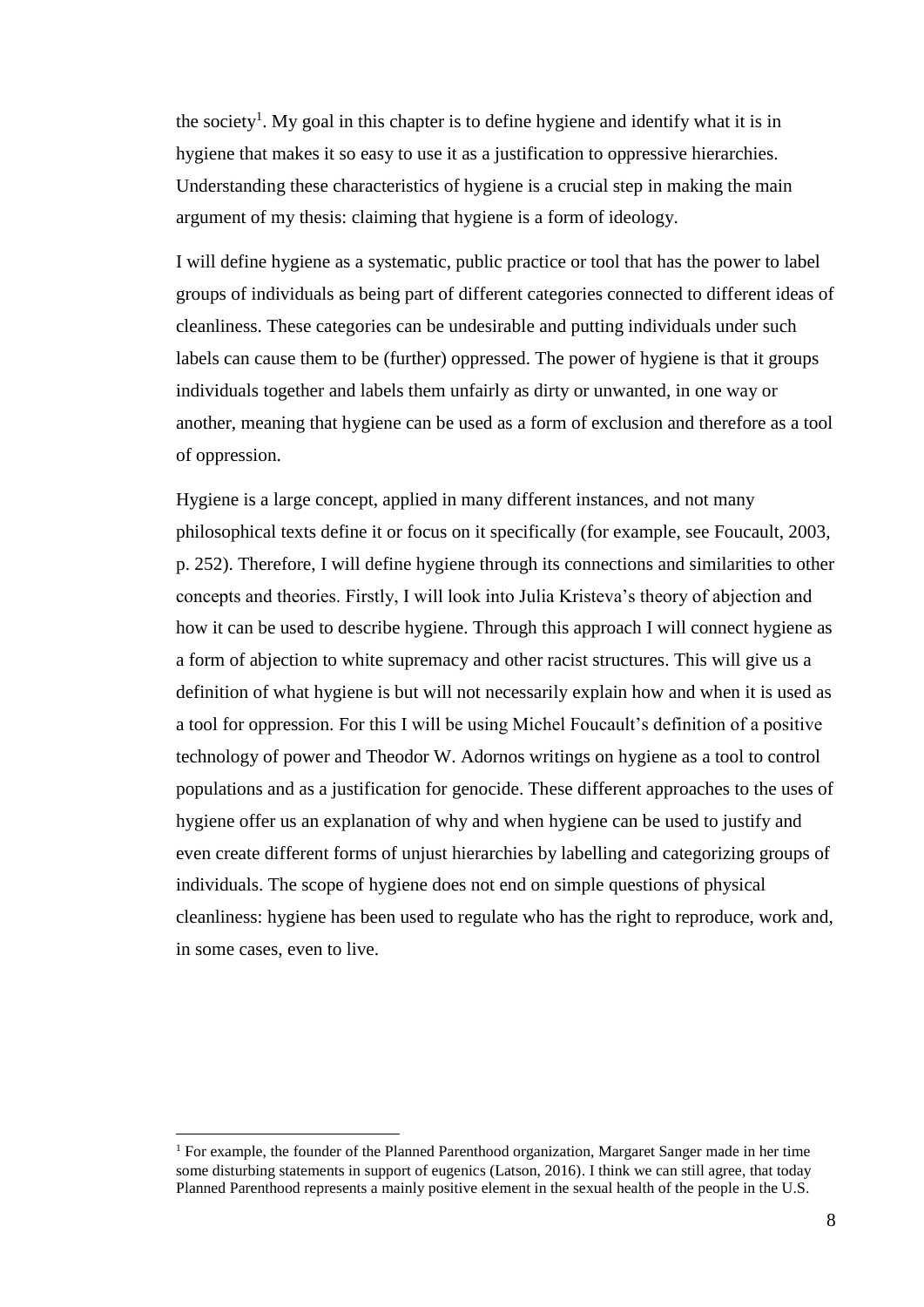the society[1]. My goal in this chapter is to define hygiene and identify what it is in hygiene that makes it so easy to use it as a justification to oppressive hierarchies. Understanding these characteristics of hygiene is a crucial step in making the main argument of my thesis: claiming that hygiene is a form of ideology.

I will define hygiene as a systematic, public practice or tool that has the power to label groups of individuals as being part of different categories connected to different ideas of cleanliness. These categories can be undesirable and putting individuals under such labels can cause them to be (further) oppressed. The power of hygiene is that it groups individuals together and labels them unfairly as dirty or unwanted, in one way or another, meaning that hygiene can be used as a form of exclusion and therefore as a tool of oppression.

Hygiene is a large concept, applied in many different instances, and not many philosophical texts define it or focus on it specifically (for example, see Foucault, 2003, p. 252). Therefore, I will define hygiene through its connections and similarities to other concepts and theories. Firstly, I will look into Julia Kristeva's theory of abjection and how it can be used to describe hygiene. Through this approach I will connect hygiene as a form of abjection to white supremacy and other racist structures. This will give us a definition of what hygiene is but will not necessarily explain how and when it is used as a tool for oppression. For this I will be using Michel Foucault's definition of a positive technology of power and Theodor W. Adornos writings on hygiene as a tool to control populations and as a justification for genocide. These different approaches to the uses of hygiene offer us an explanation of why and when hygiene can be used to justify and even create different forms of unjust hierarchies by labelling and categorizing groups of individuals. The scope of hygiene does not end on simple questions of physical cleanliness: hygiene has been used to regulate who has the right to reproduce, work and, in some cases, even to live.

---

[1] For example, the founder of the Planned Parenthood organization, Margaret Sanger made in her time some disturbing statements in support of eugenics (Latson, 2016). I think we can still agree, that today Planned Parenthood represents a mainly positive element in the sexual health of the people in the U.S.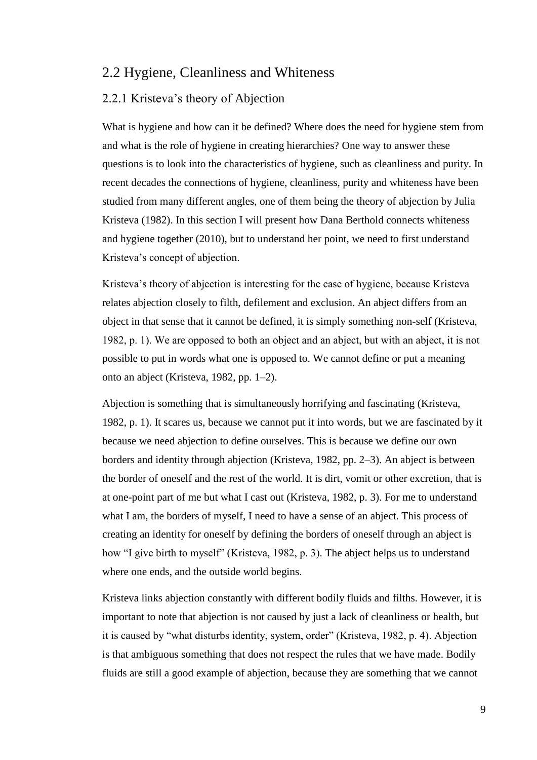## 2.2 Hygiene, Cleanliness and Whiteness

### 2.2.1 Kristeva's theory of Abjection

What is hygiene and how can it be defined? Where does the need for hygiene stem from and what is the role of hygiene in creating hierarchies? One way to answer these questions is to look into the characteristics of hygiene, such as cleanliness and purity. In recent decades the connections of hygiene, cleanliness, purity and whiteness have been studied from many different angles, one of them being the theory of abjection by Julia Kristeva (1982). In this section I will present how Dana Berthold connects whiteness and hygiene together (2010), but to understand her point, we need to first understand Kristeva's concept of abjection.

Kristeva's theory of abjection is interesting for the case of hygiene, because Kristeva relates abjection closely to filth, defilement and exclusion. An abject differs from an object in that sense that it cannot be defined, it is simply something non-self (Kristeva, 1982, p. 1). We are opposed to both an object and an abject, but with an abject, it is not possible to put in words what one is opposed to. We cannot define or put a meaning onto an abject (Kristeva, 1982, pp. 1–2).

Abjection is something that is simultaneously horrifying and fascinating (Kristeva, 1982, p. 1). It scares us, because we cannot put it into words, but we are fascinated by it because we need abjection to define ourselves. This is because we define our own borders and identity through abjection (Kristeva, 1982, pp. 2–3). An abject is between the border of oneself and the rest of the world. It is dirt, vomit or other excretion, that is at one-point part of me but what I cast out (Kristeva, 1982, p. 3). For me to understand what I am, the borders of myself, I need to have a sense of an abject. This process of creating an identity for oneself by defining the borders of oneself through an abject is how "I give birth to myself" (Kristeva, 1982, p. 3). The abject helps us to understand where one ends, and the outside world begins.

Kristeva links abjection constantly with different bodily fluids and filths. However, it is important to note that abjection is not caused by just a lack of cleanliness or health, but it is caused by "what disturbs identity, system, order" (Kristeva, 1982, p. 4). Abjection is that ambiguous something that does not respect the rules that we have made. Bodily fluids are still a good example of abjection, because they are something that we cannot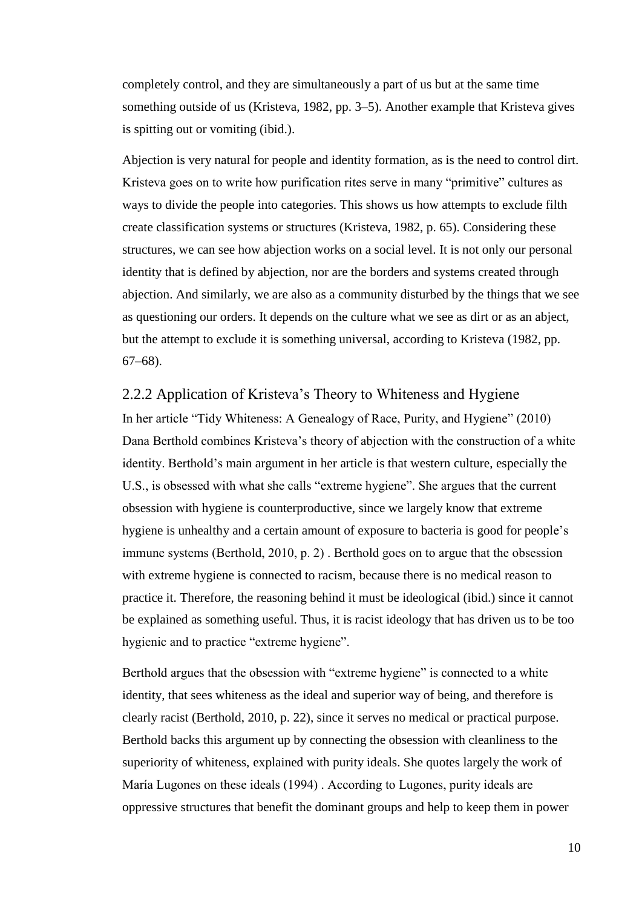completely control, and they are simultaneously a part of us but at the same time something outside of us (Kristeva, 1982, pp. 3–5). Another example that Kristeva gives is spitting out or vomiting (ibid.).

Abjection is very natural for people and identity formation, as is the need to control dirt. Kristeva goes on to write how purification rites serve in many "primitive" cultures as ways to divide the people into categories. This shows us how attempts to exclude filth create classification systems or structures (Kristeva, 1982, p. 65). Considering these structures, we can see how abjection works on a social level. It is not only our personal identity that is defined by abjection, nor are the borders and systems created through abjection. And similarly, we are also as a community disturbed by the things that we see as questioning our orders. It depends on the culture what we see as dirt or as an abject, but the attempt to exclude it is something universal, according to Kristeva (1982, pp. 67–68).

### 2.2.2 Application of Kristeva's Theory to Whiteness and Hygiene

In her article "Tidy Whiteness: A Genealogy of Race, Purity, and Hygiene" (2010) Dana Berthold combines Kristeva's theory of abjection with the construction of a white identity. Berthold's main argument in her article is that western culture, especially the U.S., is obsessed with what she calls "extreme hygiene". She argues that the current obsession with hygiene is counterproductive, since we largely know that extreme hygiene is unhealthy and a certain amount of exposure to bacteria is good for people's immune systems (Berthold, 2010, p. 2) . Berthold goes on to argue that the obsession with extreme hygiene is connected to racism, because there is no medical reason to practice it. Therefore, the reasoning behind it must be ideological (ibid.) since it cannot be explained as something useful. Thus, it is racist ideology that has driven us to be too hygienic and to practice "extreme hygiene".

Berthold argues that the obsession with "extreme hygiene" is connected to a white identity, that sees whiteness as the ideal and superior way of being, and therefore is clearly racist (Berthold, 2010, p. 22), since it serves no medical or practical purpose. Berthold backs this argument up by connecting the obsession with cleanliness to the superiority of whiteness, explained with purity ideals. She quotes largely the work of María Lugones on these ideals (1994) . According to Lugones, purity ideals are oppressive structures that benefit the dominant groups and help to keep them in power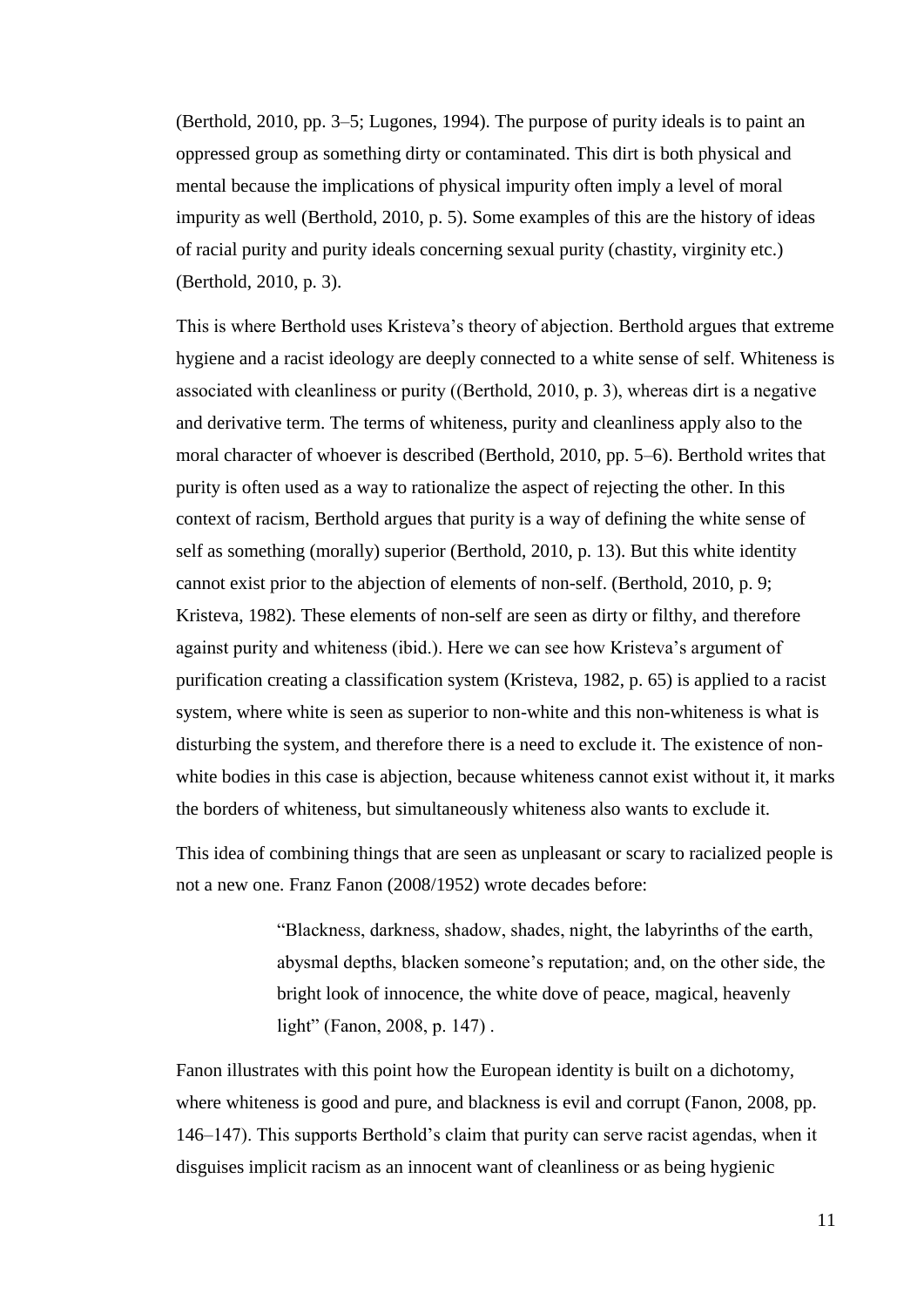(Berthold, 2010, pp. 3–5; Lugones, 1994). The purpose of purity ideals is to paint an oppressed group as something dirty or contaminated. This dirt is both physical and mental because the implications of physical impurity often imply a level of moral impurity as well (Berthold, 2010, p. 5). Some examples of this are the history of ideas of racial purity and purity ideals concerning sexual purity (chastity, virginity etc.) (Berthold, 2010, p. 3).

This is where Berthold uses Kristeva's theory of abjection. Berthold argues that extreme hygiene and a racist ideology are deeply connected to a white sense of self. Whiteness is associated with cleanliness or purity ((Berthold, 2010, p. 3), whereas dirt is a negative and derivative term. The terms of whiteness, purity and cleanliness apply also to the moral character of whoever is described (Berthold, 2010, pp. 5–6). Berthold writes that purity is often used as a way to rationalize the aspect of rejecting the other. In this context of racism, Berthold argues that purity is a way of defining the white sense of self as something (morally) superior (Berthold, 2010, p. 13). But this white identity cannot exist prior to the abjection of elements of non-self. (Berthold, 2010, p. 9; Kristeva, 1982). These elements of non-self are seen as dirty or filthy, and therefore against purity and whiteness (ibid.). Here we can see how Kristeva's argument of purification creating a classification system (Kristeva, 1982, p. 65) is applied to a racist system, where white is seen as superior to non-white and this non-whiteness is what is disturbing the system, and therefore there is a need to exclude it. The existence of non-white bodies in this case is abjection, because whiteness cannot exist without it, it marks the borders of whiteness, but simultaneously whiteness also wants to exclude it.

This idea of combining things that are seen as unpleasant or scary to racialized people is not a new one. Franz Fanon (2008/1952) wrote decades before:

> "Blackness, darkness, shadow, shades, night, the labyrinths of the earth, abysmal depths, blacken someone's reputation; and, on the other side, the bright look of innocence, the white dove of peace, magical, heavenly light" (Fanon, 2008, p. 147) .

Fanon illustrates with this point how the European identity is built on a dichotomy, where whiteness is good and pure, and blackness is evil and corrupt (Fanon, 2008, pp. 146–147). This supports Berthold's claim that purity can serve racist agendas, when it disguises implicit racism as an innocent want of cleanliness or as being hygienic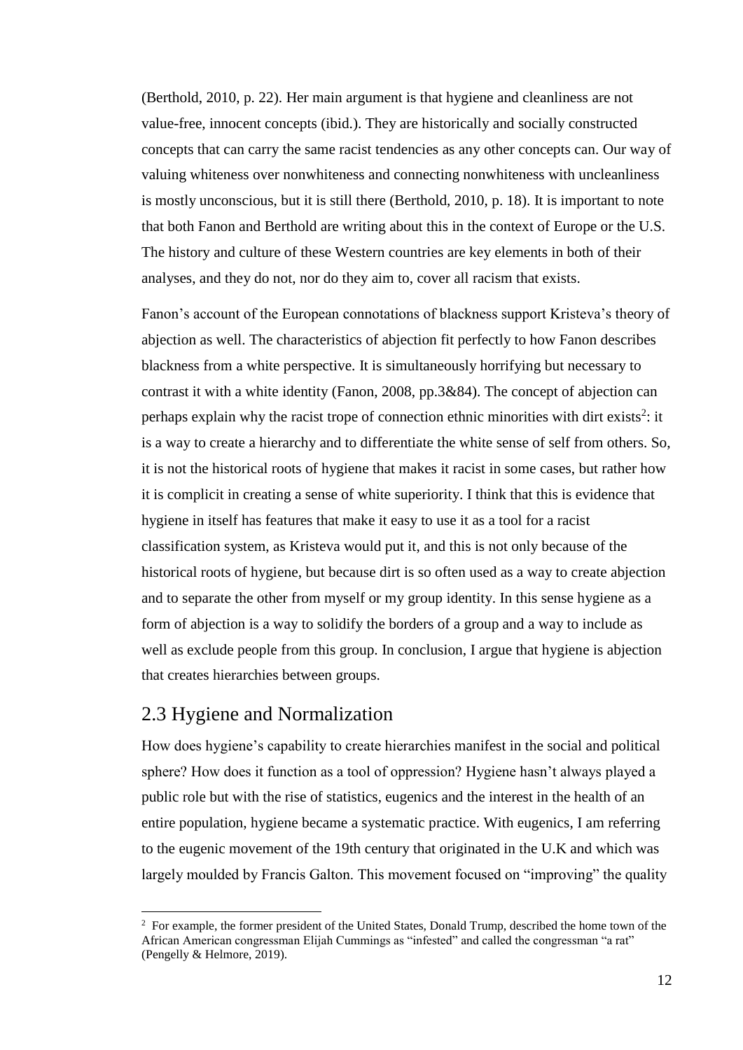(Berthold, 2010, p. 22). Her main argument is that hygiene and cleanliness are not value-free, innocent concepts (ibid.). They are historically and socially constructed concepts that can carry the same racist tendencies as any other concepts can. Our way of valuing whiteness over nonwhiteness and connecting nonwhiteness with uncleanliness is mostly unconscious, but it is still there (Berthold, 2010, p. 18). It is important to note that both Fanon and Berthold are writing about this in the context of Europe or the U.S. The history and culture of these Western countries are key elements in both of their analyses, and they do not, nor do they aim to, cover all racism that exists.

Fanon's account of the European connotations of blackness support Kristeva's theory of abjection as well. The characteristics of abjection fit perfectly to how Fanon describes blackness from a white perspective. It is simultaneously horrifying but necessary to contrast it with a white identity (Fanon, 2008, pp.3&84). The concept of abjection can perhaps explain why the racist trope of connection ethnic minorities with dirt exists[2]: it is a way to create a hierarchy and to differentiate the white sense of self from others. So, it is not the historical roots of hygiene that makes it racist in some cases, but rather how it is complicit in creating a sense of white superiority. I think that this is evidence that hygiene in itself has features that make it easy to use it as a tool for a racist classification system, as Kristeva would put it, and this is not only because of the historical roots of hygiene, but because dirt is so often used as a way to create abjection and to separate the other from myself or my group identity. In this sense hygiene as a form of abjection is a way to solidify the borders of a group and a way to include as well as exclude people from this group. In conclusion, I argue that hygiene is abjection that creates hierarchies between groups.

## 2.3 Hygiene and Normalization

How does hygiene's capability to create hierarchies manifest in the social and political sphere? How does it function as a tool of oppression? Hygiene hasn't always played a public role but with the rise of statistics, eugenics and the interest in the health of an entire population, hygiene became a systematic practice. With eugenics, I am referring to the eugenic movement of the 19th century that originated in the U.K and which was largely moulded by Francis Galton. This movement focused on "improving" the quality

[2] For example, the former president of the United States, Donald Trump, described the home town of the African American congressman Elijah Cummings as "infested" and called the congressman "a rat" (Pengelly & Helmore, 2019).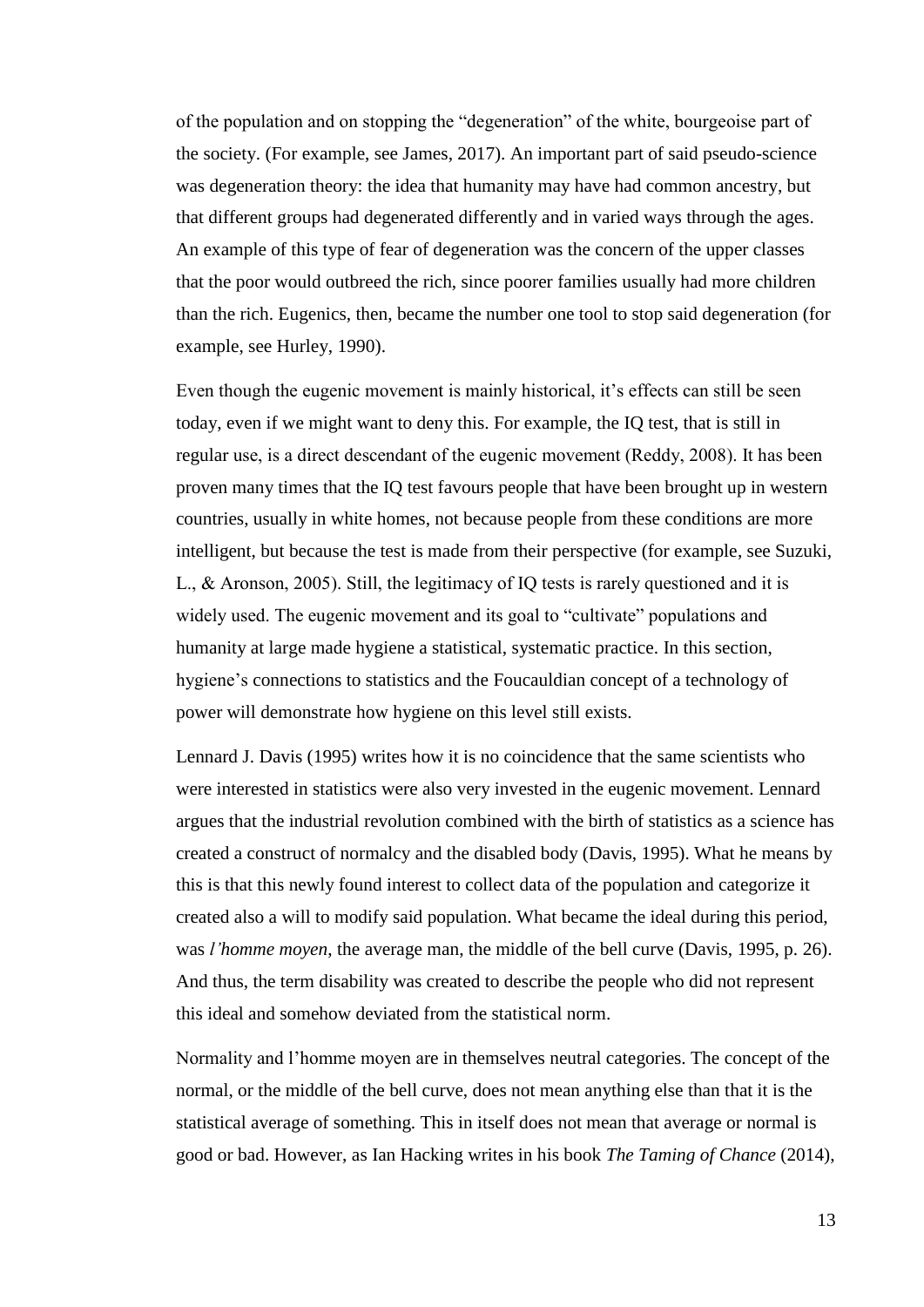of the population and on stopping the "degeneration" of the white, bourgeoise part of the society. (For example, see James, 2017). An important part of said pseudo-science was degeneration theory: the idea that humanity may have had common ancestry, but that different groups had degenerated differently and in varied ways through the ages. An example of this type of fear of degeneration was the concern of the upper classes that the poor would outbreed the rich, since poorer families usually had more children than the rich. Eugenics, then, became the number one tool to stop said degeneration (for example, see Hurley, 1990).

Even though the eugenic movement is mainly historical, it's effects can still be seen today, even if we might want to deny this. For example, the IQ test, that is still in regular use, is a direct descendant of the eugenic movement (Reddy, 2008). It has been proven many times that the IQ test favours people that have been brought up in western countries, usually in white homes, not because people from these conditions are more intelligent, but because the test is made from their perspective (for example, see Suzuki, L., & Aronson, 2005). Still, the legitimacy of IQ tests is rarely questioned and it is widely used. The eugenic movement and its goal to "cultivate" populations and humanity at large made hygiene a statistical, systematic practice. In this section, hygiene's connections to statistics and the Foucauldian concept of a technology of power will demonstrate how hygiene on this level still exists.

Lennard J. Davis (1995) writes how it is no coincidence that the same scientists who were interested in statistics were also very invested in the eugenic movement. Lennard argues that the industrial revolution combined with the birth of statistics as a science has created a construct of normalcy and the disabled body (Davis, 1995). What he means by this is that this newly found interest to collect data of the population and categorize it created also a will to modify said population. What became the ideal during this period, was *l'homme moyen*, the average man, the middle of the bell curve (Davis, 1995, p. 26). And thus, the term disability was created to describe the people who did not represent this ideal and somehow deviated from the statistical norm.

Normality and l'homme moyen are in themselves neutral categories. The concept of the normal, or the middle of the bell curve, does not mean anything else than that it is the statistical average of something. This in itself does not mean that average or normal is good or bad. However, as Ian Hacking writes in his book *The Taming of Chance* (2014),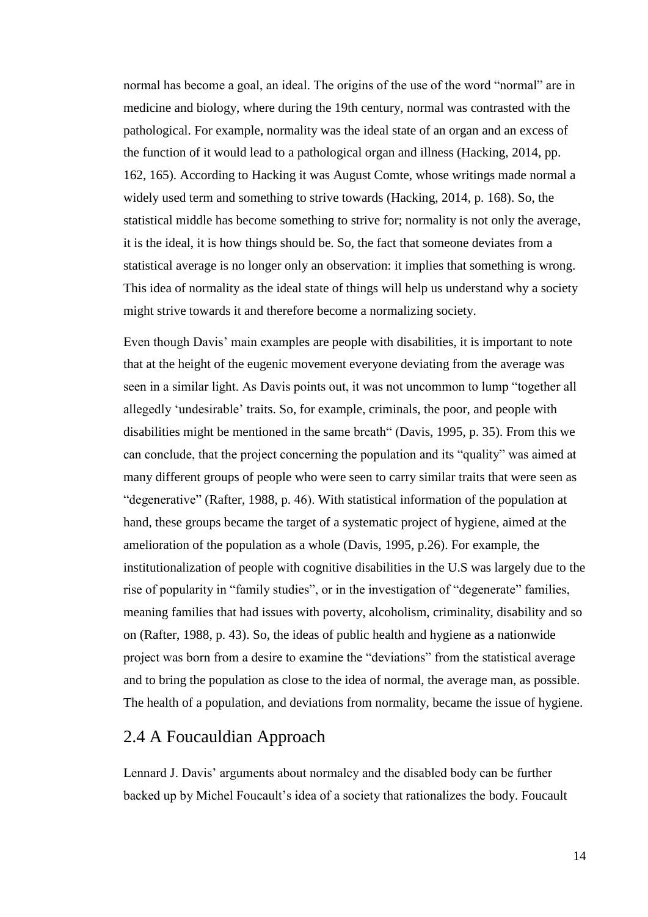normal has become a goal, an ideal. The origins of the use of the word "normal" are in medicine and biology, where during the 19th century, normal was contrasted with the pathological. For example, normality was the ideal state of an organ and an excess of the function of it would lead to a pathological organ and illness (Hacking, 2014, pp. 162, 165). According to Hacking it was August Comte, whose writings made normal a widely used term and something to strive towards (Hacking, 2014, p. 168). So, the statistical middle has become something to strive for; normality is not only the average, it is the ideal, it is how things should be. So, the fact that someone deviates from a statistical average is no longer only an observation: it implies that something is wrong. This idea of normality as the ideal state of things will help us understand why a society might strive towards it and therefore become a normalizing society.

Even though Davis' main examples are people with disabilities, it is important to note that at the height of the eugenic movement everyone deviating from the average was seen in a similar light. As Davis points out, it was not uncommon to lump "together all allegedly 'undesirable' traits. So, for example, criminals, the poor, and people with disabilities might be mentioned in the same breath" (Davis, 1995, p. 35). From this we can conclude, that the project concerning the population and its "quality" was aimed at many different groups of people who were seen to carry similar traits that were seen as "degenerative" (Rafter, 1988, p. 46). With statistical information of the population at hand, these groups became the target of a systematic project of hygiene, aimed at the amelioration of the population as a whole (Davis, 1995, p.26). For example, the institutionalization of people with cognitive disabilities in the U.S was largely due to the rise of popularity in "family studies", or in the investigation of "degenerate" families, meaning families that had issues with poverty, alcoholism, criminality, disability and so on (Rafter, 1988, p. 43). So, the ideas of public health and hygiene as a nationwide project was born from a desire to examine the "deviations" from the statistical average and to bring the population as close to the idea of normal, the average man, as possible. The health of a population, and deviations from normality, became the issue of hygiene.

## 2.4 A Foucauldian Approach

Lennard J. Davis' arguments about normalcy and the disabled body can be further backed up by Michel Foucault's idea of a society that rationalizes the body. Foucault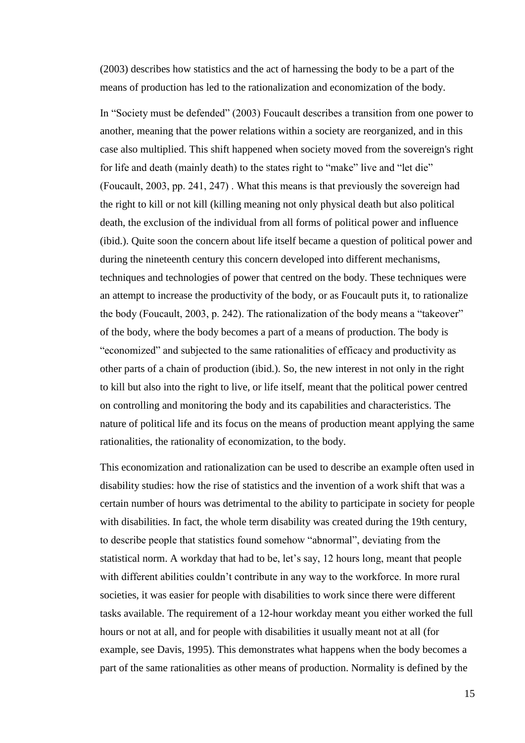(2003) describes how statistics and the act of harnessing the body to be a part of the means of production has led to the rationalization and economization of the body.

In "Society must be defended" (2003) Foucault describes a transition from one power to another, meaning that the power relations within a society are reorganized, and in this case also multiplied. This shift happened when society moved from the sovereign's right for life and death (mainly death) to the states right to "make" live and "let die" (Foucault, 2003, pp. 241, 247) . What this means is that previously the sovereign had the right to kill or not kill (killing meaning not only physical death but also political death, the exclusion of the individual from all forms of political power and influence (ibid.). Quite soon the concern about life itself became a question of political power and during the nineteenth century this concern developed into different mechanisms, techniques and technologies of power that centred on the body. These techniques were an attempt to increase the productivity of the body, or as Foucault puts it, to rationalize the body (Foucault, 2003, p. 242). The rationalization of the body means a "takeover" of the body, where the body becomes a part of a means of production. The body is "economized" and subjected to the same rationalities of efficacy and productivity as other parts of a chain of production (ibid.). So, the new interest in not only in the right to kill but also into the right to live, or life itself, meant that the political power centred on controlling and monitoring the body and its capabilities and characteristics. The nature of political life and its focus on the means of production meant applying the same rationalities, the rationality of economization, to the body.

This economization and rationalization can be used to describe an example often used in disability studies: how the rise of statistics and the invention of a work shift that was a certain number of hours was detrimental to the ability to participate in society for people with disabilities. In fact, the whole term disability was created during the 19th century, to describe people that statistics found somehow "abnormal", deviating from the statistical norm. A workday that had to be, let's say, 12 hours long, meant that people with different abilities couldn't contribute in any way to the workforce. In more rural societies, it was easier for people with disabilities to work since there were different tasks available. The requirement of a 12-hour workday meant you either worked the full hours or not at all, and for people with disabilities it usually meant not at all (for example, see Davis, 1995). This demonstrates what happens when the body becomes a part of the same rationalities as other means of production. Normality is defined by the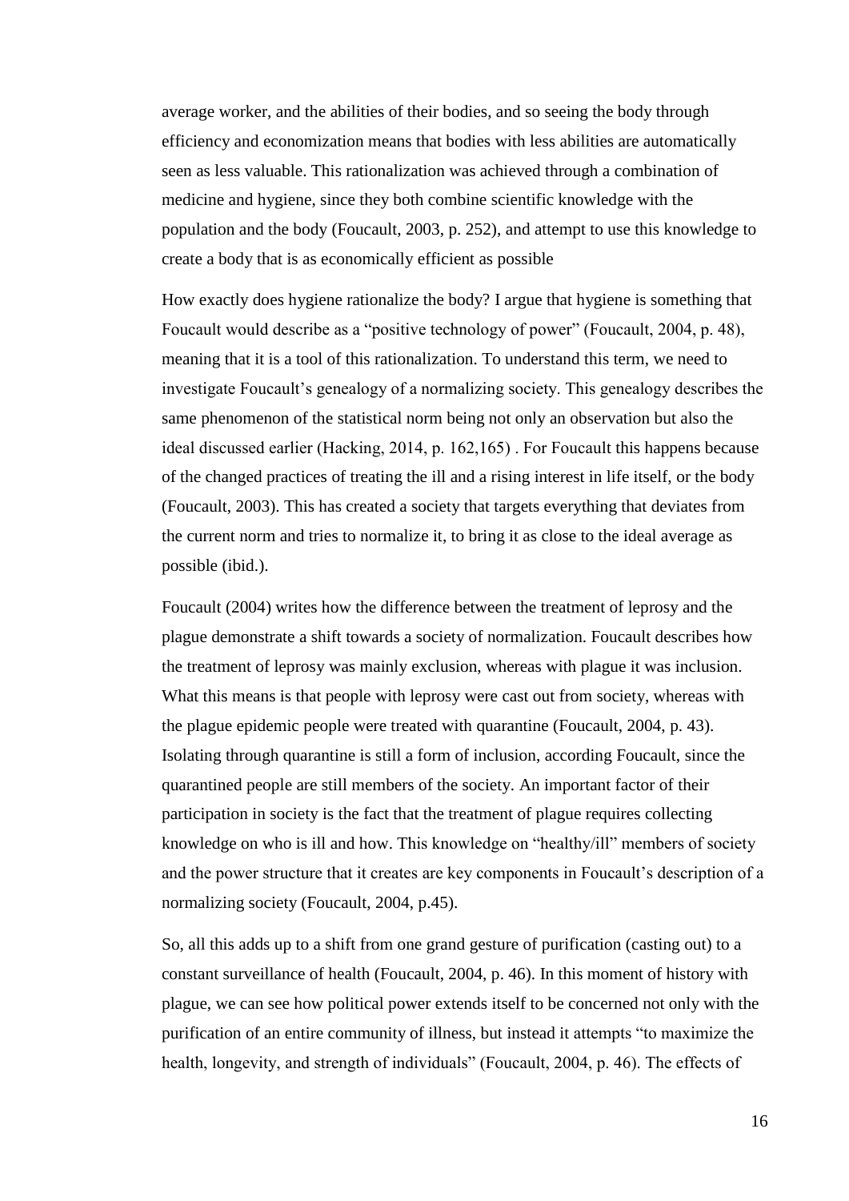average worker, and the abilities of their bodies, and so seeing the body through efficiency and economization means that bodies with less abilities are automatically seen as less valuable. This rationalization was achieved through a combination of medicine and hygiene, since they both combine scientific knowledge with the population and the body (Foucault, 2003, p. 252), and attempt to use this knowledge to create a body that is as economically efficient as possible

How exactly does hygiene rationalize the body? I argue that hygiene is something that Foucault would describe as a "positive technology of power" (Foucault, 2004, p. 48), meaning that it is a tool of this rationalization. To understand this term, we need to investigate Foucault's genealogy of a normalizing society. This genealogy describes the same phenomenon of the statistical norm being not only an observation but also the ideal discussed earlier (Hacking, 2014, p. 162,165) . For Foucault this happens because of the changed practices of treating the ill and a rising interest in life itself, or the body (Foucault, 2003). This has created a society that targets everything that deviates from the current norm and tries to normalize it, to bring it as close to the ideal average as possible (ibid.).

Foucault (2004) writes how the difference between the treatment of leprosy and the plague demonstrate a shift towards a society of normalization. Foucault describes how the treatment of leprosy was mainly exclusion, whereas with plague it was inclusion. What this means is that people with leprosy were cast out from society, whereas with the plague epidemic people were treated with quarantine (Foucault, 2004, p. 43). Isolating through quarantine is still a form of inclusion, according Foucault, since the quarantined people are still members of the society. An important factor of their participation in society is the fact that the treatment of plague requires collecting knowledge on who is ill and how. This knowledge on "healthy/ill" members of society and the power structure that it creates are key components in Foucault's description of a normalizing society (Foucault, 2004, p.45).

So, all this adds up to a shift from one grand gesture of purification (casting out) to a constant surveillance of health (Foucault, 2004, p. 46). In this moment of history with plague, we can see how political power extends itself to be concerned not only with the purification of an entire community of illness, but instead it attempts "to maximize the health, longevity, and strength of individuals" (Foucault, 2004, p. 46). The effects of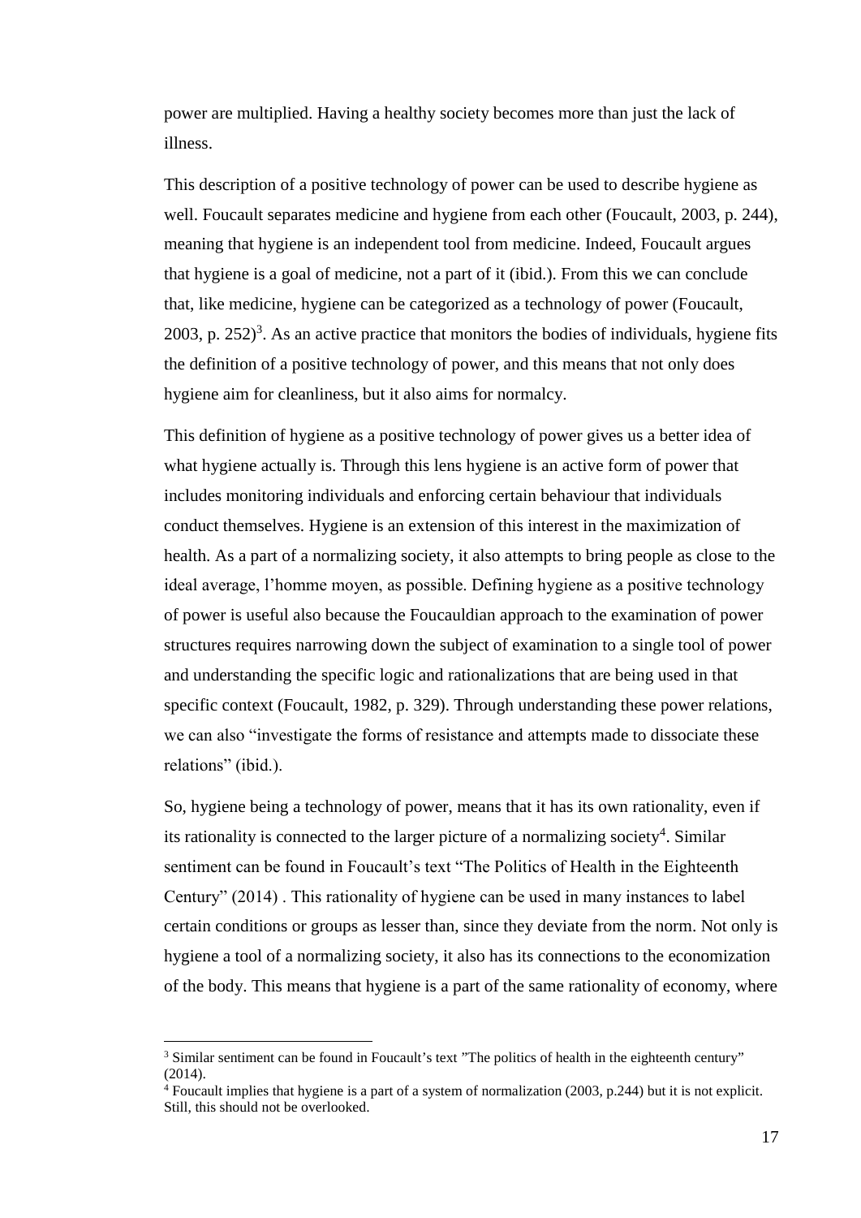power are multiplied. Having a healthy society becomes more than just the lack of illness.

This description of a positive technology of power can be used to describe hygiene as well. Foucault separates medicine and hygiene from each other (Foucault, 2003, p. 244), meaning that hygiene is an independent tool from medicine. Indeed, Foucault argues that hygiene is a goal of medicine, not a part of it (ibid.). From this we can conclude that, like medicine, hygiene can be categorized as a technology of power (Foucault, 2003, p. 252)[3]. As an active practice that monitors the bodies of individuals, hygiene fits the definition of a positive technology of power, and this means that not only does hygiene aim for cleanliness, but it also aims for normalcy.

This definition of hygiene as a positive technology of power gives us a better idea of what hygiene actually is. Through this lens hygiene is an active form of power that includes monitoring individuals and enforcing certain behaviour that individuals conduct themselves. Hygiene is an extension of this interest in the maximization of health. As a part of a normalizing society, it also attempts to bring people as close to the ideal average, l'homme moyen, as possible. Defining hygiene as a positive technology of power is useful also because the Foucauldian approach to the examination of power structures requires narrowing down the subject of examination to a single tool of power and understanding the specific logic and rationalizations that are being used in that specific context (Foucault, 1982, p. 329). Through understanding these power relations, we can also "investigate the forms of resistance and attempts made to dissociate these relations" (ibid.).

So, hygiene being a technology of power, means that it has its own rationality, even if its rationality is connected to the larger picture of a normalizing society[4]. Similar sentiment can be found in Foucault's text "The Politics of Health in the Eighteenth Century" (2014) . This rationality of hygiene can be used in many instances to label certain conditions or groups as lesser than, since they deviate from the norm. Not only is hygiene a tool of a normalizing society, it also has its connections to the economization of the body. This means that hygiene is a part of the same rationality of economy, where

[3] Similar sentiment can be found in Foucault's text "The politics of health in the eighteenth century" (2014).

[4] Foucault implies that hygiene is a part of a system of normalization (2003, p.244) but it is not explicit. Still, this should not be overlooked.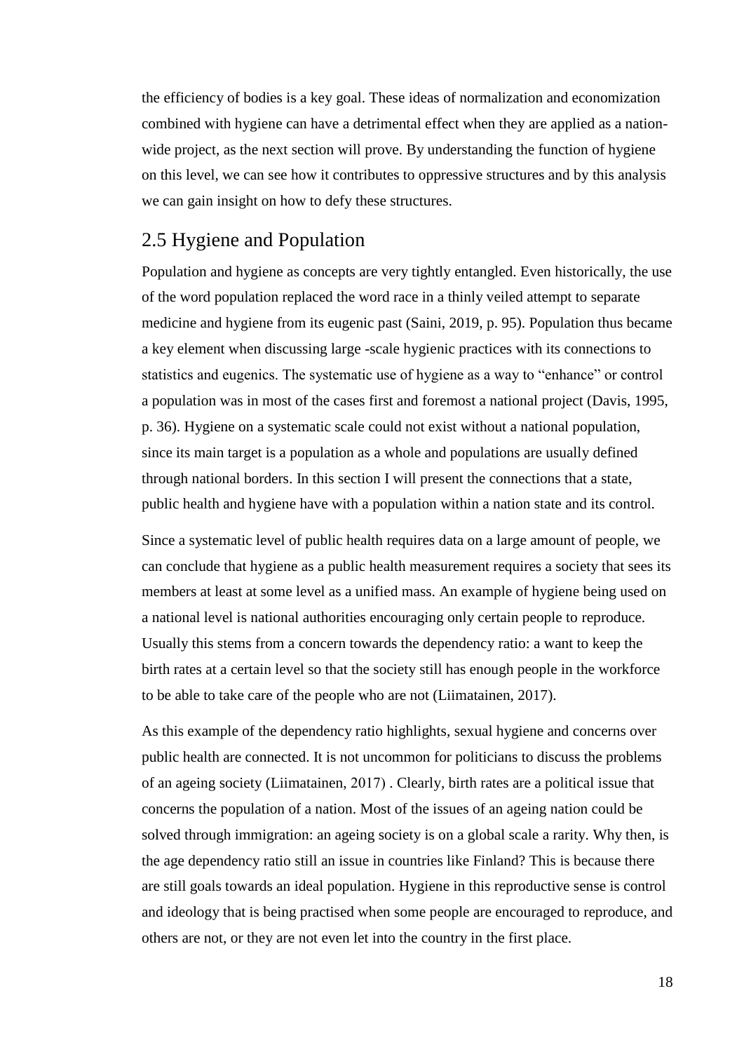the efficiency of bodies is a key goal. These ideas of normalization and economization combined with hygiene can have a detrimental effect when they are applied as a nation-wide project, as the next section will prove. By understanding the function of hygiene on this level, we can see how it contributes to oppressive structures and by this analysis we can gain insight on how to defy these structures.

## 2.5 Hygiene and Population

Population and hygiene as concepts are very tightly entangled. Even historically, the use of the word population replaced the word race in a thinly veiled attempt to separate medicine and hygiene from its eugenic past (Saini, 2019, p. 95). Population thus became a key element when discussing large -scale hygienic practices with its connections to statistics and eugenics. The systematic use of hygiene as a way to "enhance" or control a population was in most of the cases first and foremost a national project (Davis, 1995, p. 36). Hygiene on a systematic scale could not exist without a national population, since its main target is a population as a whole and populations are usually defined through national borders. In this section I will present the connections that a state, public health and hygiene have with a population within a nation state and its control.

Since a systematic level of public health requires data on a large amount of people, we can conclude that hygiene as a public health measurement requires a society that sees its members at least at some level as a unified mass. An example of hygiene being used on a national level is national authorities encouraging only certain people to reproduce. Usually this stems from a concern towards the dependency ratio: a want to keep the birth rates at a certain level so that the society still has enough people in the workforce to be able to take care of the people who are not (Liimatainen, 2017).

As this example of the dependency ratio highlights, sexual hygiene and concerns over public health are connected. It is not uncommon for politicians to discuss the problems of an ageing society (Liimatainen, 2017) . Clearly, birth rates are a political issue that concerns the population of a nation. Most of the issues of an ageing nation could be solved through immigration: an ageing society is on a global scale a rarity. Why then, is the age dependency ratio still an issue in countries like Finland? This is because there are still goals towards an ideal population. Hygiene in this reproductive sense is control and ideology that is being practised when some people are encouraged to reproduce, and others are not, or they are not even let into the country in the first place.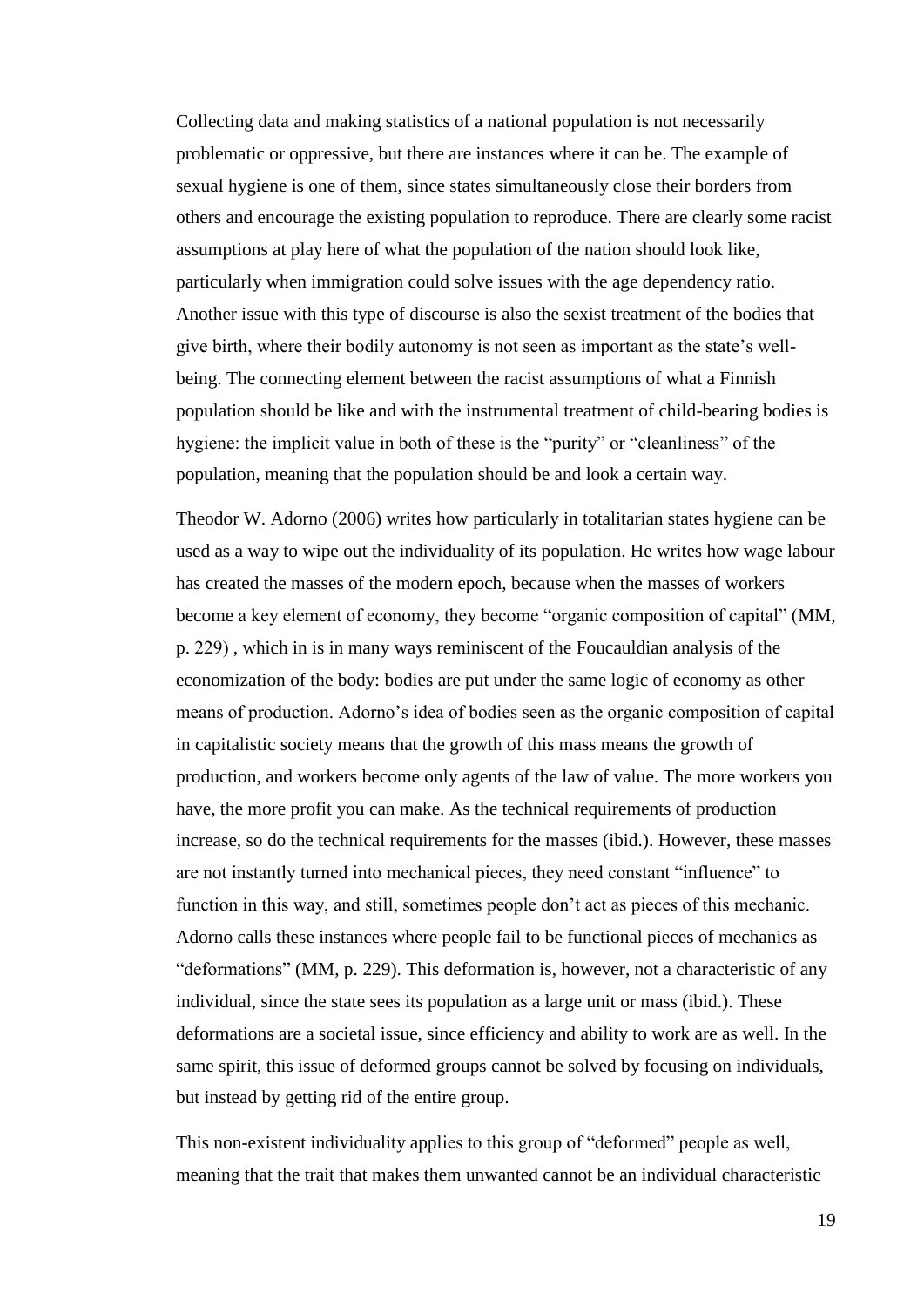Collecting data and making statistics of a national population is not necessarily problematic or oppressive, but there are instances where it can be. The example of sexual hygiene is one of them, since states simultaneously close their borders from others and encourage the existing population to reproduce. There are clearly some racist assumptions at play here of what the population of the nation should look like, particularly when immigration could solve issues with the age dependency ratio. Another issue with this type of discourse is also the sexist treatment of the bodies that give birth, where their bodily autonomy is not seen as important as the state's well-being. The connecting element between the racist assumptions of what a Finnish population should be like and with the instrumental treatment of child-bearing bodies is hygiene: the implicit value in both of these is the "purity" or "cleanliness" of the population, meaning that the population should be and look a certain way.

Theodor W. Adorno (2006) writes how particularly in totalitarian states hygiene can be used as a way to wipe out the individuality of its population. He writes how wage labour has created the masses of the modern epoch, because when the masses of workers become a key element of economy, they become "organic composition of capital" (MM, p. 229) , which in is in many ways reminiscent of the Foucauldian analysis of the economization of the body: bodies are put under the same logic of economy as other means of production. Adorno's idea of bodies seen as the organic composition of capital in capitalistic society means that the growth of this mass means the growth of production, and workers become only agents of the law of value. The more workers you have, the more profit you can make. As the technical requirements of production increase, so do the technical requirements for the masses (ibid.). However, these masses are not instantly turned into mechanical pieces, they need constant "influence" to function in this way, and still, sometimes people don't act as pieces of this mechanic. Adorno calls these instances where people fail to be functional pieces of mechanics as "deformations" (MM, p. 229). This deformation is, however, not a characteristic of any individual, since the state sees its population as a large unit or mass (ibid.). These deformations are a societal issue, since efficiency and ability to work are as well. In the same spirit, this issue of deformed groups cannot be solved by focusing on individuals, but instead by getting rid of the entire group.

This non-existent individuality applies to this group of "deformed" people as well, meaning that the trait that makes them unwanted cannot be an individual characteristic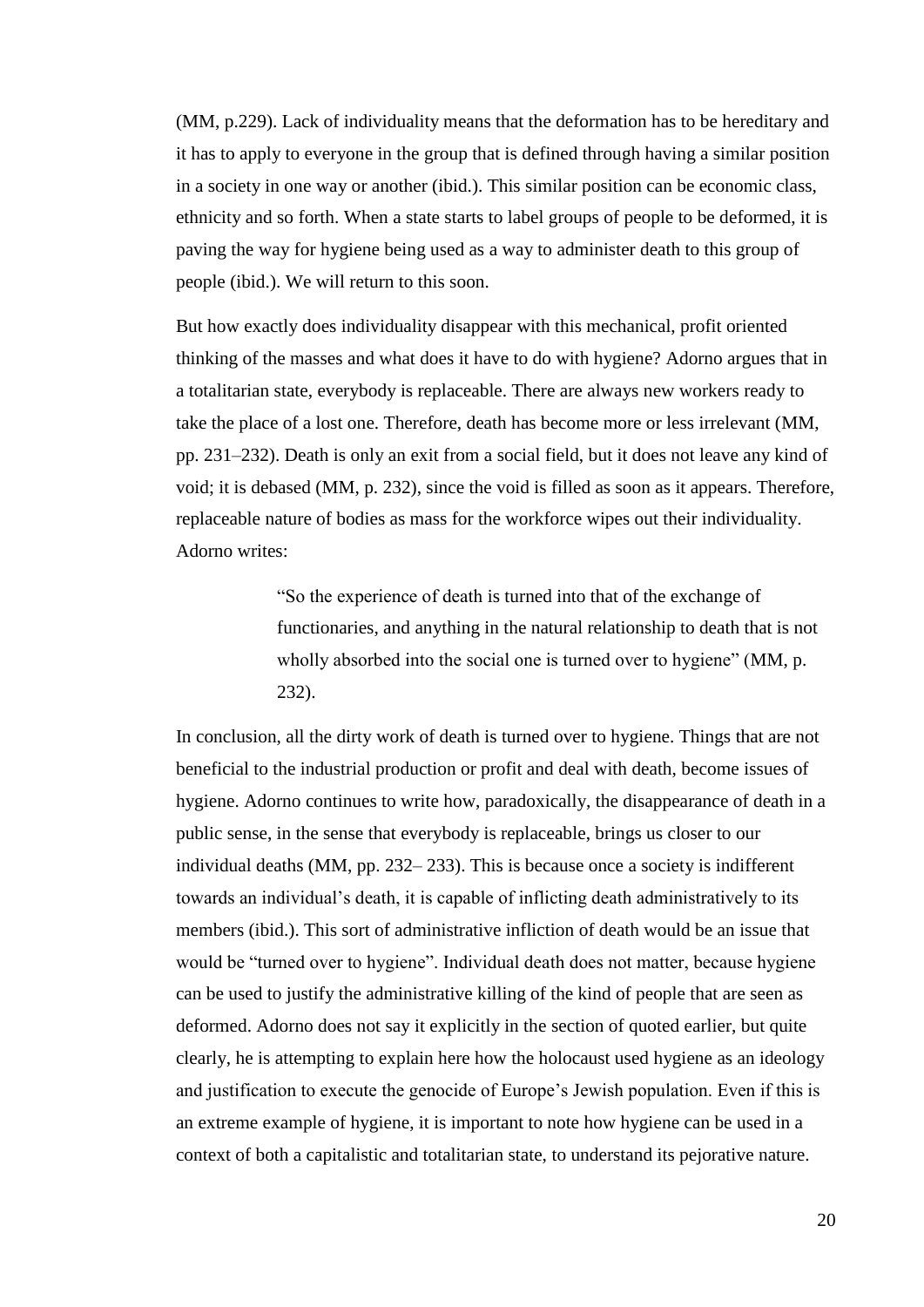(MM, p.229). Lack of individuality means that the deformation has to be hereditary and it has to apply to everyone in the group that is defined through having a similar position in a society in one way or another (ibid.). This similar position can be economic class, ethnicity and so forth. When a state starts to label groups of people to be deformed, it is paving the way for hygiene being used as a way to administer death to this group of people (ibid.). We will return to this soon.

But how exactly does individuality disappear with this mechanical, profit oriented thinking of the masses and what does it have to do with hygiene? Adorno argues that in a totalitarian state, everybody is replaceable. There are always new workers ready to take the place of a lost one. Therefore, death has become more or less irrelevant (MM, pp. 231–232). Death is only an exit from a social field, but it does not leave any kind of void; it is debased (MM, p. 232), since the void is filled as soon as it appears. Therefore, replaceable nature of bodies as mass for the workforce wipes out their individuality. Adorno writes:

> "So the experience of death is turned into that of the exchange of functionaries, and anything in the natural relationship to death that is not wholly absorbed into the social one is turned over to hygiene" (MM, p. 232).

In conclusion, all the dirty work of death is turned over to hygiene. Things that are not beneficial to the industrial production or profit and deal with death, become issues of hygiene. Adorno continues to write how, paradoxically, the disappearance of death in a public sense, in the sense that everybody is replaceable, brings us closer to our individual deaths (MM, pp. 232– 233). This is because once a society is indifferent towards an individual's death, it is capable of inflicting death administratively to its members (ibid.). This sort of administrative infliction of death would be an issue that would be "turned over to hygiene". Individual death does not matter, because hygiene can be used to justify the administrative killing of the kind of people that are seen as deformed. Adorno does not say it explicitly in the section of quoted earlier, but quite clearly, he is attempting to explain here how the holocaust used hygiene as an ideology and justification to execute the genocide of Europe's Jewish population. Even if this is an extreme example of hygiene, it is important to note how hygiene can be used in a context of both a capitalistic and totalitarian state, to understand its pejorative nature.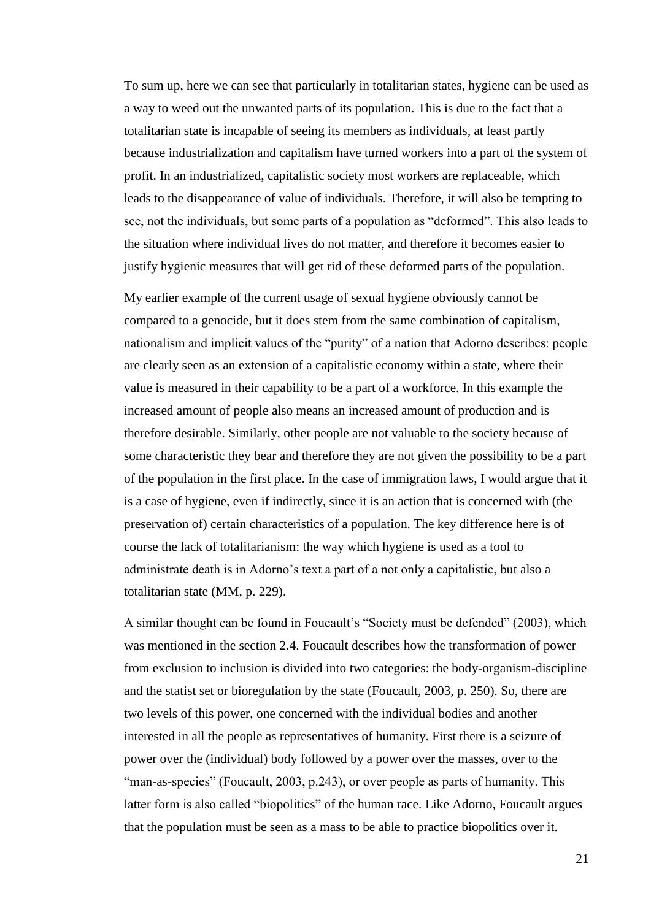To sum up, here we can see that particularly in totalitarian states, hygiene can be used as a way to weed out the unwanted parts of its population. This is due to the fact that a totalitarian state is incapable of seeing its members as individuals, at least partly because industrialization and capitalism have turned workers into a part of the system of profit. In an industrialized, capitalistic society most workers are replaceable, which leads to the disappearance of value of individuals. Therefore, it will also be tempting to see, not the individuals, but some parts of a population as "deformed". This also leads to the situation where individual lives do not matter, and therefore it becomes easier to justify hygienic measures that will get rid of these deformed parts of the population.

My earlier example of the current usage of sexual hygiene obviously cannot be compared to a genocide, but it does stem from the same combination of capitalism, nationalism and implicit values of the "purity" of a nation that Adorno describes: people are clearly seen as an extension of a capitalistic economy within a state, where their value is measured in their capability to be a part of a workforce. In this example the increased amount of people also means an increased amount of production and is therefore desirable. Similarly, other people are not valuable to the society because of some characteristic they bear and therefore they are not given the possibility to be a part of the population in the first place. In the case of immigration laws, I would argue that it is a case of hygiene, even if indirectly, since it is an action that is concerned with (the preservation of) certain characteristics of a population. The key difference here is of course the lack of totalitarianism: the way which hygiene is used as a tool to administrate death is in Adorno's text a part of a not only a capitalistic, but also a totalitarian state (MM, p. 229).

A similar thought can be found in Foucault's "Society must be defended" (2003), which was mentioned in the section 2.4. Foucault describes how the transformation of power from exclusion to inclusion is divided into two categories: the body-organism-discipline and the statist set or bioregulation by the state (Foucault, 2003, p. 250). So, there are two levels of this power, one concerned with the individual bodies and another interested in all the people as representatives of humanity. First there is a seizure of power over the (individual) body followed by a power over the masses, over to the "man-as-species" (Foucault, 2003, p.243), or over people as parts of humanity. This latter form is also called "biopolitics" of the human race. Like Adorno, Foucault argues that the population must be seen as a mass to be able to practice biopolitics over it.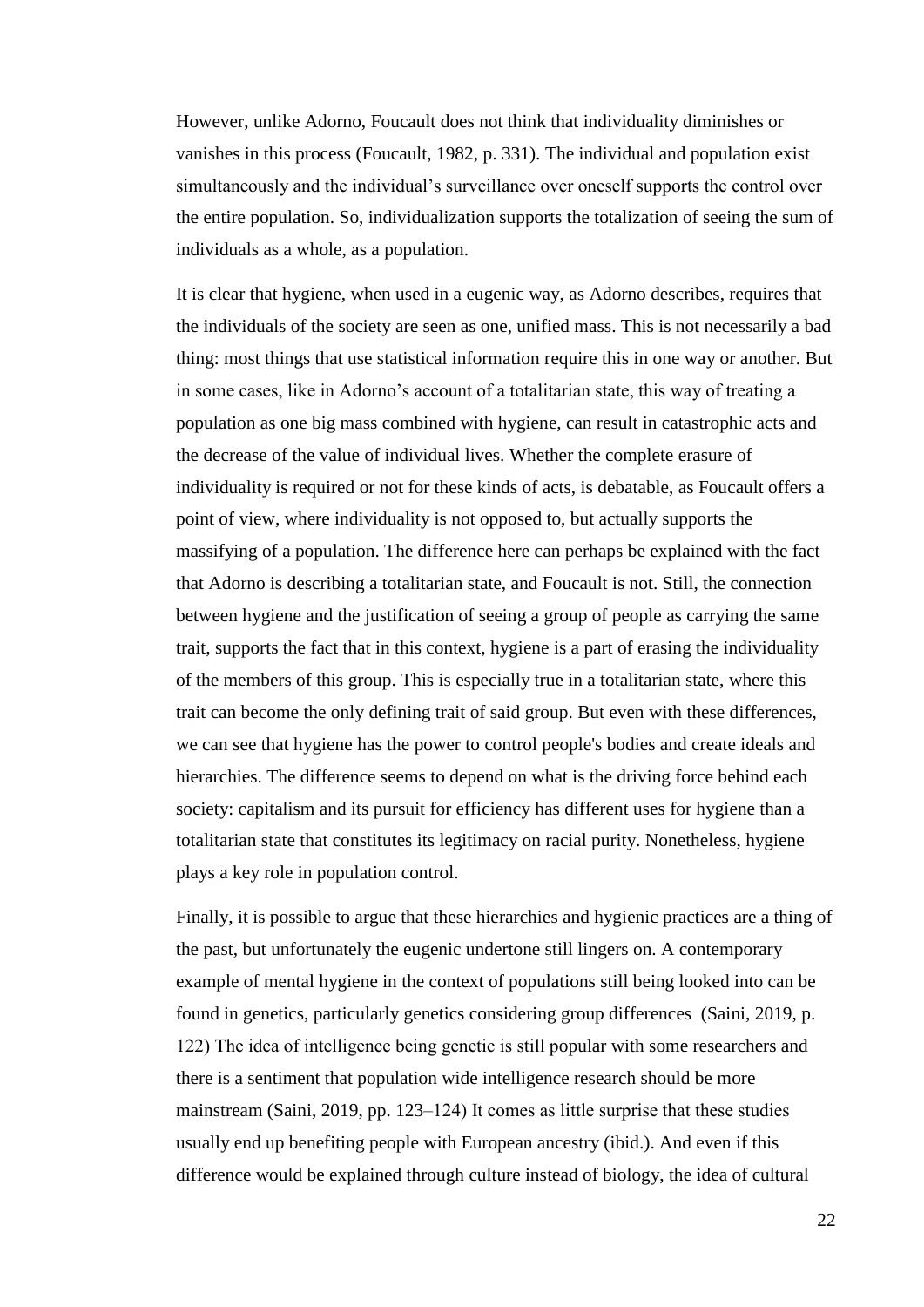However, unlike Adorno, Foucault does not think that individuality diminishes or vanishes in this process (Foucault, 1982, p. 331). The individual and population exist simultaneously and the individual's surveillance over oneself supports the control over the entire population. So, individualization supports the totalization of seeing the sum of individuals as a whole, as a population.

It is clear that hygiene, when used in a eugenic way, as Adorno describes, requires that the individuals of the society are seen as one, unified mass. This is not necessarily a bad thing: most things that use statistical information require this in one way or another. But in some cases, like in Adorno's account of a totalitarian state, this way of treating a population as one big mass combined with hygiene, can result in catastrophic acts and the decrease of the value of individual lives. Whether the complete erasure of individuality is required or not for these kinds of acts, is debatable, as Foucault offers a point of view, where individuality is not opposed to, but actually supports the massifying of a population. The difference here can perhaps be explained with the fact that Adorno is describing a totalitarian state, and Foucault is not. Still, the connection between hygiene and the justification of seeing a group of people as carrying the same trait, supports the fact that in this context, hygiene is a part of erasing the individuality of the members of this group. This is especially true in a totalitarian state, where this trait can become the only defining trait of said group. But even with these differences, we can see that hygiene has the power to control people's bodies and create ideals and hierarchies. The difference seems to depend on what is the driving force behind each society: capitalism and its pursuit for efficiency has different uses for hygiene than a totalitarian state that constitutes its legitimacy on racial purity. Nonetheless, hygiene plays a key role in population control.

Finally, it is possible to argue that these hierarchies and hygienic practices are a thing of the past, but unfortunately the eugenic undertone still lingers on. A contemporary example of mental hygiene in the context of populations still being looked into can be found in genetics, particularly genetics considering group differences (Saini, 2019, p. 122) The idea of intelligence being genetic is still popular with some researchers and there is a sentiment that population wide intelligence research should be more mainstream (Saini, 2019, pp. 123–124) It comes as little surprise that these studies usually end up benefiting people with European ancestry (ibid.). And even if this difference would be explained through culture instead of biology, the idea of cultural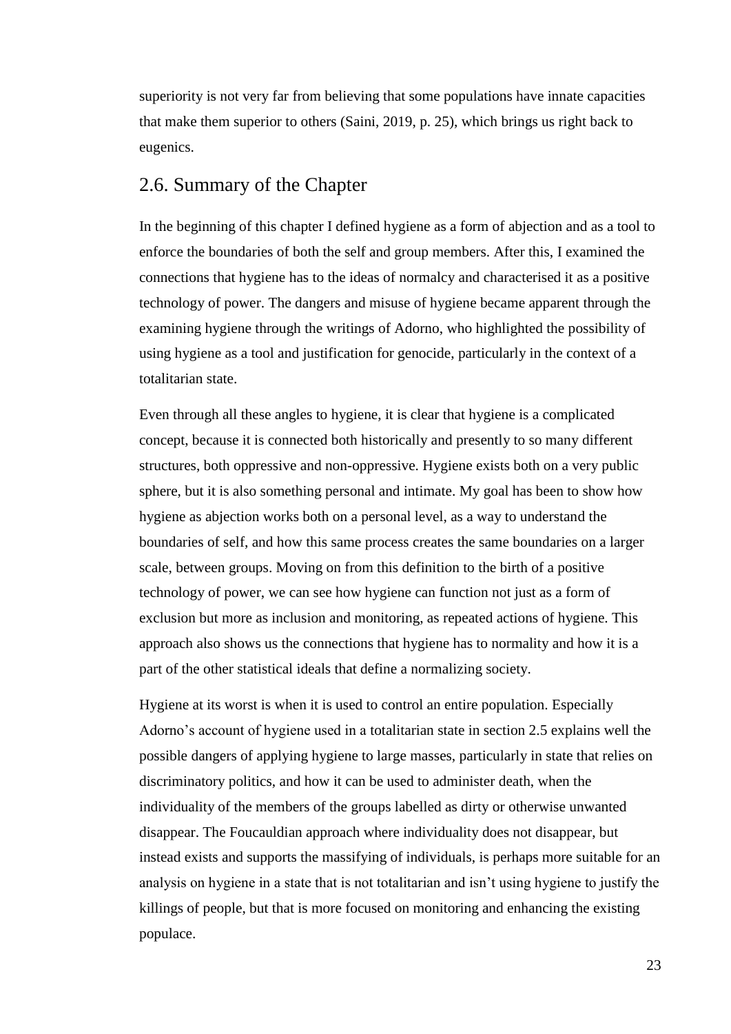superiority is not very far from believing that some populations have innate capacities that make them superior to others (Saini, 2019, p. 25), which brings us right back to eugenics.

## 2.6. Summary of the Chapter

In the beginning of this chapter I defined hygiene as a form of abjection and as a tool to enforce the boundaries of both the self and group members. After this, I examined the connections that hygiene has to the ideas of normalcy and characterised it as a positive technology of power. The dangers and misuse of hygiene became apparent through the examining hygiene through the writings of Adorno, who highlighted the possibility of using hygiene as a tool and justification for genocide, particularly in the context of a totalitarian state.

Even through all these angles to hygiene, it is clear that hygiene is a complicated concept, because it is connected both historically and presently to so many different structures, both oppressive and non-oppressive. Hygiene exists both on a very public sphere, but it is also something personal and intimate. My goal has been to show how hygiene as abjection works both on a personal level, as a way to understand the boundaries of self, and how this same process creates the same boundaries on a larger scale, between groups. Moving on from this definition to the birth of a positive technology of power, we can see how hygiene can function not just as a form of exclusion but more as inclusion and monitoring, as repeated actions of hygiene. This approach also shows us the connections that hygiene has to normality and how it is a part of the other statistical ideals that define a normalizing society.

Hygiene at its worst is when it is used to control an entire population. Especially Adorno's account of hygiene used in a totalitarian state in section 2.5 explains well the possible dangers of applying hygiene to large masses, particularly in state that relies on discriminatory politics, and how it can be used to administer death, when the individuality of the members of the groups labelled as dirty or otherwise unwanted disappear. The Foucauldian approach where individuality does not disappear, but instead exists and supports the massifying of individuals, is perhaps more suitable for an analysis on hygiene in a state that is not totalitarian and isn't using hygiene to justify the killings of people, but that is more focused on monitoring and enhancing the existing populace.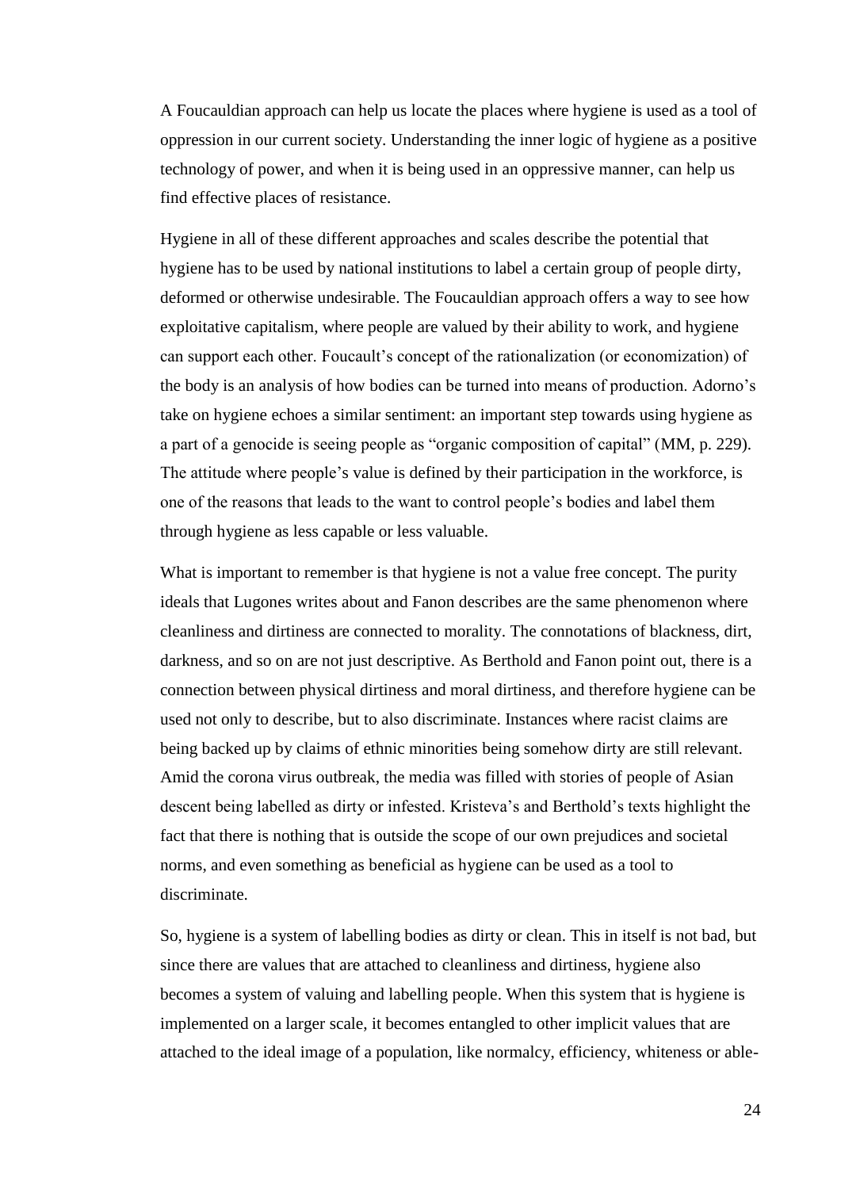A Foucauldian approach can help us locate the places where hygiene is used as a tool of oppression in our current society. Understanding the inner logic of hygiene as a positive technology of power, and when it is being used in an oppressive manner, can help us find effective places of resistance.

Hygiene in all of these different approaches and scales describe the potential that hygiene has to be used by national institutions to label a certain group of people dirty, deformed or otherwise undesirable. The Foucauldian approach offers a way to see how exploitative capitalism, where people are valued by their ability to work, and hygiene can support each other. Foucault's concept of the rationalization (or economization) of the body is an analysis of how bodies can be turned into means of production. Adorno's take on hygiene echoes a similar sentiment: an important step towards using hygiene as a part of a genocide is seeing people as "organic composition of capital" (MM, p. 229). The attitude where people's value is defined by their participation in the workforce, is one of the reasons that leads to the want to control people's bodies and label them through hygiene as less capable or less valuable.

What is important to remember is that hygiene is not a value free concept. The purity ideals that Lugones writes about and Fanon describes are the same phenomenon where cleanliness and dirtiness are connected to morality. The connotations of blackness, dirt, darkness, and so on are not just descriptive. As Berthold and Fanon point out, there is a connection between physical dirtiness and moral dirtiness, and therefore hygiene can be used not only to describe, but to also discriminate. Instances where racist claims are being backed up by claims of ethnic minorities being somehow dirty are still relevant. Amid the corona virus outbreak, the media was filled with stories of people of Asian descent being labelled as dirty or infested. Kristeva's and Berthold's texts highlight the fact that there is nothing that is outside the scope of our own prejudices and societal norms, and even something as beneficial as hygiene can be used as a tool to discriminate.

So, hygiene is a system of labelling bodies as dirty or clean. This in itself is not bad, but since there are values that are attached to cleanliness and dirtiness, hygiene also becomes a system of valuing and labelling people. When this system that is hygiene is implemented on a larger scale, it becomes entangled to other implicit values that are attached to the ideal image of a population, like normalcy, efficiency, whiteness or able-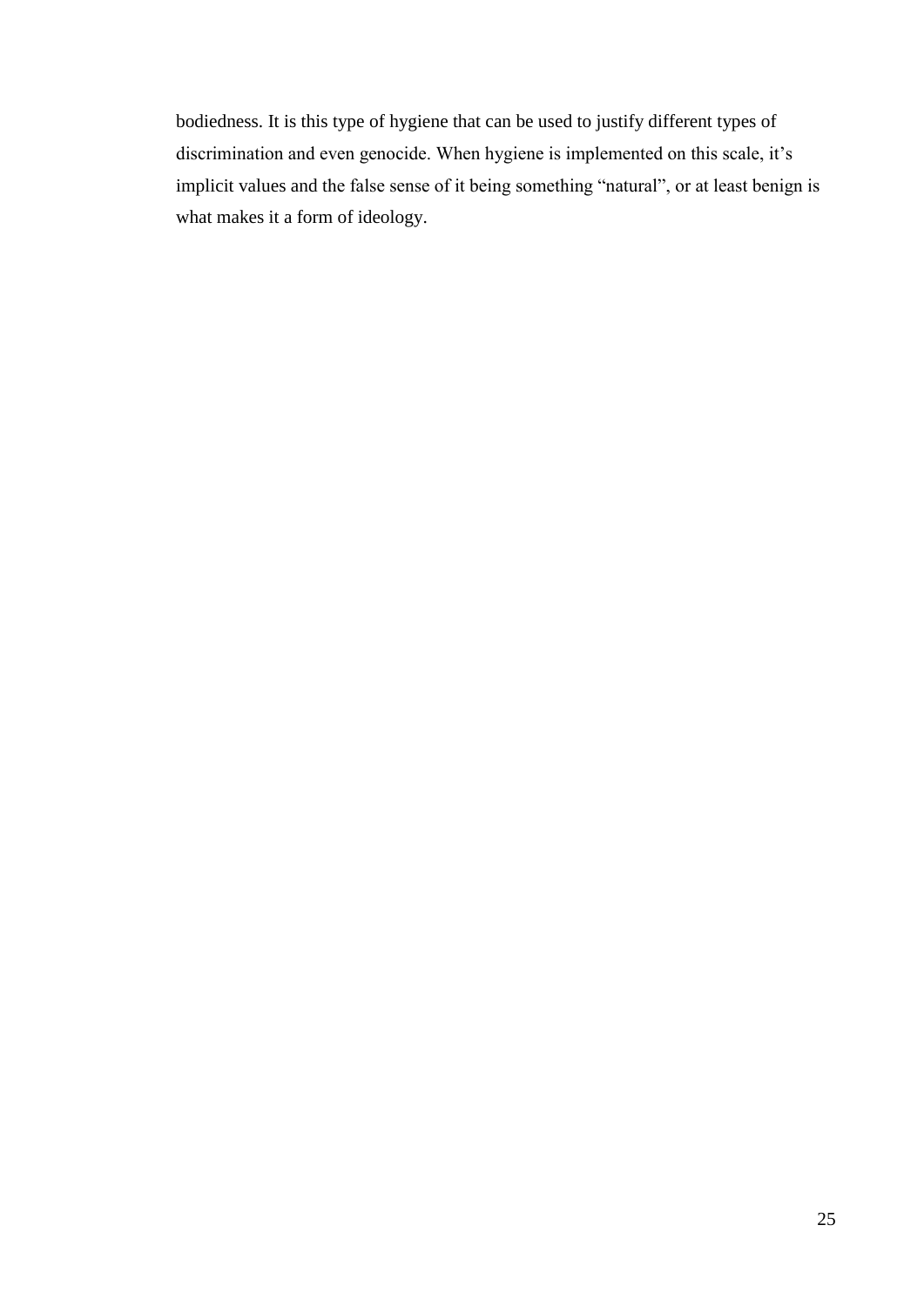bodiedness. It is this type of hygiene that can be used to justify different types of discrimination and even genocide. When hygiene is implemented on this scale, it’s implicit values and the false sense of it being something “natural”, or at least benign is what makes it a form of ideology.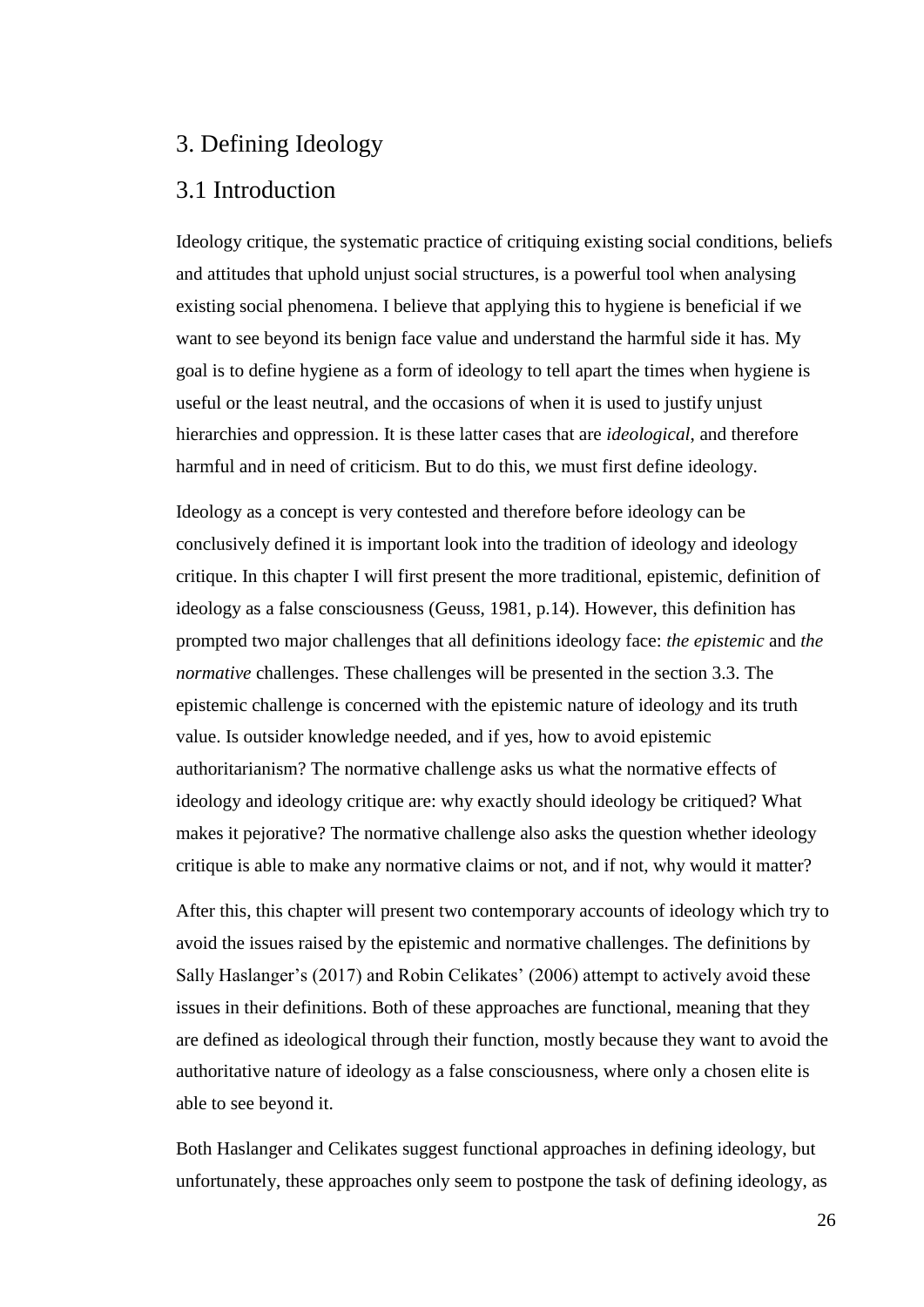# 3. Defining Ideology

## 3.1 Introduction

Ideology critique, the systematic practice of critiquing existing social conditions, beliefs and attitudes that uphold unjust social structures, is a powerful tool when analysing existing social phenomena. I believe that applying this to hygiene is beneficial if we want to see beyond its benign face value and understand the harmful side it has. My goal is to define hygiene as a form of ideology to tell apart the times when hygiene is useful or the least neutral, and the occasions of when it is used to justify unjust hierarchies and oppression. It is these latter cases that are *ideological*, and therefore harmful and in need of criticism. But to do this, we must first define ideology.

Ideology as a concept is very contested and therefore before ideology can be conclusively defined it is important look into the tradition of ideology and ideology critique. In this chapter I will first present the more traditional, epistemic, definition of ideology as a false consciousness (Geuss, 1981, p.14). However, this definition has prompted two major challenges that all definitions ideology face: *the epistemic* and *the normative* challenges. These challenges will be presented in the section 3.3. The epistemic challenge is concerned with the epistemic nature of ideology and its truth value. Is outsider knowledge needed, and if yes, how to avoid epistemic authoritarianism? The normative challenge asks us what the normative effects of ideology and ideology critique are: why exactly should ideology be critiqued? What makes it pejorative? The normative challenge also asks the question whether ideology critique is able to make any normative claims or not, and if not, why would it matter?

After this, this chapter will present two contemporary accounts of ideology which try to avoid the issues raised by the epistemic and normative challenges. The definitions by Sally Haslanger's (2017) and Robin Celikates' (2006) attempt to actively avoid these issues in their definitions. Both of these approaches are functional, meaning that they are defined as ideological through their function, mostly because they want to avoid the authoritative nature of ideology as a false consciousness, where only a chosen elite is able to see beyond it.

Both Haslanger and Celikates suggest functional approaches in defining ideology, but unfortunately, these approaches only seem to postpone the task of defining ideology, as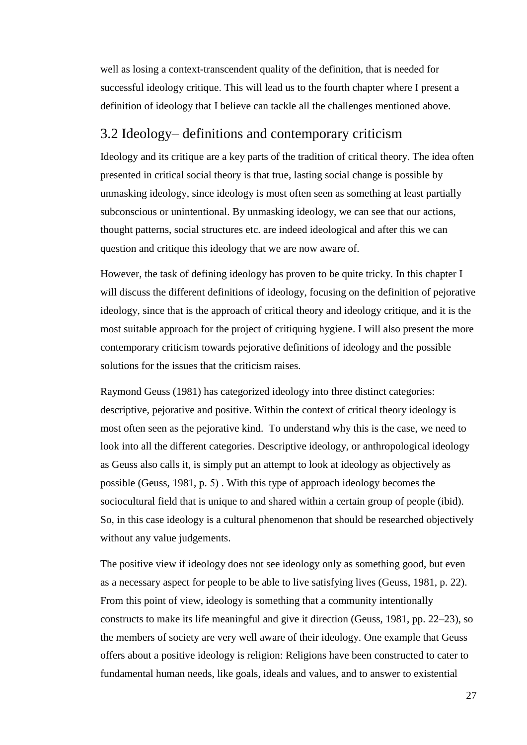well as losing a context-transcendent quality of the definition, that is needed for successful ideology critique. This will lead us to the fourth chapter where I present a definition of ideology that I believe can tackle all the challenges mentioned above.

## 3.2 Ideology– definitions and contemporary criticism

Ideology and its critique are a key parts of the tradition of critical theory. The idea often presented in critical social theory is that true, lasting social change is possible by unmasking ideology, since ideology is most often seen as something at least partially subconscious or unintentional. By unmasking ideology, we can see that our actions, thought patterns, social structures etc. are indeed ideological and after this we can question and critique this ideology that we are now aware of.

However, the task of defining ideology has proven to be quite tricky. In this chapter I will discuss the different definitions of ideology, focusing on the definition of pejorative ideology, since that is the approach of critical theory and ideology critique, and it is the most suitable approach for the project of critiquing hygiene. I will also present the more contemporary criticism towards pejorative definitions of ideology and the possible solutions for the issues that the criticism raises.

Raymond Geuss (1981) has categorized ideology into three distinct categories: descriptive, pejorative and positive. Within the context of critical theory ideology is most often seen as the pejorative kind. To understand why this is the case, we need to look into all the different categories. Descriptive ideology, or anthropological ideology as Geuss also calls it, is simply put an attempt to look at ideology as objectively as possible (Geuss, 1981, p. 5) . With this type of approach ideology becomes the sociocultural field that is unique to and shared within a certain group of people (ibid). So, in this case ideology is a cultural phenomenon that should be researched objectively without any value judgements.

The positive view if ideology does not see ideology only as something good, but even as a necessary aspect for people to be able to live satisfying lives (Geuss, 1981, p. 22). From this point of view, ideology is something that a community intentionally constructs to make its life meaningful and give it direction (Geuss, 1981, pp. 22–23), so the members of society are very well aware of their ideology. One example that Geuss offers about a positive ideology is religion: Religions have been constructed to cater to fundamental human needs, like goals, ideals and values, and to answer to existential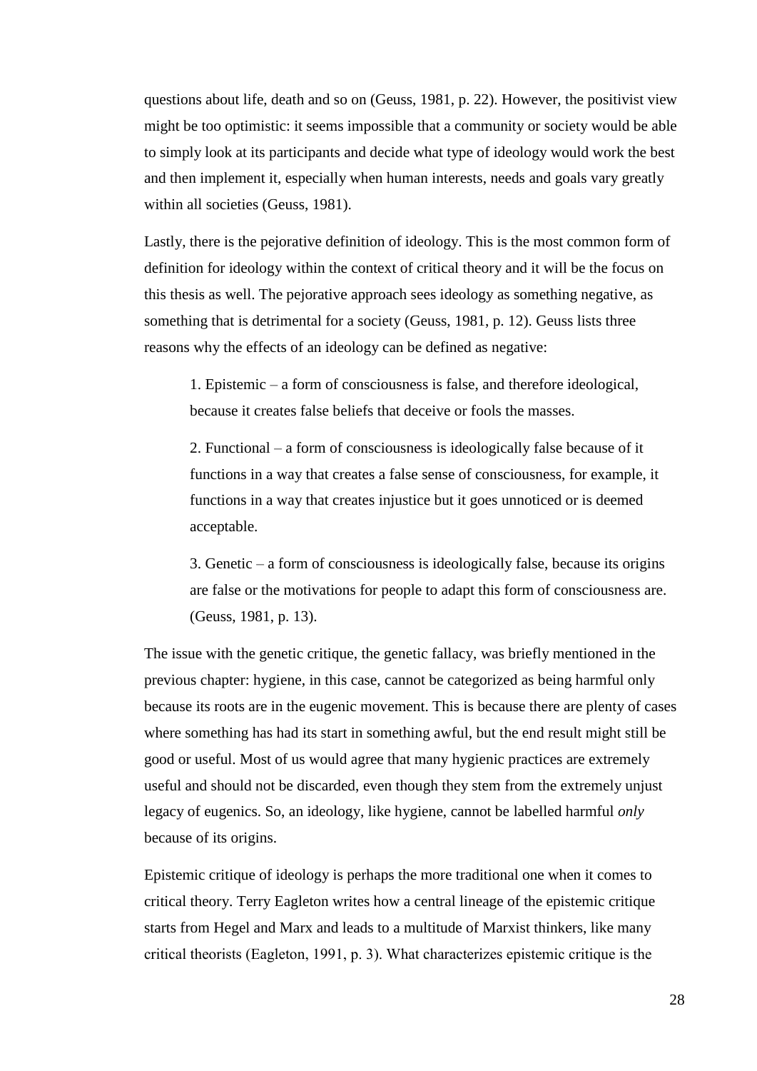questions about life, death and so on (Geuss, 1981, p. 22). However, the positivist view might be too optimistic: it seems impossible that a community or society would be able to simply look at its participants and decide what type of ideology would work the best and then implement it, especially when human interests, needs and goals vary greatly within all societies (Geuss, 1981).

Lastly, there is the pejorative definition of ideology. This is the most common form of definition for ideology within the context of critical theory and it will be the focus on this thesis as well. The pejorative approach sees ideology as something negative, as something that is detrimental for a society (Geuss, 1981, p. 12). Geuss lists three reasons why the effects of an ideology can be defined as negative:

> 1. Epistemic – a form of consciousness is false, and therefore ideological, because it creates false beliefs that deceive or fools the masses.
>
> 2. Functional – a form of consciousness is ideologically false because of it functions in a way that creates a false sense of consciousness, for example, it functions in a way that creates injustice but it goes unnoticed or is deemed acceptable.
>
> 3. Genetic – a form of consciousness is ideologically false, because its origins are false or the motivations for people to adapt this form of consciousness are. (Geuss, 1981, p. 13).

The issue with the genetic critique, the genetic fallacy, was briefly mentioned in the previous chapter: hygiene, in this case, cannot be categorized as being harmful only because its roots are in the eugenic movement. This is because there are plenty of cases where something has had its start in something awful, but the end result might still be good or useful. Most of us would agree that many hygienic practices are extremely useful and should not be discarded, even though they stem from the extremely unjust legacy of eugenics. So, an ideology, like hygiene, cannot be labelled harmful *only* because of its origins.

Epistemic critique of ideology is perhaps the more traditional one when it comes to critical theory. Terry Eagleton writes how a central lineage of the epistemic critique starts from Hegel and Marx and leads to a multitude of Marxist thinkers, like many critical theorists (Eagleton, 1991, p. 3). What characterizes epistemic critique is the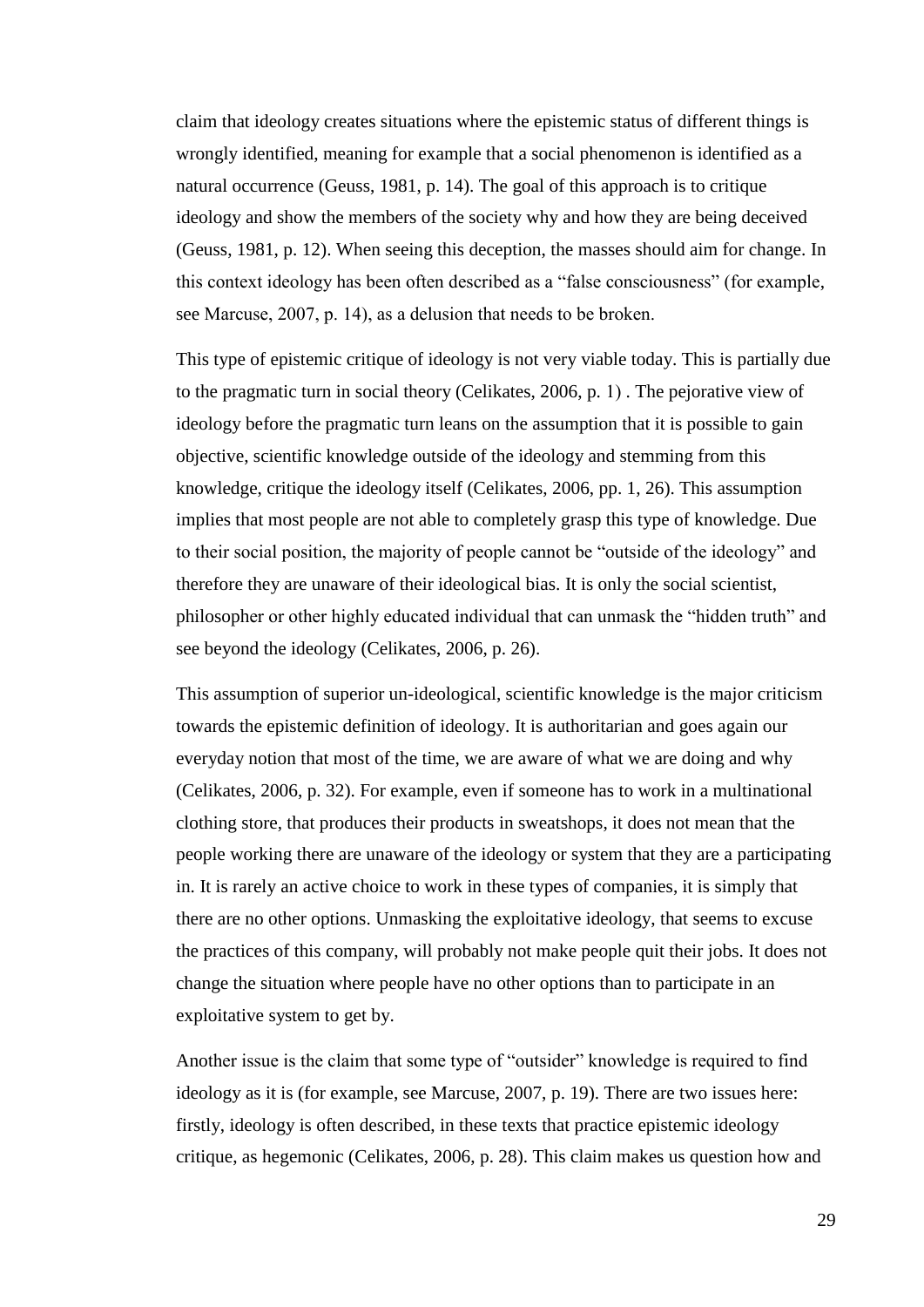claim that ideology creates situations where the epistemic status of different things is wrongly identified, meaning for example that a social phenomenon is identified as a natural occurrence (Geuss, 1981, p. 14). The goal of this approach is to critique ideology and show the members of the society why and how they are being deceived (Geuss, 1981, p. 12). When seeing this deception, the masses should aim for change. In this context ideology has been often described as a "false consciousness" (for example, see Marcuse, 2007, p. 14), as a delusion that needs to be broken.

This type of epistemic critique of ideology is not very viable today. This is partially due to the pragmatic turn in social theory (Celikates, 2006, p. 1) . The pejorative view of ideology before the pragmatic turn leans on the assumption that it is possible to gain objective, scientific knowledge outside of the ideology and stemming from this knowledge, critique the ideology itself (Celikates, 2006, pp. 1, 26). This assumption implies that most people are not able to completely grasp this type of knowledge. Due to their social position, the majority of people cannot be "outside of the ideology" and therefore they are unaware of their ideological bias. It is only the social scientist, philosopher or other highly educated individual that can unmask the "hidden truth" and see beyond the ideology (Celikates, 2006, p. 26).

This assumption of superior un-ideological, scientific knowledge is the major criticism towards the epistemic definition of ideology. It is authoritarian and goes again our everyday notion that most of the time, we are aware of what we are doing and why (Celikates, 2006, p. 32). For example, even if someone has to work in a multinational clothing store, that produces their products in sweatshops, it does not mean that the people working there are unaware of the ideology or system that they are a participating in. It is rarely an active choice to work in these types of companies, it is simply that there are no other options. Unmasking the exploitative ideology, that seems to excuse the practices of this company, will probably not make people quit their jobs. It does not change the situation where people have no other options than to participate in an exploitative system to get by.

Another issue is the claim that some type of "outsider" knowledge is required to find ideology as it is (for example, see Marcuse, 2007, p. 19). There are two issues here: firstly, ideology is often described, in these texts that practice epistemic ideology critique, as hegemonic (Celikates, 2006, p. 28). This claim makes us question how and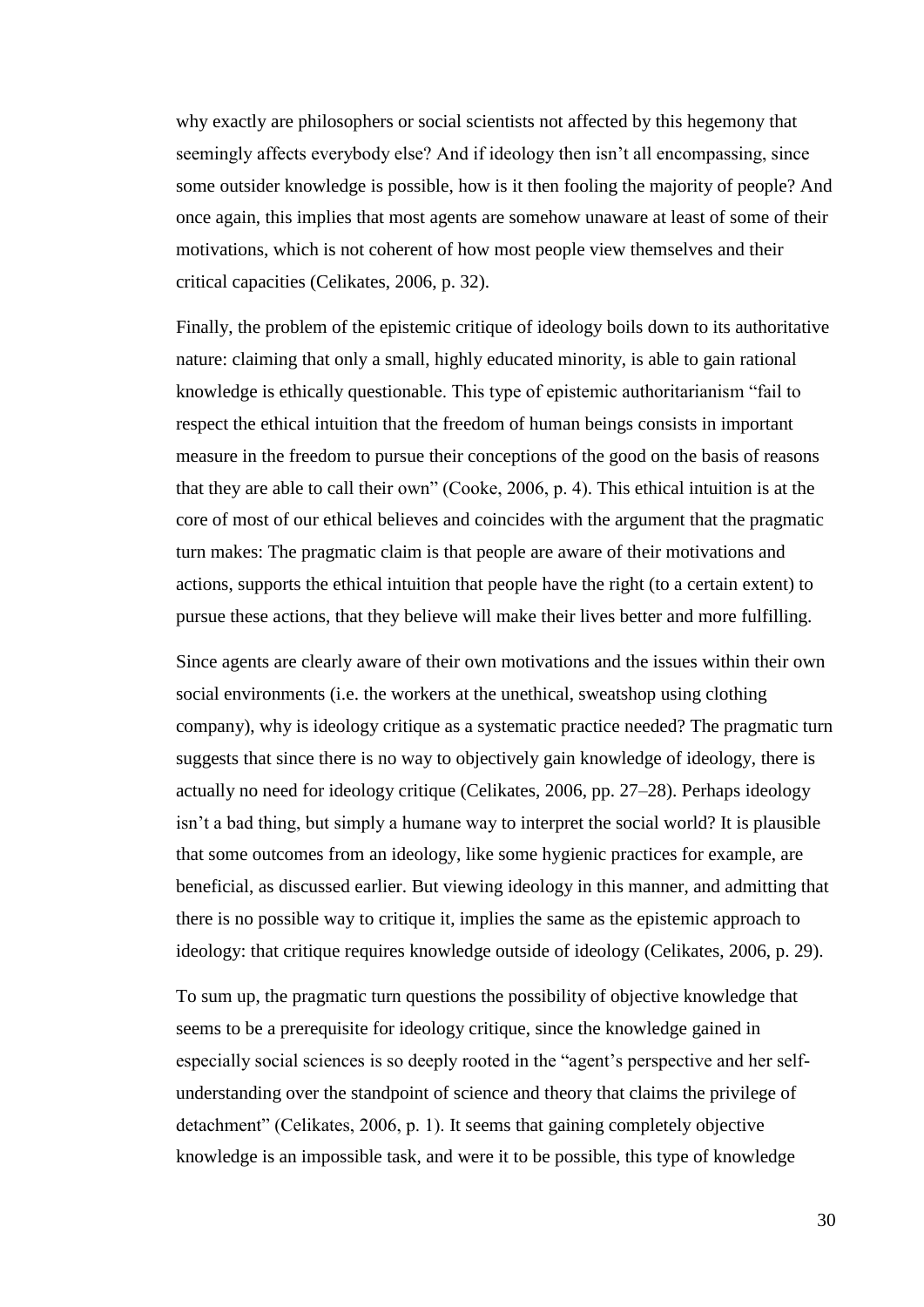why exactly are philosophers or social scientists not affected by this hegemony that seemingly affects everybody else? And if ideology then isn't all encompassing, since some outsider knowledge is possible, how is it then fooling the majority of people? And once again, this implies that most agents are somehow unaware at least of some of their motivations, which is not coherent of how most people view themselves and their critical capacities (Celikates, 2006, p. 32).

Finally, the problem of the epistemic critique of ideology boils down to its authoritative nature: claiming that only a small, highly educated minority, is able to gain rational knowledge is ethically questionable. This type of epistemic authoritarianism "fail to respect the ethical intuition that the freedom of human beings consists in important measure in the freedom to pursue their conceptions of the good on the basis of reasons that they are able to call their own" (Cooke, 2006, p. 4). This ethical intuition is at the core of most of our ethical believes and coincides with the argument that the pragmatic turn makes: The pragmatic claim is that people are aware of their motivations and actions, supports the ethical intuition that people have the right (to a certain extent) to pursue these actions, that they believe will make their lives better and more fulfilling.

Since agents are clearly aware of their own motivations and the issues within their own social environments (i.e. the workers at the unethical, sweatshop using clothing company), why is ideology critique as a systematic practice needed? The pragmatic turn suggests that since there is no way to objectively gain knowledge of ideology, there is actually no need for ideology critique (Celikates, 2006, pp. 27–28). Perhaps ideology isn't a bad thing, but simply a humane way to interpret the social world? It is plausible that some outcomes from an ideology, like some hygienic practices for example, are beneficial, as discussed earlier. But viewing ideology in this manner, and admitting that there is no possible way to critique it, implies the same as the epistemic approach to ideology: that critique requires knowledge outside of ideology (Celikates, 2006, p. 29).

To sum up, the pragmatic turn questions the possibility of objective knowledge that seems to be a prerequisite for ideology critique, since the knowledge gained in especially social sciences is so deeply rooted in the "agent's perspective and her self-understanding over the standpoint of science and theory that claims the privilege of detachment" (Celikates, 2006, p. 1). It seems that gaining completely objective knowledge is an impossible task, and were it to be possible, this type of knowledge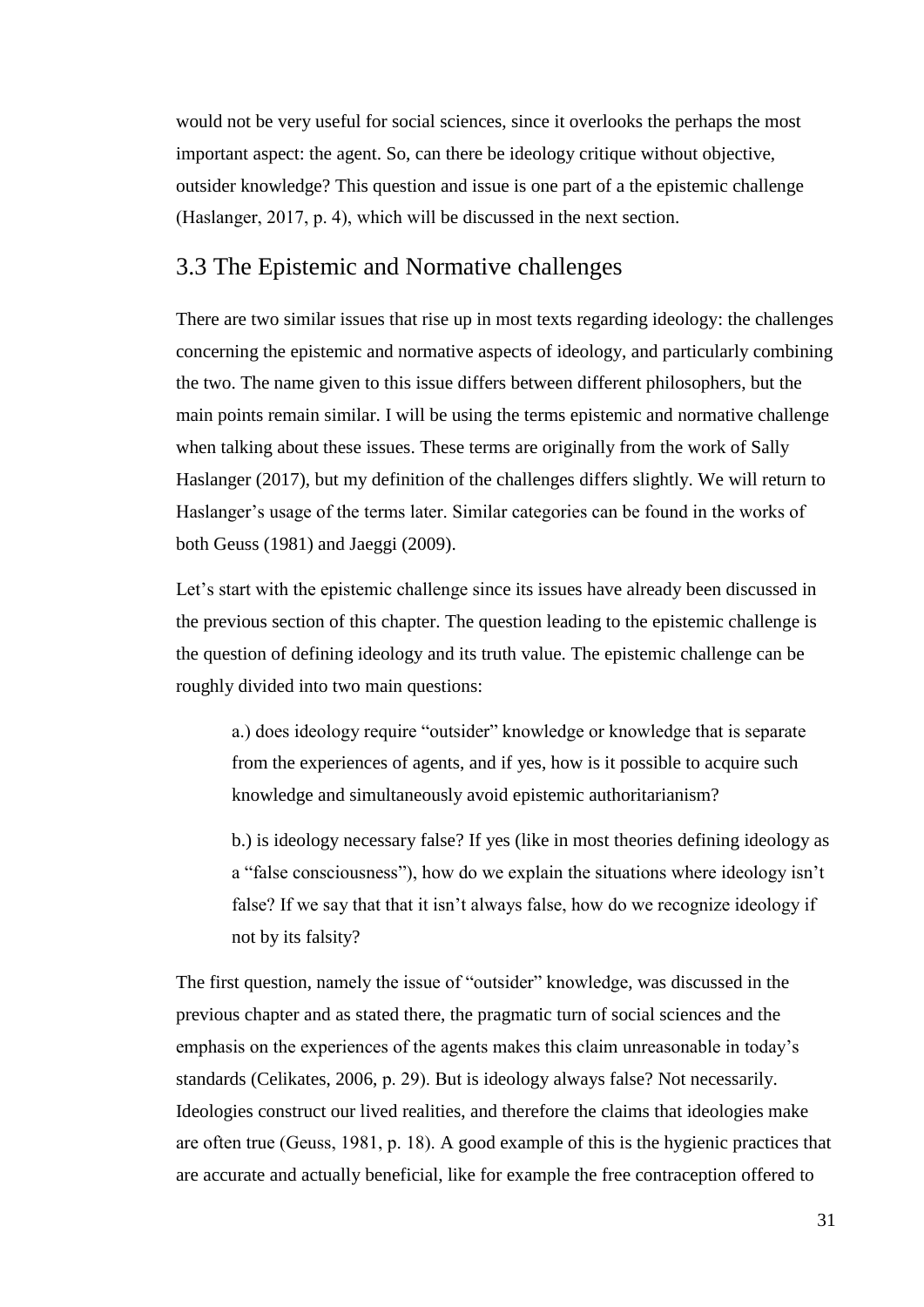would not be very useful for social sciences, since it overlooks the perhaps the most important aspect: the agent. So, can there be ideology critique without objective, outsider knowledge? This question and issue is one part of a the epistemic challenge (Haslanger, 2017, p. 4), which will be discussed in the next section.

## 3.3 The Epistemic and Normative challenges

There are two similar issues that rise up in most texts regarding ideology: the challenges concerning the epistemic and normative aspects of ideology, and particularly combining the two. The name given to this issue differs between different philosophers, but the main points remain similar. I will be using the terms epistemic and normative challenge when talking about these issues. These terms are originally from the work of Sally Haslanger (2017), but my definition of the challenges differs slightly. We will return to Haslanger's usage of the terms later. Similar categories can be found in the works of both Geuss (1981) and Jaeggi (2009).

Let's start with the epistemic challenge since its issues have already been discussed in the previous section of this chapter. The question leading to the epistemic challenge is the question of defining ideology and its truth value. The epistemic challenge can be roughly divided into two main questions:

> a.) does ideology require "outsider" knowledge or knowledge that is separate from the experiences of agents, and if yes, how is it possible to acquire such knowledge and simultaneously avoid epistemic authoritarianism?
>
> b.) is ideology necessary false? If yes (like in most theories defining ideology as a "false consciousness"), how do we explain the situations where ideology isn't false? If we say that that it isn't always false, how do we recognize ideology if not by its falsity?

The first question, namely the issue of "outsider" knowledge, was discussed in the previous chapter and as stated there, the pragmatic turn of social sciences and the emphasis on the experiences of the agents makes this claim unreasonable in today's standards (Celikates, 2006, p. 29). But is ideology always false? Not necessarily. Ideologies construct our lived realities, and therefore the claims that ideologies make are often true (Geuss, 1981, p. 18). A good example of this is the hygienic practices that are accurate and actually beneficial, like for example the free contraception offered to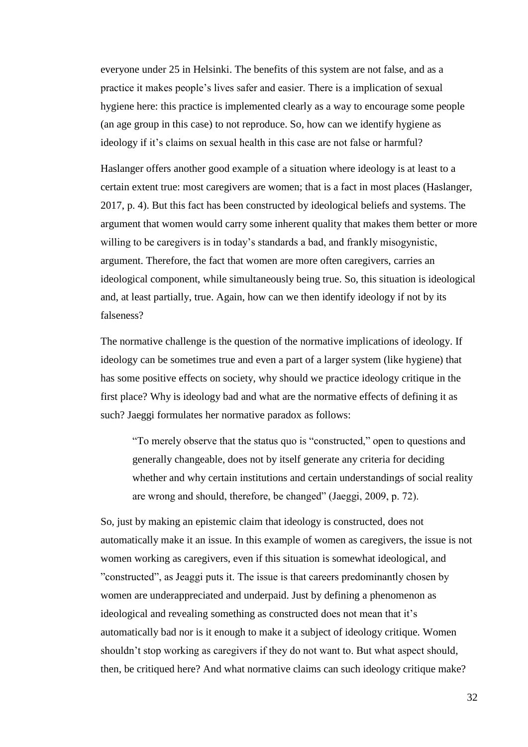everyone under 25 in Helsinki. The benefits of this system are not false, and as a practice it makes people's lives safer and easier. There is a implication of sexual hygiene here: this practice is implemented clearly as a way to encourage some people (an age group in this case) to not reproduce. So, how can we identify hygiene as ideology if it's claims on sexual health in this case are not false or harmful?

Haslanger offers another good example of a situation where ideology is at least to a certain extent true: most caregivers are women; that is a fact in most places (Haslanger, 2017, p. 4). But this fact has been constructed by ideological beliefs and systems. The argument that women would carry some inherent quality that makes them better or more willing to be caregivers is in today's standards a bad, and frankly misogynistic, argument. Therefore, the fact that women are more often caregivers, carries an ideological component, while simultaneously being true. So, this situation is ideological and, at least partially, true. Again, how can we then identify ideology if not by its falseness?

The normative challenge is the question of the normative implications of ideology. If ideology can be sometimes true and even a part of a larger system (like hygiene) that has some positive effects on society, why should we practice ideology critique in the first place? Why is ideology bad and what are the normative effects of defining it as such? Jaeggi formulates her normative paradox as follows:

> "To merely observe that the status quo is "constructed," open to questions and generally changeable, does not by itself generate any criteria for deciding whether and why certain institutions and certain understandings of social reality are wrong and should, therefore, be changed" (Jaeggi, 2009, p. 72).

So, just by making an epistemic claim that ideology is constructed, does not automatically make it an issue. In this example of women as caregivers, the issue is not women working as caregivers, even if this situation is somewhat ideological, and "constructed", as Jeaggi puts it. The issue is that careers predominantly chosen by women are underappreciated and underpaid. Just by defining a phenomenon as ideological and revealing something as constructed does not mean that it's automatically bad nor is it enough to make it a subject of ideology critique. Women shouldn't stop working as caregivers if they do not want to. But what aspect should, then, be critiqued here? And what normative claims can such ideology critique make?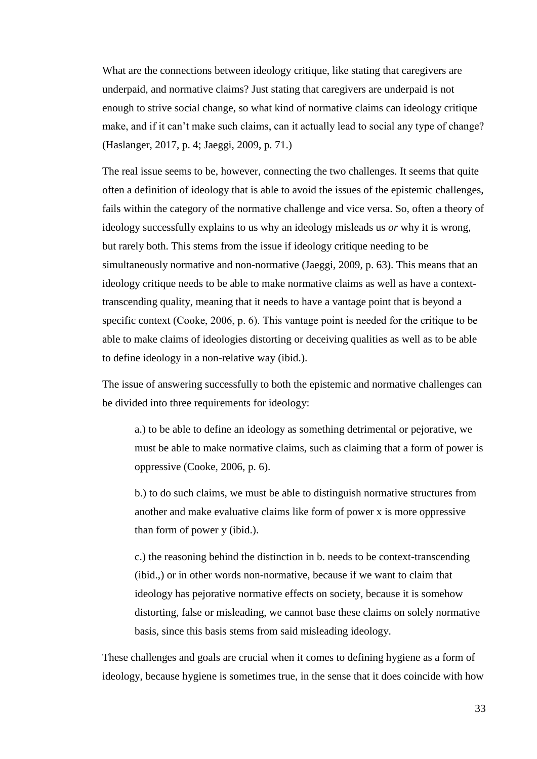What are the connections between ideology critique, like stating that caregivers are underpaid, and normative claims? Just stating that caregivers are underpaid is not enough to strive social change, so what kind of normative claims can ideology critique make, and if it can't make such claims, can it actually lead to social any type of change? (Haslanger, 2017, p. 4; Jaeggi, 2009, p. 71.)

The real issue seems to be, however, connecting the two challenges. It seems that quite often a definition of ideology that is able to avoid the issues of the epistemic challenges, fails within the category of the normative challenge and vice versa. So, often a theory of ideology successfully explains to us why an ideology misleads us *or* why it is wrong, but rarely both. This stems from the issue if ideology critique needing to be simultaneously normative and non-normative (Jaeggi, 2009, p. 63). This means that an ideology critique needs to be able to make normative claims as well as have a context-transcending quality, meaning that it needs to have a vantage point that is beyond a specific context (Cooke, 2006, p. 6). This vantage point is needed for the critique to be able to make claims of ideologies distorting or deceiving qualities as well as to be able to define ideology in a non-relative way (ibid.).

The issue of answering successfully to both the epistemic and normative challenges can be divided into three requirements for ideology:

> a.) to be able to define an ideology as something detrimental or pejorative, we must be able to make normative claims, such as claiming that a form of power is oppressive (Cooke, 2006, p. 6).
>
> b.) to do such claims, we must be able to distinguish normative structures from another and make evaluative claims like form of power x is more oppressive than form of power y (ibid.).
>
> c.) the reasoning behind the distinction in b. needs to be context-transcending (ibid.,) or in other words non-normative, because if we want to claim that ideology has pejorative normative effects on society, because it is somehow distorting, false or misleading, we cannot base these claims on solely normative basis, since this basis stems from said misleading ideology.

These challenges and goals are crucial when it comes to defining hygiene as a form of ideology, because hygiene is sometimes true, in the sense that it does coincide with how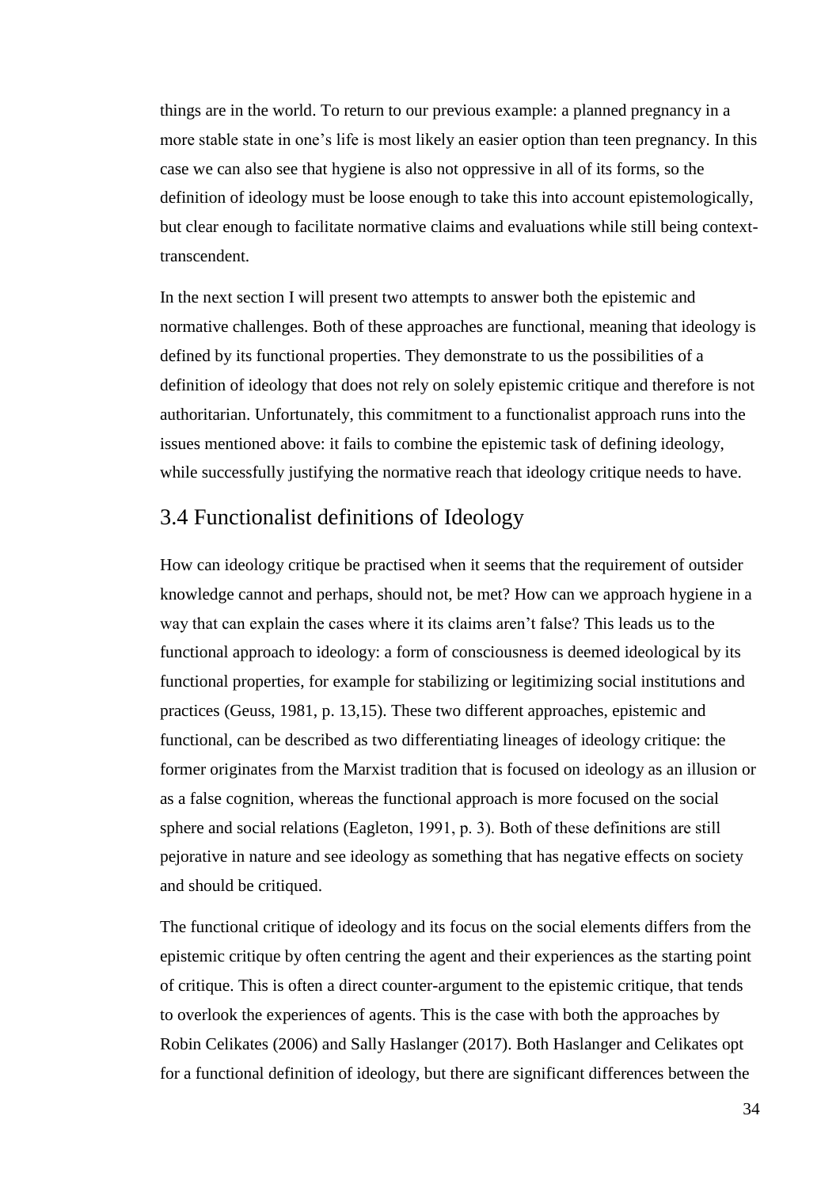things are in the world. To return to our previous example: a planned pregnancy in a more stable state in one's life is most likely an easier option than teen pregnancy. In this case we can also see that hygiene is also not oppressive in all of its forms, so the definition of ideology must be loose enough to take this into account epistemologically, but clear enough to facilitate normative claims and evaluations while still being context-transcendent.

In the next section I will present two attempts to answer both the epistemic and normative challenges. Both of these approaches are functional, meaning that ideology is defined by its functional properties. They demonstrate to us the possibilities of a definition of ideology that does not rely on solely epistemic critique and therefore is not authoritarian. Unfortunately, this commitment to a functionalist approach runs into the issues mentioned above: it fails to combine the epistemic task of defining ideology, while successfully justifying the normative reach that ideology critique needs to have.

## 3.4 Functionalist definitions of Ideology

How can ideology critique be practised when it seems that the requirement of outsider knowledge cannot and perhaps, should not, be met? How can we approach hygiene in a way that can explain the cases where it its claims aren't false? This leads us to the functional approach to ideology: a form of consciousness is deemed ideological by its functional properties, for example for stabilizing or legitimizing social institutions and practices (Geuss, 1981, p. 13,15). These two different approaches, epistemic and functional, can be described as two differentiating lineages of ideology critique: the former originates from the Marxist tradition that is focused on ideology as an illusion or as a false cognition, whereas the functional approach is more focused on the social sphere and social relations (Eagleton, 1991, p. 3). Both of these definitions are still pejorative in nature and see ideology as something that has negative effects on society and should be critiqued.

The functional critique of ideology and its focus on the social elements differs from the epistemic critique by often centring the agent and their experiences as the starting point of critique. This is often a direct counter-argument to the epistemic critique, that tends to overlook the experiences of agents. This is the case with both the approaches by Robin Celikates (2006) and Sally Haslanger (2017). Both Haslanger and Celikates opt for a functional definition of ideology, but there are significant differences between the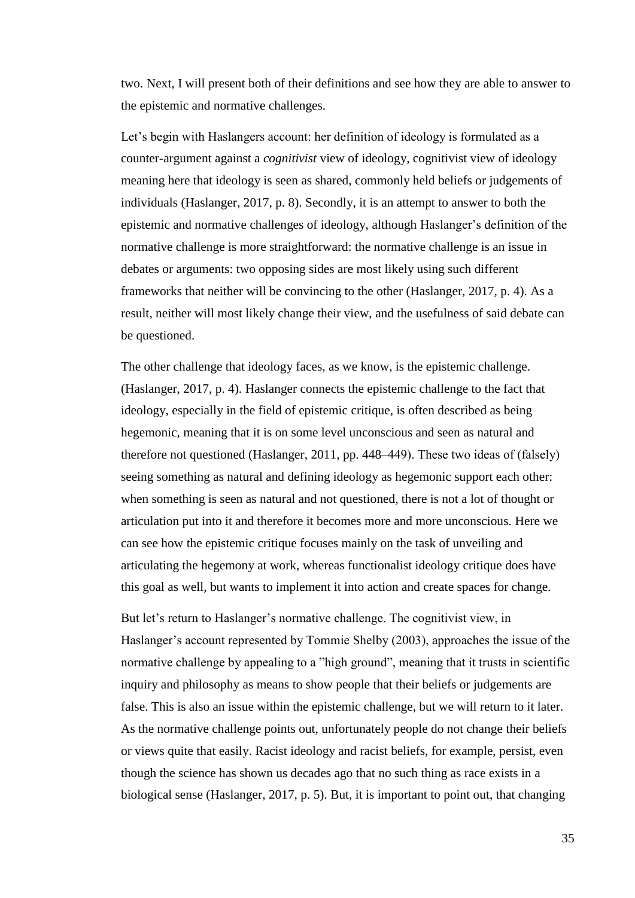two. Next, I will present both of their definitions and see how they are able to answer to the epistemic and normative challenges.

Let's begin with Haslangers account: her definition of ideology is formulated as a counter-argument against a *cognitivist* view of ideology, cognitivist view of ideology meaning here that ideology is seen as shared, commonly held beliefs or judgements of individuals (Haslanger, 2017, p. 8). Secondly, it is an attempt to answer to both the epistemic and normative challenges of ideology, although Haslanger's definition of the normative challenge is more straightforward: the normative challenge is an issue in debates or arguments: two opposing sides are most likely using such different frameworks that neither will be convincing to the other (Haslanger, 2017, p. 4). As a result, neither will most likely change their view, and the usefulness of said debate can be questioned.

The other challenge that ideology faces, as we know, is the epistemic challenge. (Haslanger, 2017, p. 4). Haslanger connects the epistemic challenge to the fact that ideology, especially in the field of epistemic critique, is often described as being hegemonic, meaning that it is on some level unconscious and seen as natural and therefore not questioned (Haslanger, 2011, pp. 448–449). These two ideas of (falsely) seeing something as natural and defining ideology as hegemonic support each other: when something is seen as natural and not questioned, there is not a lot of thought or articulation put into it and therefore it becomes more and more unconscious. Here we can see how the epistemic critique focuses mainly on the task of unveiling and articulating the hegemony at work, whereas functionalist ideology critique does have this goal as well, but wants to implement it into action and create spaces for change.

But let's return to Haslanger's normative challenge. The cognitivist view, in Haslanger's account represented by Tommie Shelby (2003), approaches the issue of the normative challenge by appealing to a "high ground", meaning that it trusts in scientific inquiry and philosophy as means to show people that their beliefs or judgements are false. This is also an issue within the epistemic challenge, but we will return to it later. As the normative challenge points out, unfortunately people do not change their beliefs or views quite that easily. Racist ideology and racist beliefs, for example, persist, even though the science has shown us decades ago that no such thing as race exists in a biological sense (Haslanger, 2017, p. 5). But, it is important to point out, that changing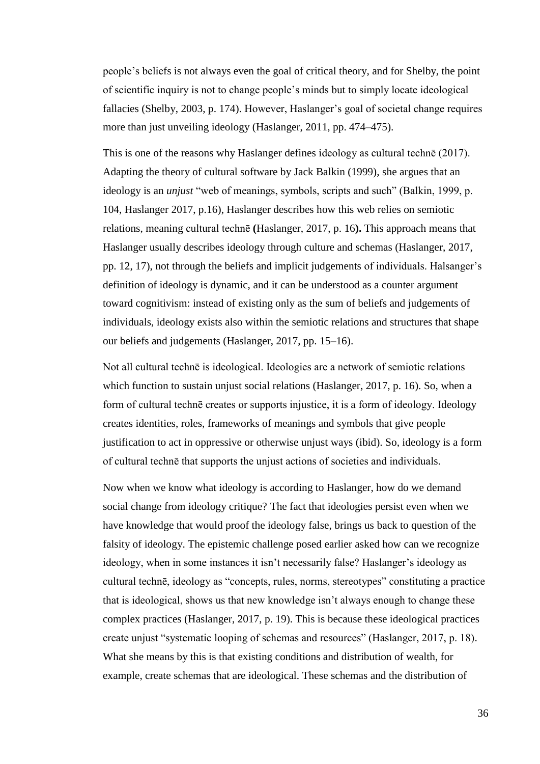people's beliefs is not always even the goal of critical theory, and for Shelby, the point of scientific inquiry is not to change people's minds but to simply locate ideological fallacies (Shelby, 2003, p. 174). However, Haslanger's goal of societal change requires more than just unveiling ideology (Haslanger, 2011, pp. 474–475).

This is one of the reasons why Haslanger defines ideology as cultural technē (2017). Adapting the theory of cultural software by Jack Balkin (1999), she argues that an ideology is an *unjust* "web of meanings, symbols, scripts and such" (Balkin, 1999, p. 104, Haslanger 2017, p.16), Haslanger describes how this web relies on semiotic relations, meaning cultural technē **(**Haslanger, 2017, p. 16**).** This approach means that Haslanger usually describes ideology through culture and schemas (Haslanger, 2017, pp. 12, 17), not through the beliefs and implicit judgements of individuals. Halsanger's definition of ideology is dynamic, and it can be understood as a counter argument toward cognitivism: instead of existing only as the sum of beliefs and judgements of individuals, ideology exists also within the semiotic relations and structures that shape our beliefs and judgements (Haslanger, 2017, pp. 15–16).

Not all cultural technē is ideological. Ideologies are a network of semiotic relations which function to sustain unjust social relations (Haslanger, 2017, p. 16). So, when a form of cultural technē creates or supports injustice, it is a form of ideology. Ideology creates identities, roles, frameworks of meanings and symbols that give people justification to act in oppressive or otherwise unjust ways (ibid). So, ideology is a form of cultural technē that supports the unjust actions of societies and individuals.

Now when we know what ideology is according to Haslanger, how do we demand social change from ideology critique? The fact that ideologies persist even when we have knowledge that would proof the ideology false, brings us back to question of the falsity of ideology. The epistemic challenge posed earlier asked how can we recognize ideology, when in some instances it isn't necessarily false? Haslanger's ideology as cultural technē, ideology as "concepts, rules, norms, stereotypes" constituting a practice that is ideological, shows us that new knowledge isn't always enough to change these complex practices (Haslanger, 2017, p. 19). This is because these ideological practices create unjust "systematic looping of schemas and resources" (Haslanger, 2017, p. 18). What she means by this is that existing conditions and distribution of wealth, for example, create schemas that are ideological. These schemas and the distribution of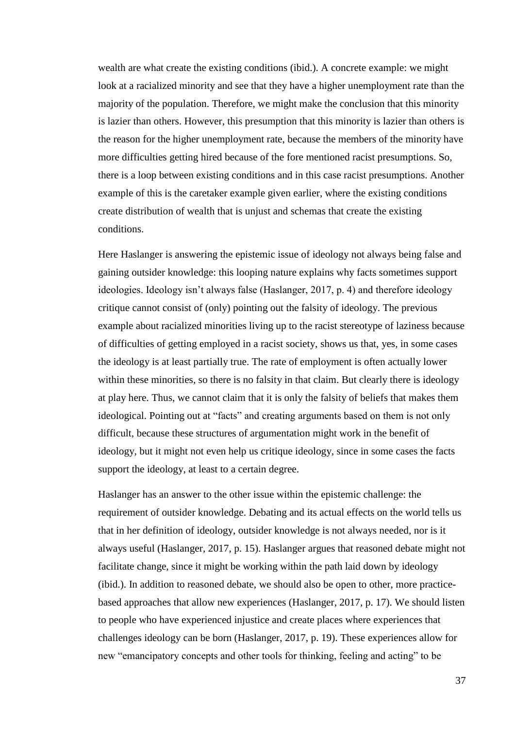wealth are what create the existing conditions (ibid.). A concrete example: we might look at a racialized minority and see that they have a higher unemployment rate than the majority of the population. Therefore, we might make the conclusion that this minority is lazier than others. However, this presumption that this minority is lazier than others is the reason for the higher unemployment rate, because the members of the minority have more difficulties getting hired because of the fore mentioned racist presumptions. So, there is a loop between existing conditions and in this case racist presumptions. Another example of this is the caretaker example given earlier, where the existing conditions create distribution of wealth that is unjust and schemas that create the existing conditions.

Here Haslanger is answering the epistemic issue of ideology not always being false and gaining outsider knowledge: this looping nature explains why facts sometimes support ideologies. Ideology isn't always false (Haslanger, 2017, p. 4) and therefore ideology critique cannot consist of (only) pointing out the falsity of ideology. The previous example about racialized minorities living up to the racist stereotype of laziness because of difficulties of getting employed in a racist society, shows us that, yes, in some cases the ideology is at least partially true. The rate of employment is often actually lower within these minorities, so there is no falsity in that claim. But clearly there is ideology at play here. Thus, we cannot claim that it is only the falsity of beliefs that makes them ideological. Pointing out at "facts" and creating arguments based on them is not only difficult, because these structures of argumentation might work in the benefit of ideology, but it might not even help us critique ideology, since in some cases the facts support the ideology, at least to a certain degree.

Haslanger has an answer to the other issue within the epistemic challenge: the requirement of outsider knowledge. Debating and its actual effects on the world tells us that in her definition of ideology, outsider knowledge is not always needed, nor is it always useful (Haslanger, 2017, p. 15). Haslanger argues that reasoned debate might not facilitate change, since it might be working within the path laid down by ideology (ibid.). In addition to reasoned debate, we should also be open to other, more practice-based approaches that allow new experiences (Haslanger, 2017, p. 17). We should listen to people who have experienced injustice and create places where experiences that challenges ideology can be born (Haslanger, 2017, p. 19). These experiences allow for new "emancipatory concepts and other tools for thinking, feeling and acting" to be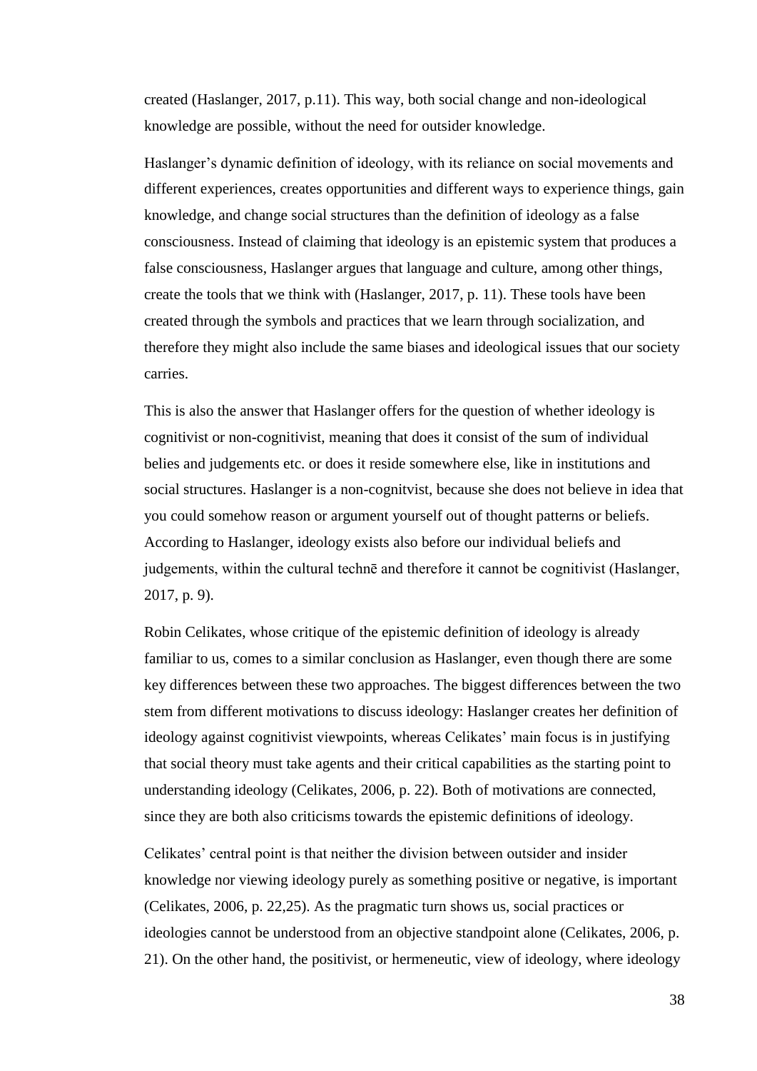created (Haslanger, 2017, p.11). This way, both social change and non-ideological knowledge are possible, without the need for outsider knowledge.

Haslanger's dynamic definition of ideology, with its reliance on social movements and different experiences, creates opportunities and different ways to experience things, gain knowledge, and change social structures than the definition of ideology as a false consciousness. Instead of claiming that ideology is an epistemic system that produces a false consciousness, Haslanger argues that language and culture, among other things, create the tools that we think with (Haslanger, 2017, p. 11). These tools have been created through the symbols and practices that we learn through socialization, and therefore they might also include the same biases and ideological issues that our society carries.

This is also the answer that Haslanger offers for the question of whether ideology is cognitivist or non-cognitivist, meaning that does it consist of the sum of individual belies and judgements etc. or does it reside somewhere else, like in institutions and social structures. Haslanger is a non-cognitvist, because she does not believe in idea that you could somehow reason or argument yourself out of thought patterns or beliefs. According to Haslanger, ideology exists also before our individual beliefs and judgements, within the cultural technē and therefore it cannot be cognitivist (Haslanger, 2017, p. 9).

Robin Celikates, whose critique of the epistemic definition of ideology is already familiar to us, comes to a similar conclusion as Haslanger, even though there are some key differences between these two approaches. The biggest differences between the two stem from different motivations to discuss ideology: Haslanger creates her definition of ideology against cognitivist viewpoints, whereas Celikates' main focus is in justifying that social theory must take agents and their critical capabilities as the starting point to understanding ideology (Celikates, 2006, p. 22). Both of motivations are connected, since they are both also criticisms towards the epistemic definitions of ideology.

Celikates' central point is that neither the division between outsider and insider knowledge nor viewing ideology purely as something positive or negative, is important (Celikates, 2006, p. 22,25). As the pragmatic turn shows us, social practices or ideologies cannot be understood from an objective standpoint alone (Celikates, 2006, p. 21). On the other hand, the positivist, or hermeneutic, view of ideology, where ideology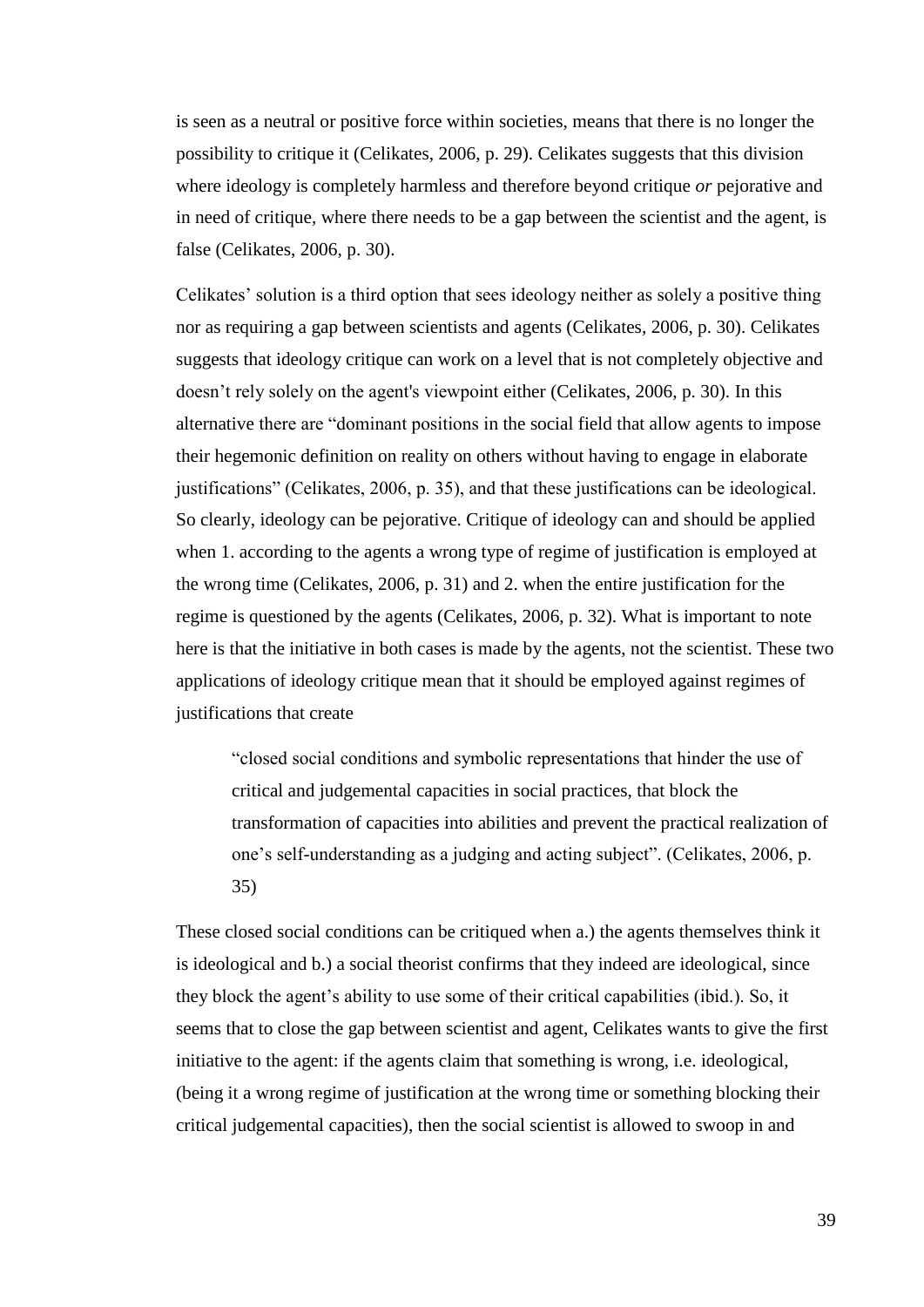is seen as a neutral or positive force within societies, means that there is no longer the possibility to critique it (Celikates, 2006, p. 29). Celikates suggests that this division where ideology is completely harmless and therefore beyond critique *or* pejorative and in need of critique, where there needs to be a gap between the scientist and the agent, is false (Celikates, 2006, p. 30).

Celikates' solution is a third option that sees ideology neither as solely a positive thing nor as requiring a gap between scientists and agents (Celikates, 2006, p. 30). Celikates suggests that ideology critique can work on a level that is not completely objective and doesn't rely solely on the agent's viewpoint either (Celikates, 2006, p. 30). In this alternative there are "dominant positions in the social field that allow agents to impose their hegemonic definition on reality on others without having to engage in elaborate justifications" (Celikates, 2006, p. 35), and that these justifications can be ideological. So clearly, ideology can be pejorative. Critique of ideology can and should be applied when 1. according to the agents a wrong type of regime of justification is employed at the wrong time (Celikates, 2006, p. 31) and 2. when the entire justification for the regime is questioned by the agents (Celikates, 2006, p. 32). What is important to note here is that the initiative in both cases is made by the agents, not the scientist. These two applications of ideology critique mean that it should be employed against regimes of justifications that create

> "closed social conditions and symbolic representations that hinder the use of critical and judgemental capacities in social practices, that block the transformation of capacities into abilities and prevent the practical realization of one's self-understanding as a judging and acting subject". (Celikates, 2006, p. 35)

These closed social conditions can be critiqued when a.) the agents themselves think it is ideological and b.) a social theorist confirms that they indeed are ideological, since they block the agent's ability to use some of their critical capabilities (ibid.). So, it seems that to close the gap between scientist and agent, Celikates wants to give the first initiative to the agent: if the agents claim that something is wrong, i.e. ideological, (being it a wrong regime of justification at the wrong time or something blocking their critical judgemental capacities), then the social scientist is allowed to swoop in and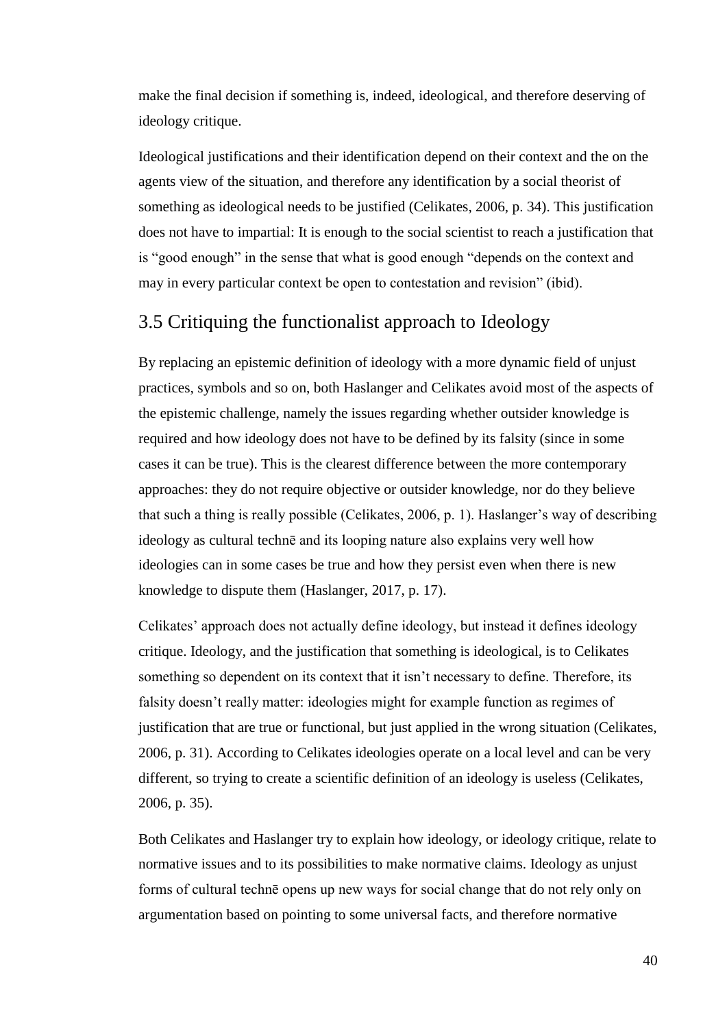make the final decision if something is, indeed, ideological, and therefore deserving of ideology critique.

Ideological justifications and their identification depend on their context and the on the agents view of the situation, and therefore any identification by a social theorist of something as ideological needs to be justified (Celikates, 2006, p. 34). This justification does not have to impartial: It is enough to the social scientist to reach a justification that is "good enough" in the sense that what is good enough "depends on the context and may in every particular context be open to contestation and revision" (ibid).

## 3.5 Critiquing the functionalist approach to Ideology

By replacing an epistemic definition of ideology with a more dynamic field of unjust practices, symbols and so on, both Haslanger and Celikates avoid most of the aspects of the epistemic challenge, namely the issues regarding whether outsider knowledge is required and how ideology does not have to be defined by its falsity (since in some cases it can be true). This is the clearest difference between the more contemporary approaches: they do not require objective or outsider knowledge, nor do they believe that such a thing is really possible (Celikates, 2006, p. 1). Haslanger's way of describing ideology as cultural technē and its looping nature also explains very well how ideologies can in some cases be true and how they persist even when there is new knowledge to dispute them (Haslanger, 2017, p. 17).

Celikates' approach does not actually define ideology, but instead it defines ideology critique. Ideology, and the justification that something is ideological, is to Celikates something so dependent on its context that it isn't necessary to define. Therefore, its falsity doesn't really matter: ideologies might for example function as regimes of justification that are true or functional, but just applied in the wrong situation (Celikates, 2006, p. 31). According to Celikates ideologies operate on a local level and can be very different, so trying to create a scientific definition of an ideology is useless (Celikates, 2006, p. 35).

Both Celikates and Haslanger try to explain how ideology, or ideology critique, relate to normative issues and to its possibilities to make normative claims. Ideology as unjust forms of cultural technē opens up new ways for social change that do not rely only on argumentation based on pointing to some universal facts, and therefore normative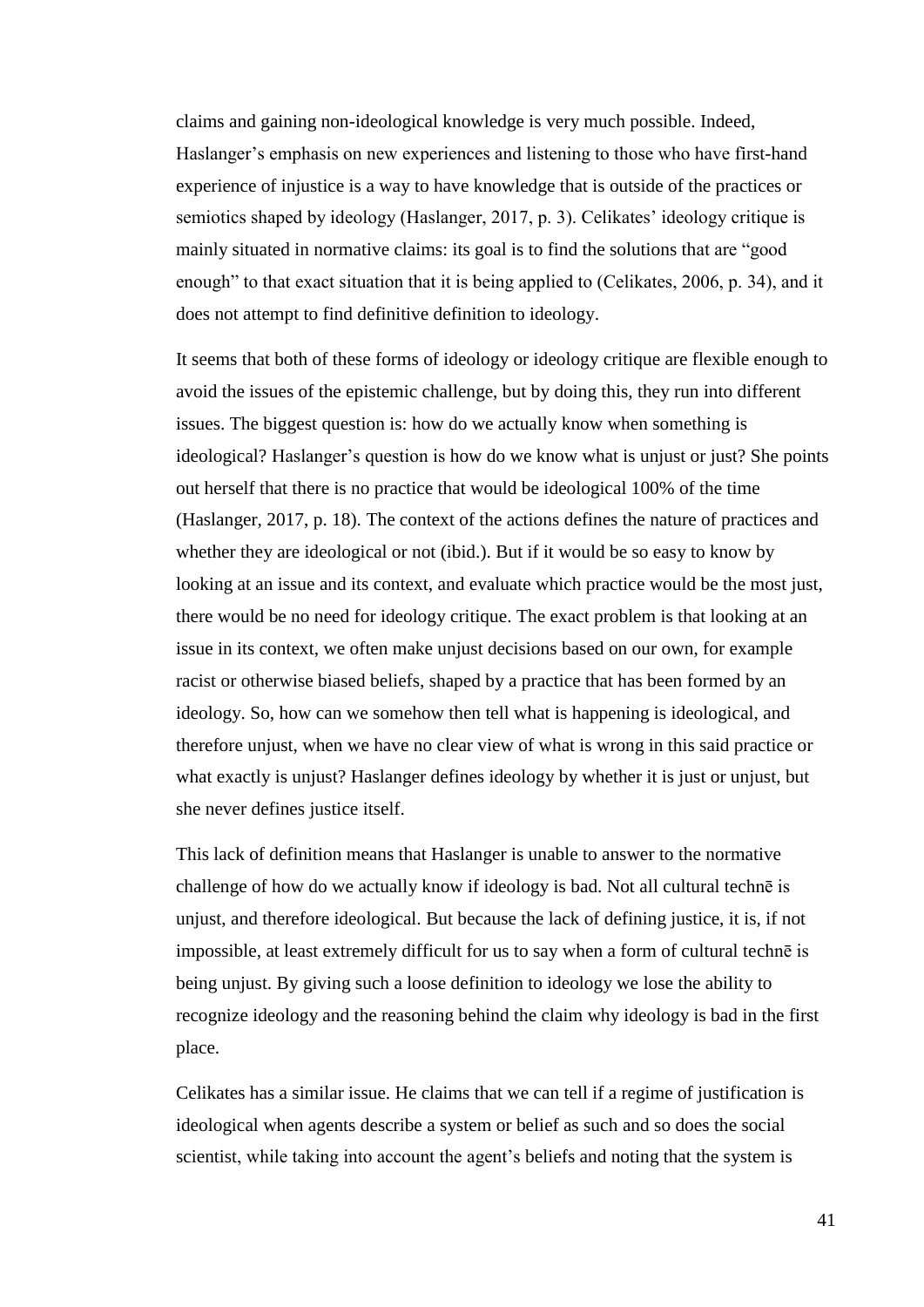claims and gaining non-ideological knowledge is very much possible. Indeed, Haslanger's emphasis on new experiences and listening to those who have first-hand experience of injustice is a way to have knowledge that is outside of the practices or semiotics shaped by ideology (Haslanger, 2017, p. 3). Celikates' ideology critique is mainly situated in normative claims: its goal is to find the solutions that are "good enough" to that exact situation that it is being applied to (Celikates, 2006, p. 34), and it does not attempt to find definitive definition to ideology.

It seems that both of these forms of ideology or ideology critique are flexible enough to avoid the issues of the epistemic challenge, but by doing this, they run into different issues. The biggest question is: how do we actually know when something is ideological? Haslanger's question is how do we know what is unjust or just? She points out herself that there is no practice that would be ideological 100% of the time (Haslanger, 2017, p. 18). The context of the actions defines the nature of practices and whether they are ideological or not (ibid.). But if it would be so easy to know by looking at an issue and its context, and evaluate which practice would be the most just, there would be no need for ideology critique. The exact problem is that looking at an issue in its context, we often make unjust decisions based on our own, for example racist or otherwise biased beliefs, shaped by a practice that has been formed by an ideology. So, how can we somehow then tell what is happening is ideological, and therefore unjust, when we have no clear view of what is wrong in this said practice or what exactly is unjust? Haslanger defines ideology by whether it is just or unjust, but she never defines justice itself.

This lack of definition means that Haslanger is unable to answer to the normative challenge of how do we actually know if ideology is bad. Not all cultural technē is unjust, and therefore ideological. But because the lack of defining justice, it is, if not impossible, at least extremely difficult for us to say when a form of cultural technē is being unjust. By giving such a loose definition to ideology we lose the ability to recognize ideology and the reasoning behind the claim why ideology is bad in the first place.

Celikates has a similar issue. He claims that we can tell if a regime of justification is ideological when agents describe a system or belief as such and so does the social scientist, while taking into account the agent's beliefs and noting that the system is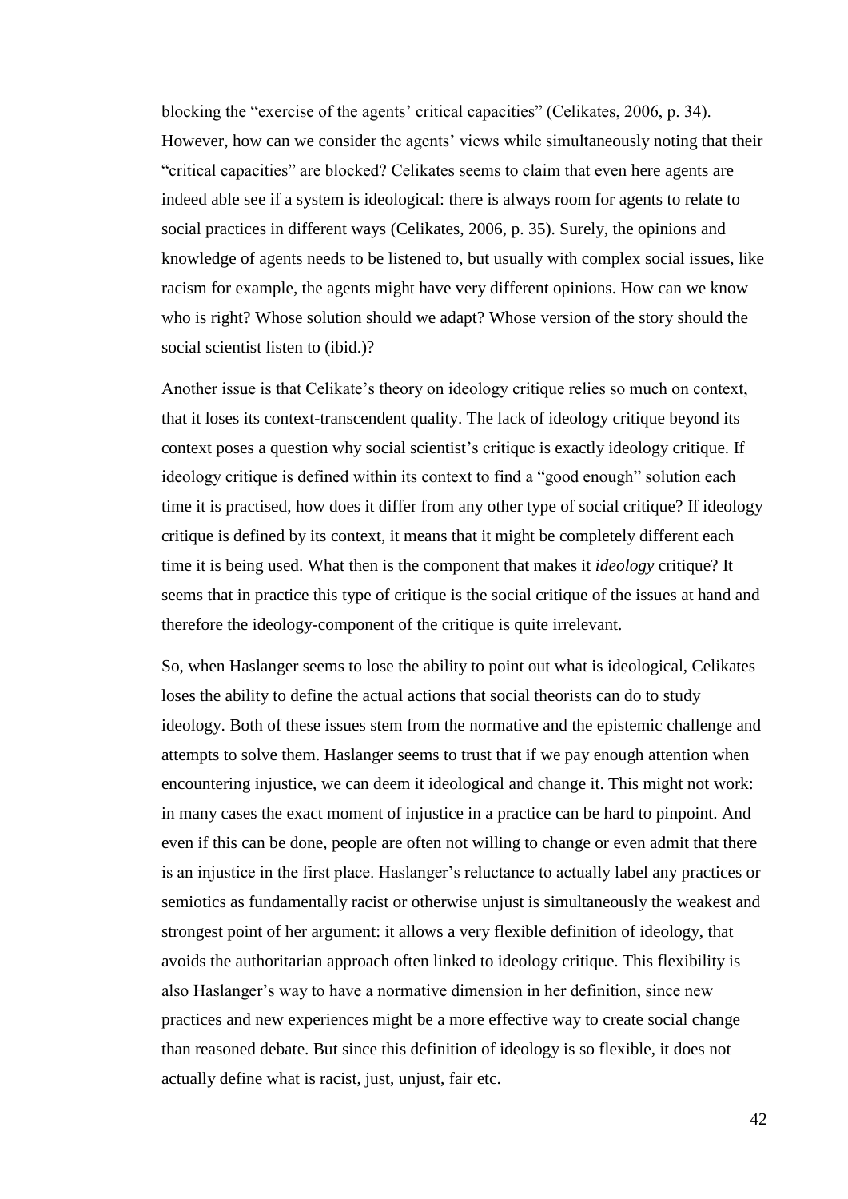blocking the "exercise of the agents' critical capacities" (Celikates, 2006, p. 34). However, how can we consider the agents' views while simultaneously noting that their "critical capacities" are blocked? Celikates seems to claim that even here agents are indeed able see if a system is ideological: there is always room for agents to relate to social practices in different ways (Celikates, 2006, p. 35). Surely, the opinions and knowledge of agents needs to be listened to, but usually with complex social issues, like racism for example, the agents might have very different opinions. How can we know who is right? Whose solution should we adapt? Whose version of the story should the social scientist listen to (ibid.)?

Another issue is that Celikate's theory on ideology critique relies so much on context, that it loses its context-transcendent quality. The lack of ideology critique beyond its context poses a question why social scientist's critique is exactly ideology critique. If ideology critique is defined within its context to find a "good enough" solution each time it is practised, how does it differ from any other type of social critique? If ideology critique is defined by its context, it means that it might be completely different each time it is being used. What then is the component that makes it *ideology* critique? It seems that in practice this type of critique is the social critique of the issues at hand and therefore the ideology-component of the critique is quite irrelevant.

So, when Haslanger seems to lose the ability to point out what is ideological, Celikates loses the ability to define the actual actions that social theorists can do to study ideology. Both of these issues stem from the normative and the epistemic challenge and attempts to solve them. Haslanger seems to trust that if we pay enough attention when encountering injustice, we can deem it ideological and change it. This might not work: in many cases the exact moment of injustice in a practice can be hard to pinpoint. And even if this can be done, people are often not willing to change or even admit that there is an injustice in the first place. Haslanger's reluctance to actually label any practices or semiotics as fundamentally racist or otherwise unjust is simultaneously the weakest and strongest point of her argument: it allows a very flexible definition of ideology, that avoids the authoritarian approach often linked to ideology critique. This flexibility is also Haslanger's way to have a normative dimension in her definition, since new practices and new experiences might be a more effective way to create social change than reasoned debate. But since this definition of ideology is so flexible, it does not actually define what is racist, just, unjust, fair etc.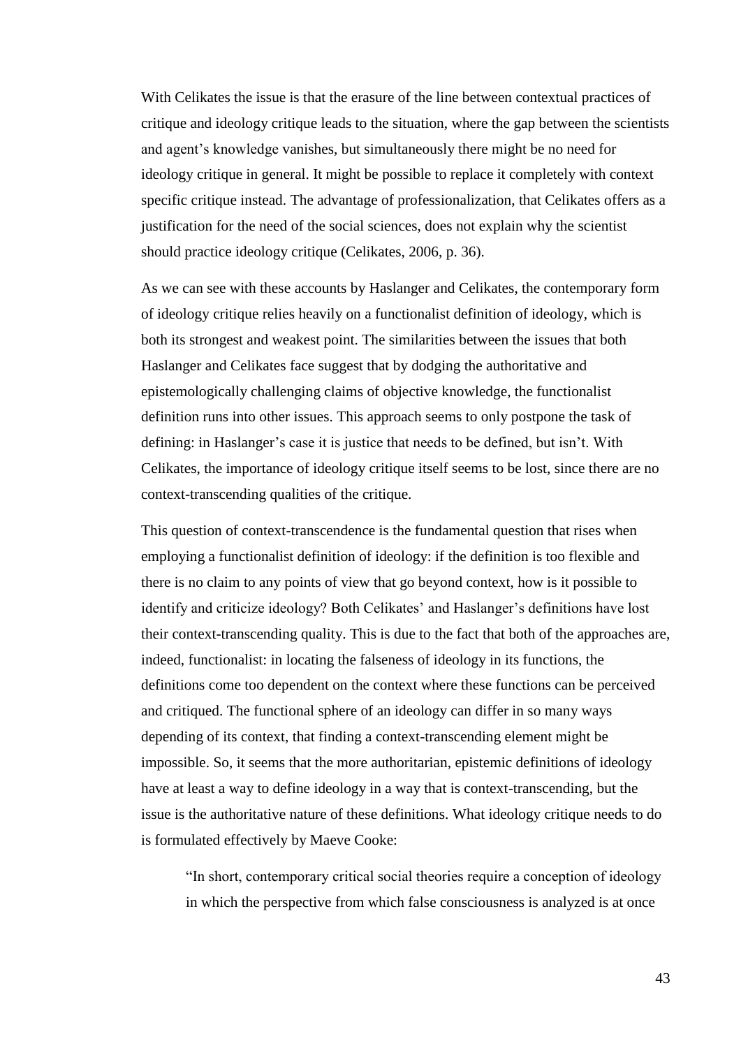With Celikates the issue is that the erasure of the line between contextual practices of critique and ideology critique leads to the situation, where the gap between the scientists and agent's knowledge vanishes, but simultaneously there might be no need for ideology critique in general. It might be possible to replace it completely with context specific critique instead. The advantage of professionalization, that Celikates offers as a justification for the need of the social sciences, does not explain why the scientist should practice ideology critique (Celikates, 2006, p. 36).

As we can see with these accounts by Haslanger and Celikates, the contemporary form of ideology critique relies heavily on a functionalist definition of ideology, which is both its strongest and weakest point. The similarities between the issues that both Haslanger and Celikates face suggest that by dodging the authoritative and epistemologically challenging claims of objective knowledge, the functionalist definition runs into other issues. This approach seems to only postpone the task of defining: in Haslanger's case it is justice that needs to be defined, but isn't. With Celikates, the importance of ideology critique itself seems to be lost, since there are no context-transcending qualities of the critique.

This question of context-transcendence is the fundamental question that rises when employing a functionalist definition of ideology: if the definition is too flexible and there is no claim to any points of view that go beyond context, how is it possible to identify and criticize ideology? Both Celikates' and Haslanger's definitions have lost their context-transcending quality. This is due to the fact that both of the approaches are, indeed, functionalist: in locating the falseness of ideology in its functions, the definitions come too dependent on the context where these functions can be perceived and critiqued. The functional sphere of an ideology can differ in so many ways depending of its context, that finding a context-transcending element might be impossible. So, it seems that the more authoritarian, epistemic definitions of ideology have at least a way to define ideology in a way that is context-transcending, but the issue is the authoritative nature of these definitions. What ideology critique needs to do is formulated effectively by Maeve Cooke:

> "In short, contemporary critical social theories require a conception of ideology in which the perspective from which false consciousness is analyzed is at once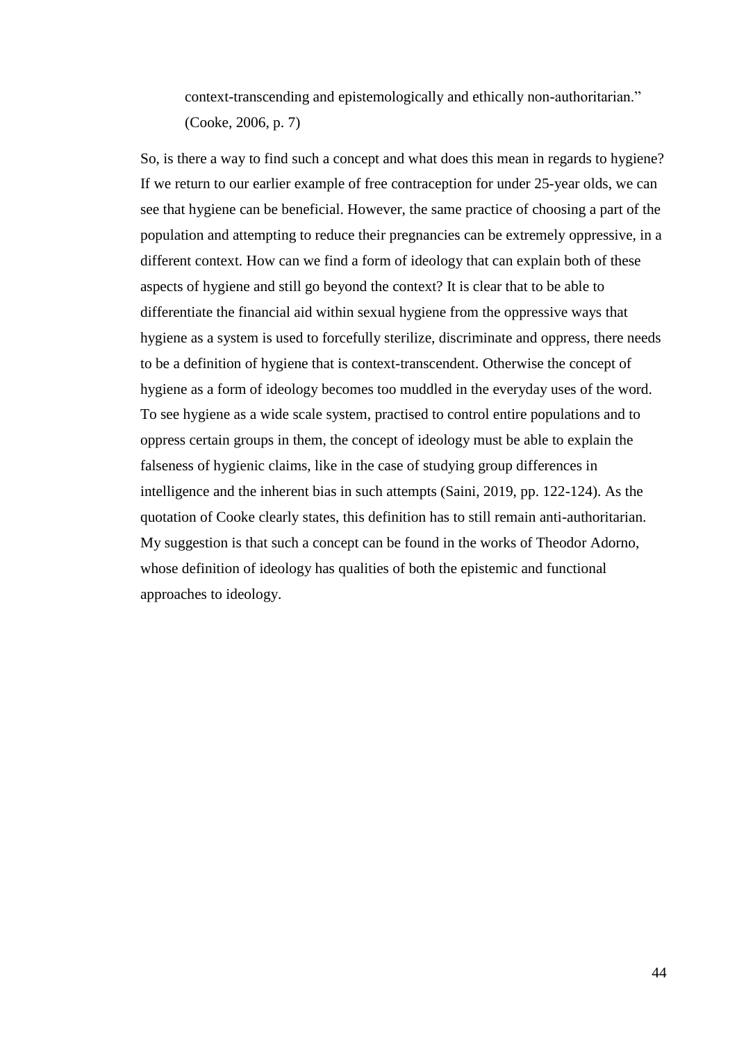> context-transcending and epistemologically and ethically non-authoritarian." (Cooke, 2006, p. 7)

So, is there a way to find such a concept and what does this mean in regards to hygiene? If we return to our earlier example of free contraception for under 25-year olds, we can see that hygiene can be beneficial. However, the same practice of choosing a part of the population and attempting to reduce their pregnancies can be extremely oppressive, in a different context. How can we find a form of ideology that can explain both of these aspects of hygiene and still go beyond the context? It is clear that to be able to differentiate the financial aid within sexual hygiene from the oppressive ways that hygiene as a system is used to forcefully sterilize, discriminate and oppress, there needs to be a definition of hygiene that is context-transcendent. Otherwise the concept of hygiene as a form of ideology becomes too muddled in the everyday uses of the word. To see hygiene as a wide scale system, practised to control entire populations and to oppress certain groups in them, the concept of ideology must be able to explain the falseness of hygienic claims, like in the case of studying group differences in intelligence and the inherent bias in such attempts (Saini, 2019, pp. 122-124). As the quotation of Cooke clearly states, this definition has to still remain anti-authoritarian. My suggestion is that such a concept can be found in the works of Theodor Adorno, whose definition of ideology has qualities of both the epistemic and functional approaches to ideology.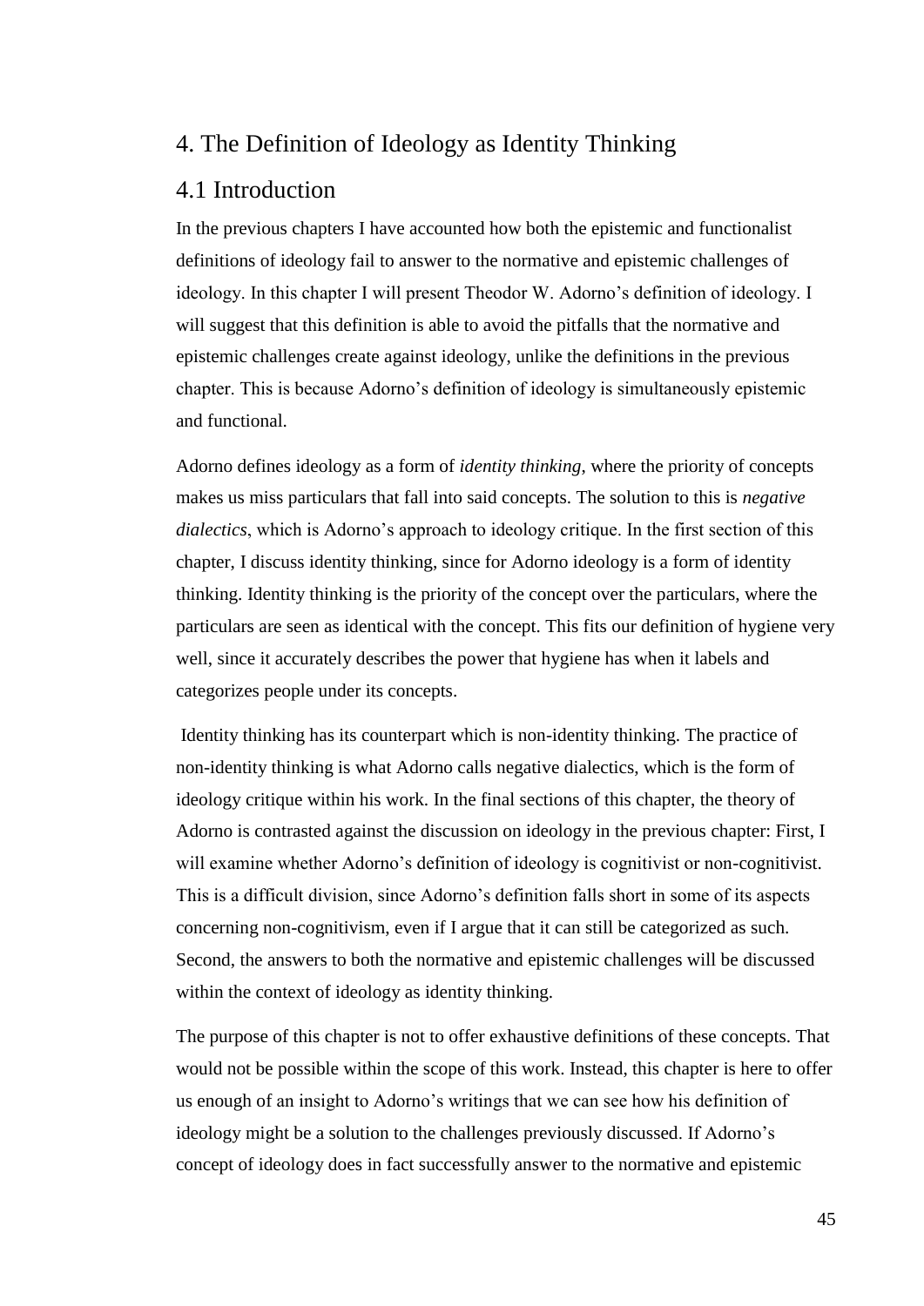## 4. The Definition of Ideology as Identity Thinking

### 4.1 Introduction

In the previous chapters I have accounted how both the epistemic and functionalist definitions of ideology fail to answer to the normative and epistemic challenges of ideology. In this chapter I will present Theodor W. Adorno's definition of ideology. I will suggest that this definition is able to avoid the pitfalls that the normative and epistemic challenges create against ideology, unlike the definitions in the previous chapter. This is because Adorno's definition of ideology is simultaneously epistemic and functional.

Adorno defines ideology as a form of *identity thinking*, where the priority of concepts makes us miss particulars that fall into said concepts. The solution to this is *negative dialectics*, which is Adorno's approach to ideology critique. In the first section of this chapter, I discuss identity thinking, since for Adorno ideology is a form of identity thinking. Identity thinking is the priority of the concept over the particulars, where the particulars are seen as identical with the concept. This fits our definition of hygiene very well, since it accurately describes the power that hygiene has when it labels and categorizes people under its concepts.

Identity thinking has its counterpart which is non-identity thinking. The practice of non-identity thinking is what Adorno calls negative dialectics, which is the form of ideology critique within his work. In the final sections of this chapter, the theory of Adorno is contrasted against the discussion on ideology in the previous chapter: First, I will examine whether Adorno's definition of ideology is cognitivist or non-cognitivist. This is a difficult division, since Adorno's definition falls short in some of its aspects concerning non-cognitivism, even if I argue that it can still be categorized as such. Second, the answers to both the normative and epistemic challenges will be discussed within the context of ideology as identity thinking.

The purpose of this chapter is not to offer exhaustive definitions of these concepts. That would not be possible within the scope of this work. Instead, this chapter is here to offer us enough of an insight to Adorno's writings that we can see how his definition of ideology might be a solution to the challenges previously discussed. If Adorno's concept of ideology does in fact successfully answer to the normative and epistemic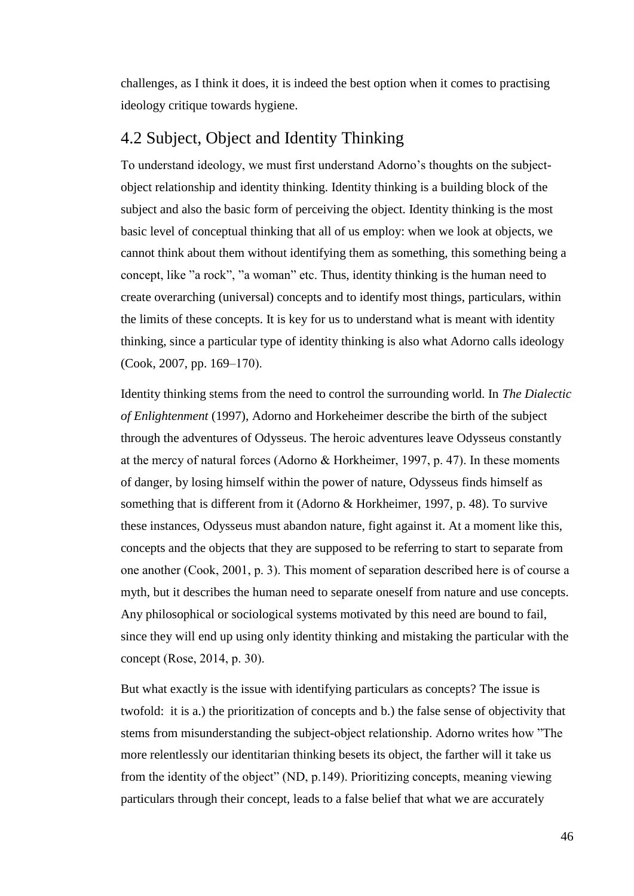challenges, as I think it does, it is indeed the best option when it comes to practising ideology critique towards hygiene.

## 4.2 Subject, Object and Identity Thinking

To understand ideology, we must first understand Adorno's thoughts on the subject-object relationship and identity thinking. Identity thinking is a building block of the subject and also the basic form of perceiving the object. Identity thinking is the most basic level of conceptual thinking that all of us employ: when we look at objects, we cannot think about them without identifying them as something, this something being a concept, like "a rock", "a woman" etc. Thus, identity thinking is the human need to create overarching (universal) concepts and to identify most things, particulars, within the limits of these concepts. It is key for us to understand what is meant with identity thinking, since a particular type of identity thinking is also what Adorno calls ideology (Cook, 2007, pp. 169–170).

Identity thinking stems from the need to control the surrounding world. In *The Dialectic of Enlightenment* (1997), Adorno and Horkeheimer describe the birth of the subject through the adventures of Odysseus. The heroic adventures leave Odysseus constantly at the mercy of natural forces (Adorno & Horkheimer, 1997, p. 47). In these moments of danger, by losing himself within the power of nature, Odysseus finds himself as something that is different from it (Adorno & Horkheimer, 1997, p. 48). To survive these instances, Odysseus must abandon nature, fight against it. At a moment like this, concepts and the objects that they are supposed to be referring to start to separate from one another (Cook, 2001, p. 3). This moment of separation described here is of course a myth, but it describes the human need to separate oneself from nature and use concepts. Any philosophical or sociological systems motivated by this need are bound to fail, since they will end up using only identity thinking and mistaking the particular with the concept (Rose, 2014, p. 30).

But what exactly is the issue with identifying particulars as concepts? The issue is twofold: it is a.) the prioritization of concepts and b.) the false sense of objectivity that stems from misunderstanding the subject-object relationship. Adorno writes how "The more relentlessly our identitarian thinking besets its object, the farther will it take us from the identity of the object" (ND, p.149). Prioritizing concepts, meaning viewing particulars through their concept, leads to a false belief that what we are accurately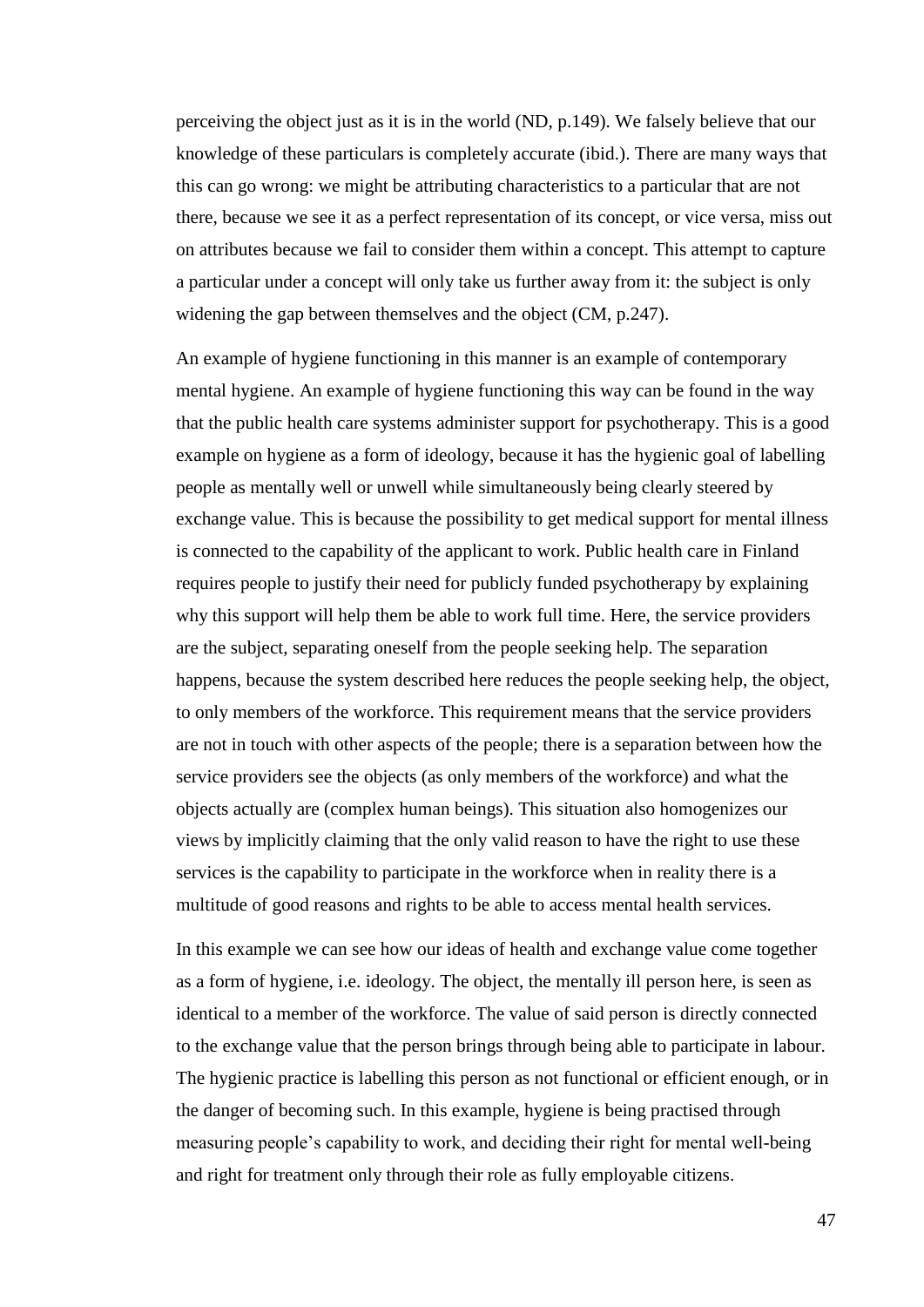perceiving the object just as it is in the world (ND, p.149). We falsely believe that our knowledge of these particulars is completely accurate (ibid.). There are many ways that this can go wrong: we might be attributing characteristics to a particular that are not there, because we see it as a perfect representation of its concept, or vice versa, miss out on attributes because we fail to consider them within a concept. This attempt to capture a particular under a concept will only take us further away from it: the subject is only widening the gap between themselves and the object (CM, p.247).

An example of hygiene functioning in this manner is an example of contemporary mental hygiene. An example of hygiene functioning this way can be found in the way that the public health care systems administer support for psychotherapy. This is a good example on hygiene as a form of ideology, because it has the hygienic goal of labelling people as mentally well or unwell while simultaneously being clearly steered by exchange value. This is because the possibility to get medical support for mental illness is connected to the capability of the applicant to work. Public health care in Finland requires people to justify their need for publicly funded psychotherapy by explaining why this support will help them be able to work full time. Here, the service providers are the subject, separating oneself from the people seeking help. The separation happens, because the system described here reduces the people seeking help, the object, to only members of the workforce. This requirement means that the service providers are not in touch with other aspects of the people; there is a separation between how the service providers see the objects (as only members of the workforce) and what the objects actually are (complex human beings). This situation also homogenizes our views by implicitly claiming that the only valid reason to have the right to use these services is the capability to participate in the workforce when in reality there is a multitude of good reasons and rights to be able to access mental health services.

In this example we can see how our ideas of health and exchange value come together as a form of hygiene, i.e. ideology. The object, the mentally ill person here, is seen as identical to a member of the workforce. The value of said person is directly connected to the exchange value that the person brings through being able to participate in labour. The hygienic practice is labelling this person as not functional or efficient enough, or in the danger of becoming such. In this example, hygiene is being practised through measuring people's capability to work, and deciding their right for mental well-being and right for treatment only through their role as fully employable citizens.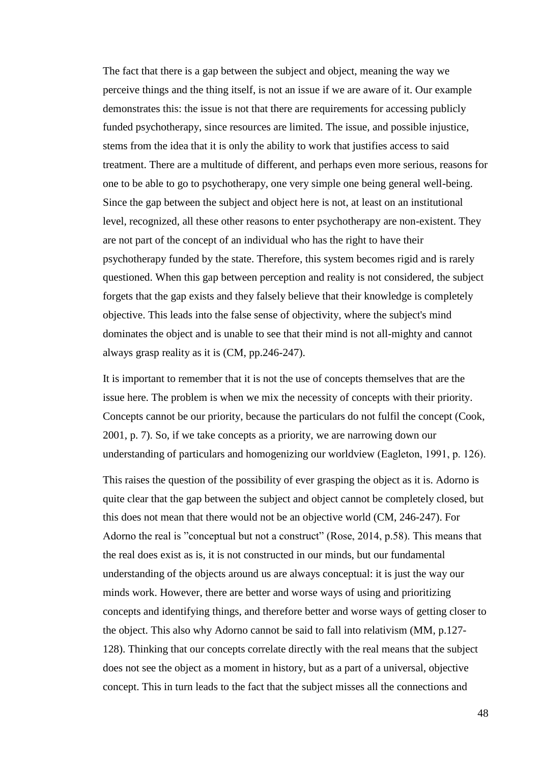The fact that there is a gap between the subject and object, meaning the way we perceive things and the thing itself, is not an issue if we are aware of it. Our example demonstrates this: the issue is not that there are requirements for accessing publicly funded psychotherapy, since resources are limited. The issue, and possible injustice, stems from the idea that it is only the ability to work that justifies access to said treatment. There are a multitude of different, and perhaps even more serious, reasons for one to be able to go to psychotherapy, one very simple one being general well-being. Since the gap between the subject and object here is not, at least on an institutional level, recognized, all these other reasons to enter psychotherapy are non-existent. They are not part of the concept of an individual who has the right to have their psychotherapy funded by the state. Therefore, this system becomes rigid and is rarely questioned. When this gap between perception and reality is not considered, the subject forgets that the gap exists and they falsely believe that their knowledge is completely objective. This leads into the false sense of objectivity, where the subject's mind dominates the object and is unable to see that their mind is not all-mighty and cannot always grasp reality as it is (CM, pp.246-247).

It is important to remember that it is not the use of concepts themselves that are the issue here. The problem is when we mix the necessity of concepts with their priority. Concepts cannot be our priority, because the particulars do not fulfil the concept (Cook, 2001, p. 7). So, if we take concepts as a priority, we are narrowing down our understanding of particulars and homogenizing our worldview (Eagleton, 1991, p. 126).

This raises the question of the possibility of ever grasping the object as it is. Adorno is quite clear that the gap between the subject and object cannot be completely closed, but this does not mean that there would not be an objective world (CM, 246-247). For Adorno the real is ”conceptual but not a construct” (Rose, 2014, p.58). This means that the real does exist as is, it is not constructed in our minds, but our fundamental understanding of the objects around us are always conceptual: it is just the way our minds work. However, there are better and worse ways of using and prioritizing concepts and identifying things, and therefore better and worse ways of getting closer to the object. This also why Adorno cannot be said to fall into relativism (MM, p.127-128). Thinking that our concepts correlate directly with the real means that the subject does not see the object as a moment in history, but as a part of a universal, objective concept. This in turn leads to the fact that the subject misses all the connections and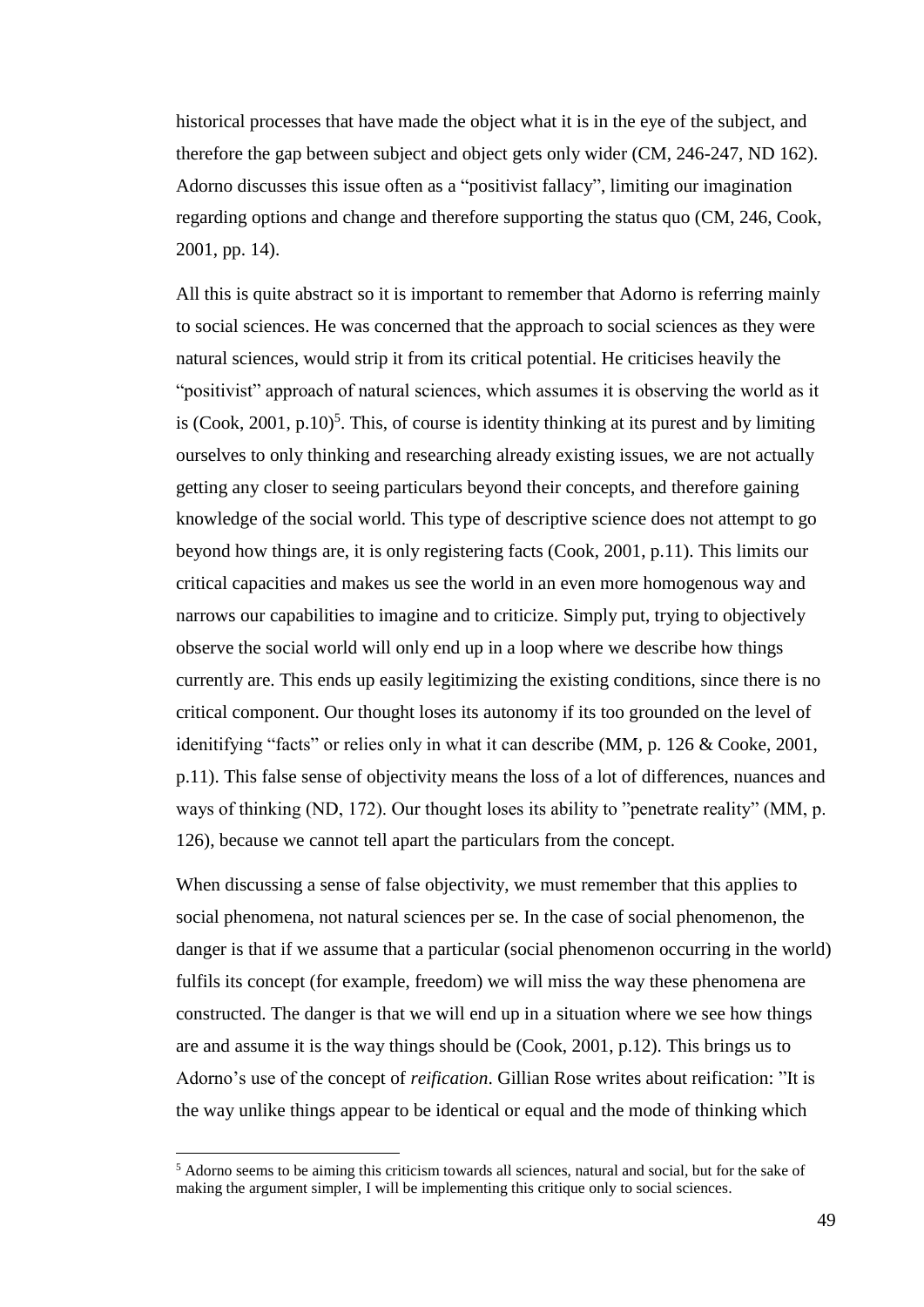historical processes that have made the object what it is in the eye of the subject, and therefore the gap between subject and object gets only wider (CM, 246-247, ND 162). Adorno discusses this issue often as a “positivist fallacy”, limiting our imagination regarding options and change and therefore supporting the status quo (CM, 246, Cook, 2001, pp. 14).

All this is quite abstract so it is important to remember that Adorno is referring mainly to social sciences. He was concerned that the approach to social sciences as they were natural sciences, would strip it from its critical potential. He criticises heavily the “positivist” approach of natural sciences, which assumes it is observing the world as it is (Cook, 2001, p.10)[5]. This, of course is identity thinking at its purest and by limiting ourselves to only thinking and researching already existing issues, we are not actually getting any closer to seeing particulars beyond their concepts, and therefore gaining knowledge of the social world. This type of descriptive science does not attempt to go beyond how things are, it is only registering facts (Cook, 2001, p.11). This limits our critical capacities and makes us see the world in an even more homogenous way and narrows our capabilities to imagine and to criticize. Simply put, trying to objectively observe the social world will only end up in a loop where we describe how things currently are. This ends up easily legitimizing the existing conditions, since there is no critical component. Our thought loses its autonomy if its too grounded on the level of idenitifying “facts” or relies only in what it can describe (MM, p. 126 & Cooke, 2001, p.11). This false sense of objectivity means the loss of a lot of differences, nuances and ways of thinking (ND, 172). Our thought loses its ability to ”penetrate reality” (MM, p. 126), because we cannot tell apart the particulars from the concept.

When discussing a sense of false objectivity, we must remember that this applies to social phenomena, not natural sciences per se. In the case of social phenomenon, the danger is that if we assume that a particular (social phenomenon occurring in the world) fulfils its concept (for example, freedom) we will miss the way these phenomena are constructed. The danger is that we will end up in a situation where we see how things are and assume it is the way things should be (Cook, 2001, p.12). This brings us to Adorno’s use of the concept of *reification*. Gillian Rose writes about reification: ”It is the way unlike things appear to be identical or equal and the mode of thinking which

[5] Adorno seems to be aiming this criticism towards all sciences, natural and social, but for the sake of making the argument simpler, I will be implementing this critique only to social sciences.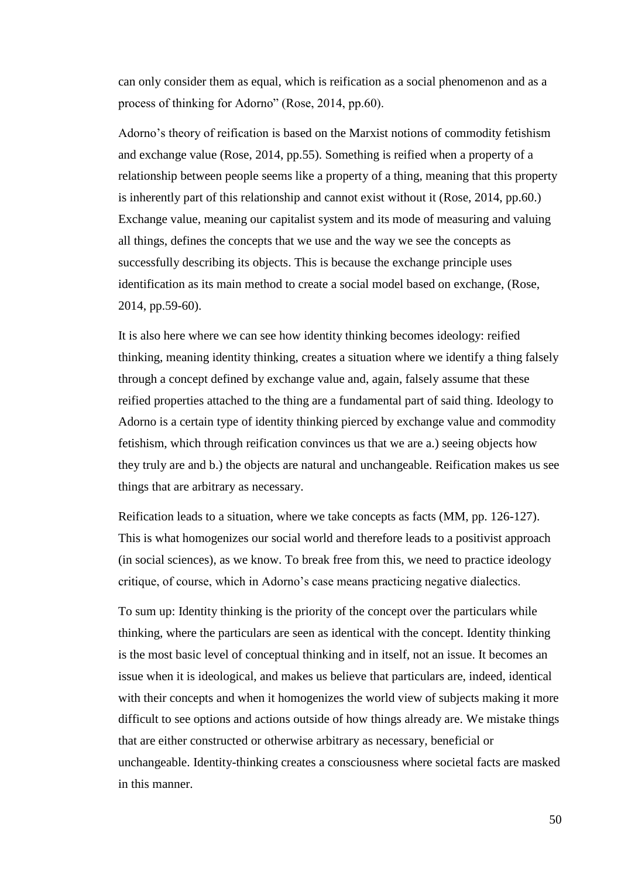can only consider them as equal, which is reification as a social phenomenon and as a process of thinking for Adorno" (Rose, 2014, pp.60).

Adorno's theory of reification is based on the Marxist notions of commodity fetishism and exchange value (Rose, 2014, pp.55). Something is reified when a property of a relationship between people seems like a property of a thing, meaning that this property is inherently part of this relationship and cannot exist without it (Rose, 2014, pp.60.) Exchange value, meaning our capitalist system and its mode of measuring and valuing all things, defines the concepts that we use and the way we see the concepts as successfully describing its objects. This is because the exchange principle uses identification as its main method to create a social model based on exchange, (Rose, 2014, pp.59-60).

It is also here where we can see how identity thinking becomes ideology: reified thinking, meaning identity thinking, creates a situation where we identify a thing falsely through a concept defined by exchange value and, again, falsely assume that these reified properties attached to the thing are a fundamental part of said thing. Ideology to Adorno is a certain type of identity thinking pierced by exchange value and commodity fetishism, which through reification convinces us that we are a.) seeing objects how they truly are and b.) the objects are natural and unchangeable. Reification makes us see things that are arbitrary as necessary.

Reification leads to a situation, where we take concepts as facts (MM, pp. 126-127). This is what homogenizes our social world and therefore leads to a positivist approach (in social sciences), as we know. To break free from this, we need to practice ideology critique, of course, which in Adorno's case means practicing negative dialectics.

To sum up: Identity thinking is the priority of the concept over the particulars while thinking, where the particulars are seen as identical with the concept. Identity thinking is the most basic level of conceptual thinking and in itself, not an issue. It becomes an issue when it is ideological, and makes us believe that particulars are, indeed, identical with their concepts and when it homogenizes the world view of subjects making it more difficult to see options and actions outside of how things already are. We mistake things that are either constructed or otherwise arbitrary as necessary, beneficial or unchangeable. Identity-thinking creates a consciousness where societal facts are masked in this manner.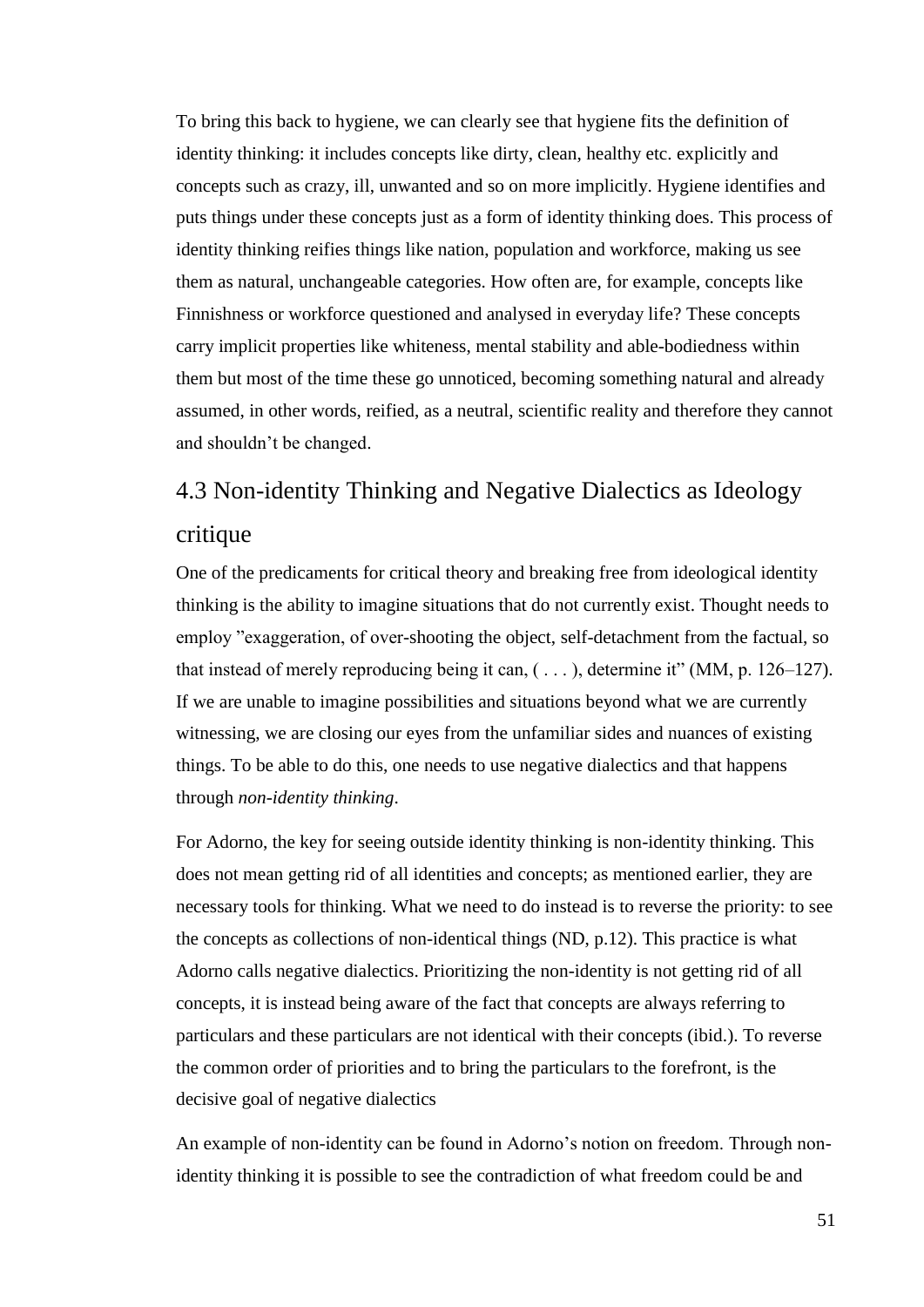To bring this back to hygiene, we can clearly see that hygiene fits the definition of identity thinking: it includes concepts like dirty, clean, healthy etc. explicitly and concepts such as crazy, ill, unwanted and so on more implicitly. Hygiene identifies and puts things under these concepts just as a form of identity thinking does. This process of identity thinking reifies things like nation, population and workforce, making us see them as natural, unchangeable categories. How often are, for example, concepts like Finnishness or workforce questioned and analysed in everyday life? These concepts carry implicit properties like whiteness, mental stability and able-bodiedness within them but most of the time these go unnoticed, becoming something natural and already assumed, in other words, reified, as a neutral, scientific reality and therefore they cannot and shouldn't be changed.

## 4.3 Non-identity Thinking and Negative Dialectics as Ideology critique

One of the predicaments for critical theory and breaking free from ideological identity thinking is the ability to imagine situations that do not currently exist. Thought needs to employ "exaggeration, of over-shooting the object, self-detachment from the factual, so that instead of merely reproducing being it can, ( . . . ), determine it" (MM, p. 126–127). If we are unable to imagine possibilities and situations beyond what we are currently witnessing, we are closing our eyes from the unfamiliar sides and nuances of existing things. To be able to do this, one needs to use negative dialectics and that happens through *non-identity thinking*.

For Adorno, the key for seeing outside identity thinking is non-identity thinking. This does not mean getting rid of all identities and concepts; as mentioned earlier, they are necessary tools for thinking. What we need to do instead is to reverse the priority: to see the concepts as collections of non-identical things (ND, p.12). This practice is what Adorno calls negative dialectics. Prioritizing the non-identity is not getting rid of all concepts, it is instead being aware of the fact that concepts are always referring to particulars and these particulars are not identical with their concepts (ibid.). To reverse the common order of priorities and to bring the particulars to the forefront, is the decisive goal of negative dialectics

An example of non-identity can be found in Adorno's notion on freedom. Through non-identity thinking it is possible to see the contradiction of what freedom could be and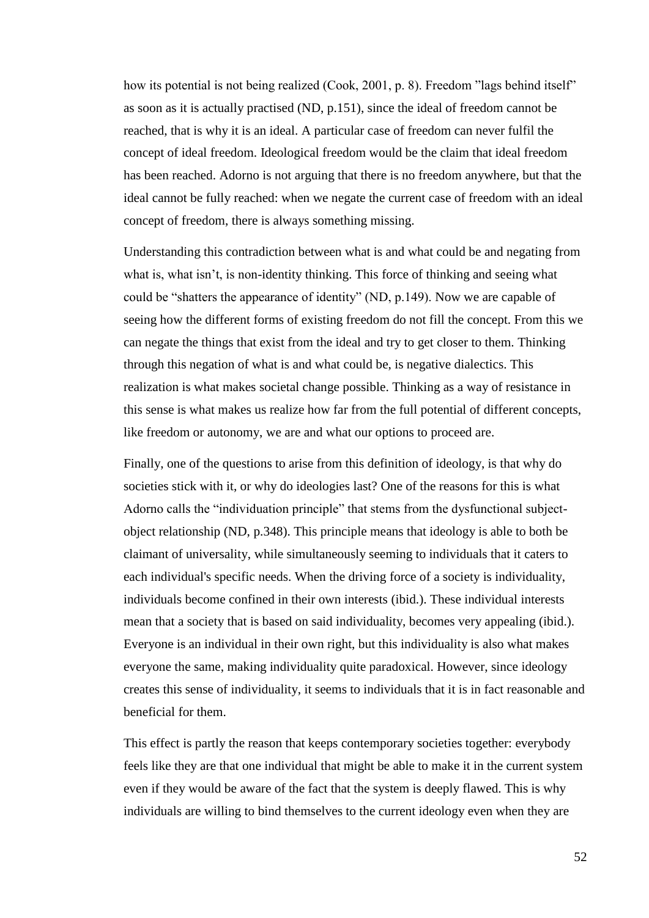how its potential is not being realized (Cook, 2001, p. 8). Freedom ”lags behind itself” as soon as it is actually practised (ND, p.151), since the ideal of freedom cannot be reached, that is why it is an ideal. A particular case of freedom can never fulfil the concept of ideal freedom. Ideological freedom would be the claim that ideal freedom has been reached. Adorno is not arguing that there is no freedom anywhere, but that the ideal cannot be fully reached: when we negate the current case of freedom with an ideal concept of freedom, there is always something missing.

Understanding this contradiction between what is and what could be and negating from what is, what isn’t, is non-identity thinking. This force of thinking and seeing what could be “shatters the appearance of identity” (ND, p.149). Now we are capable of seeing how the different forms of existing freedom do not fill the concept. From this we can negate the things that exist from the ideal and try to get closer to them. Thinking through this negation of what is and what could be, is negative dialectics. This realization is what makes societal change possible. Thinking as a way of resistance in this sense is what makes us realize how far from the full potential of different concepts, like freedom or autonomy, we are and what our options to proceed are.

Finally, one of the questions to arise from this definition of ideology, is that why do societies stick with it, or why do ideologies last? One of the reasons for this is what Adorno calls the “individuation principle” that stems from the dysfunctional subject-object relationship (ND, p.348). This principle means that ideology is able to both be claimant of universality, while simultaneously seeming to individuals that it caters to each individual's specific needs. When the driving force of a society is individuality, individuals become confined in their own interests (ibid.). These individual interests mean that a society that is based on said individuality, becomes very appealing (ibid.). Everyone is an individual in their own right, but this individuality is also what makes everyone the same, making individuality quite paradoxical. However, since ideology creates this sense of individuality, it seems to individuals that it is in fact reasonable and beneficial for them.

This effect is partly the reason that keeps contemporary societies together: everybody feels like they are that one individual that might be able to make it in the current system even if they would be aware of the fact that the system is deeply flawed. This is why individuals are willing to bind themselves to the current ideology even when they are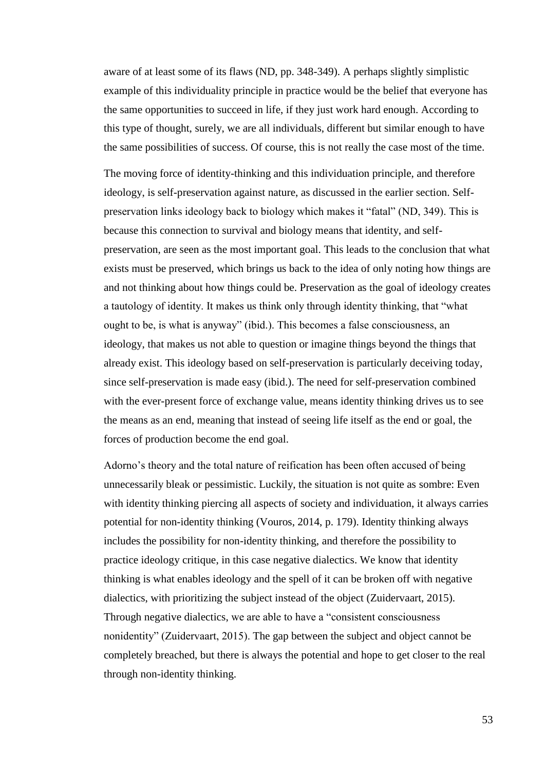aware of at least some of its flaws (ND, pp. 348-349). A perhaps slightly simplistic example of this individuality principle in practice would be the belief that everyone has the same opportunities to succeed in life, if they just work hard enough. According to this type of thought, surely, we are all individuals, different but similar enough to have the same possibilities of success. Of course, this is not really the case most of the time.

The moving force of identity-thinking and this individuation principle, and therefore ideology, is self-preservation against nature, as discussed in the earlier section. Self-preservation links ideology back to biology which makes it "fatal" (ND, 349). This is because this connection to survival and biology means that identity, and self-preservation, are seen as the most important goal. This leads to the conclusion that what exists must be preserved, which brings us back to the idea of only noting how things are and not thinking about how things could be. Preservation as the goal of ideology creates a tautology of identity. It makes us think only through identity thinking, that "what ought to be, is what is anyway" (ibid.). This becomes a false consciousness, an ideology, that makes us not able to question or imagine things beyond the things that already exist. This ideology based on self-preservation is particularly deceiving today, since self-preservation is made easy (ibid.). The need for self-preservation combined with the ever-present force of exchange value, means identity thinking drives us to see the means as an end, meaning that instead of seeing life itself as the end or goal, the forces of production become the end goal.

Adorno's theory and the total nature of reification has been often accused of being unnecessarily bleak or pessimistic. Luckily, the situation is not quite as sombre: Even with identity thinking piercing all aspects of society and individuation, it always carries potential for non-identity thinking (Vouros, 2014, p. 179). Identity thinking always includes the possibility for non-identity thinking, and therefore the possibility to practice ideology critique, in this case negative dialectics. We know that identity thinking is what enables ideology and the spell of it can be broken off with negative dialectics, with prioritizing the subject instead of the object (Zuidervaart, 2015). Through negative dialectics, we are able to have a "consistent consciousness nonidentity" (Zuidervaart, 2015). The gap between the subject and object cannot be completely breached, but there is always the potential and hope to get closer to the real through non-identity thinking.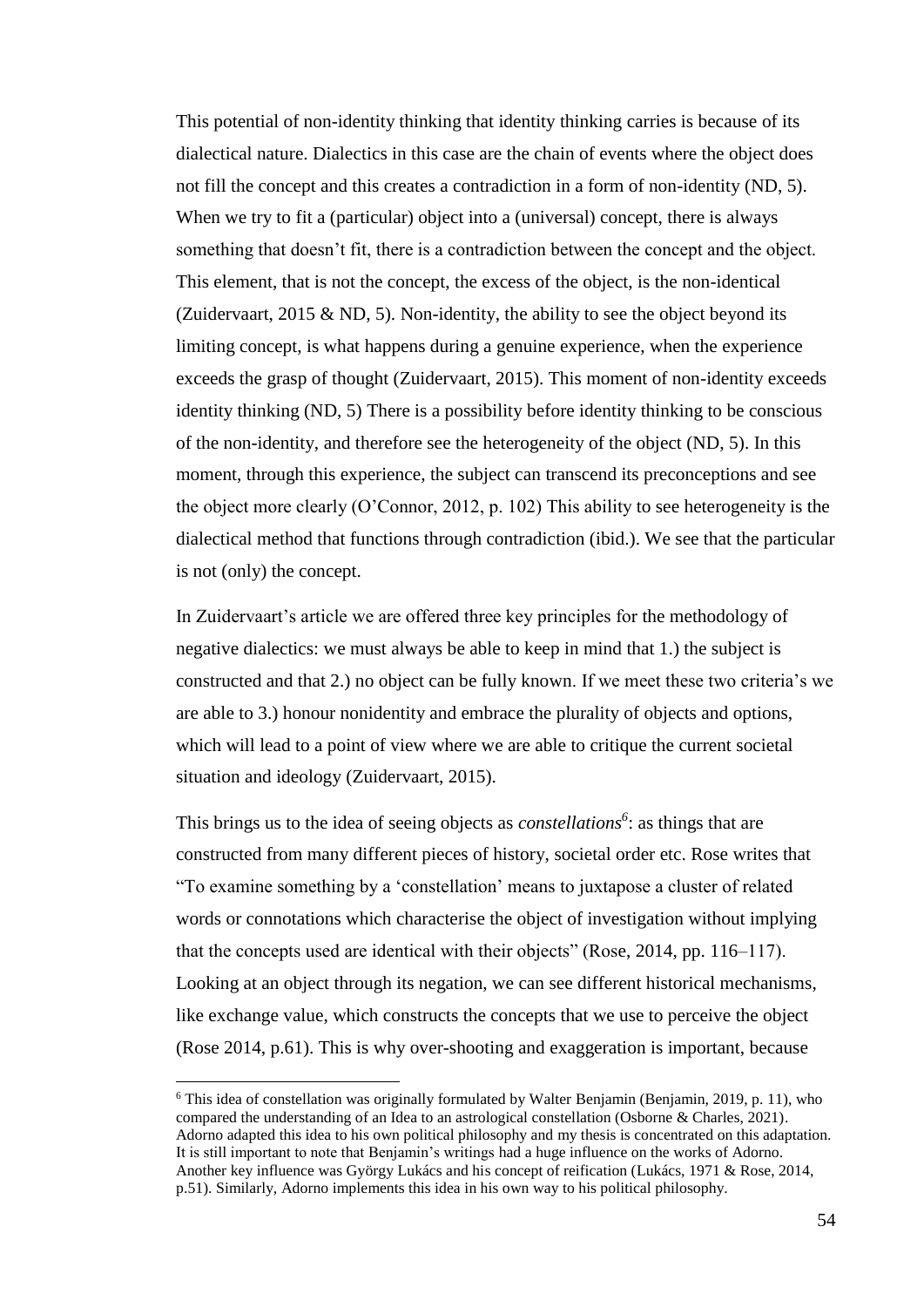This potential of non-identity thinking that identity thinking carries is because of its dialectical nature. Dialectics in this case are the chain of events where the object does not fill the concept and this creates a contradiction in a form of non-identity (ND, 5). When we try to fit a (particular) object into a (universal) concept, there is always something that doesn't fit, there is a contradiction between the concept and the object. This element, that is not the concept, the excess of the object, is the non-identical (Zuidervaart, 2015 & ND, 5). Non-identity, the ability to see the object beyond its limiting concept, is what happens during a genuine experience, when the experience exceeds the grasp of thought (Zuidervaart, 2015). This moment of non-identity exceeds identity thinking (ND, 5) There is a possibility before identity thinking to be conscious of the non-identity, and therefore see the heterogeneity of the object (ND, 5). In this moment, through this experience, the subject can transcend its preconceptions and see the object more clearly (O'Connor, 2012, p. 102) This ability to see heterogeneity is the dialectical method that functions through contradiction (ibid.). We see that the particular is not (only) the concept.

In Zuidervaart's article we are offered three key principles for the methodology of negative dialectics: we must always be able to keep in mind that 1.) the subject is constructed and that 2.) no object can be fully known. If we meet these two criteria's we are able to 3.) honour nonidentity and embrace the plurality of objects and options, which will lead to a point of view where we are able to critique the current societal situation and ideology (Zuidervaart, 2015).

This brings us to the idea of seeing objects as *constellations*[6]: as things that are constructed from many different pieces of history, societal order etc. Rose writes that "To examine something by a 'constellation' means to juxtapose a cluster of related words or connotations which characterise the object of investigation without implying that the concepts used are identical with their objects" (Rose, 2014, pp. 116–117). Looking at an object through its negation, we can see different historical mechanisms, like exchange value, which constructs the concepts that we use to perceive the object (Rose 2014, p.61). This is why over-shooting and exaggeration is important, because

[6] This idea of constellation was originally formulated by Walter Benjamin (Benjamin, 2019, p. 11), who compared the understanding of an Idea to an astrological constellation (Osborne & Charles, 2021). Adorno adapted this idea to his own political philosophy and my thesis is concentrated on this adaptation. It is still important to note that Benjamin's writings had a huge influence on the works of Adorno. Another key influence was György Lukács and his concept of reification (Lukács, 1971 & Rose, 2014, p.51). Similarly, Adorno implements this idea in his own way to his political philosophy.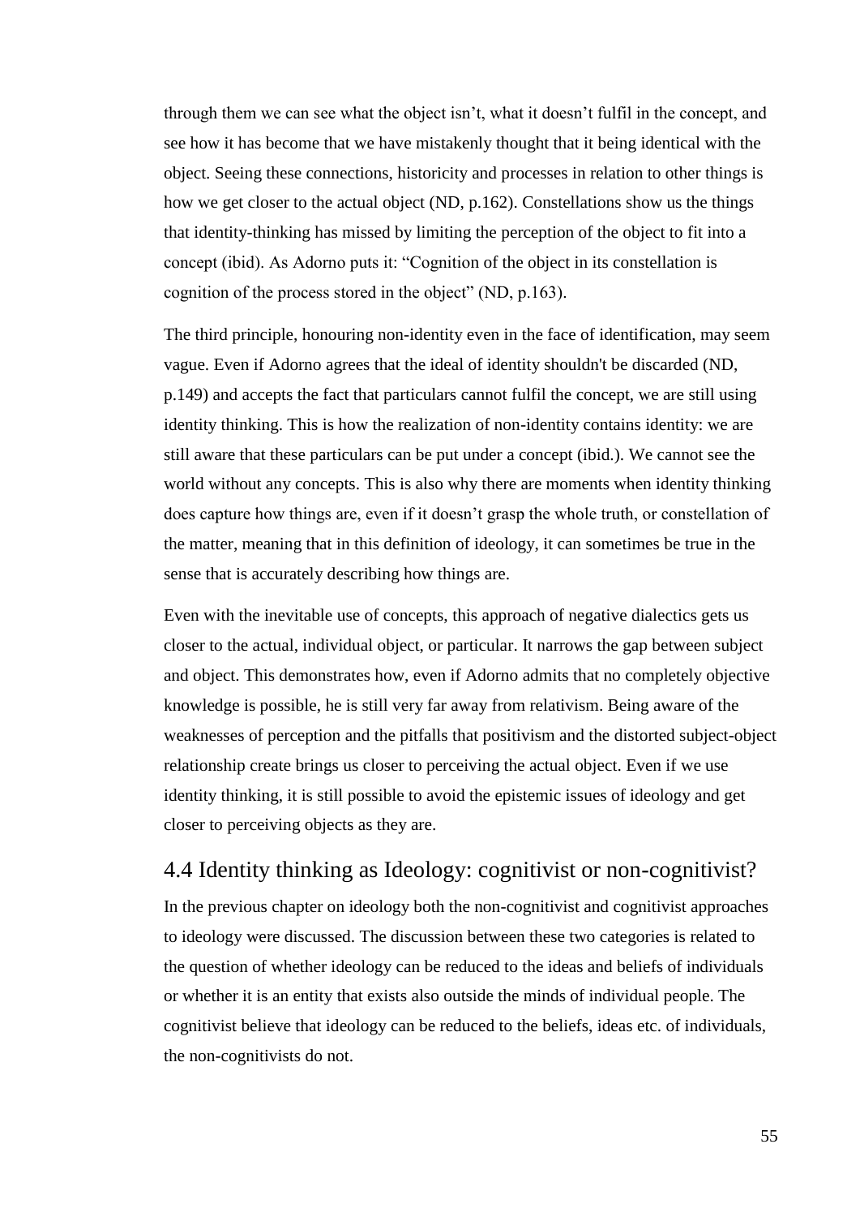through them we can see what the object isn't, what it doesn't fulfil in the concept, and see how it has become that we have mistakenly thought that it being identical with the object. Seeing these connections, historicity and processes in relation to other things is how we get closer to the actual object (ND, p.162). Constellations show us the things that identity-thinking has missed by limiting the perception of the object to fit into a concept (ibid). As Adorno puts it: "Cognition of the object in its constellation is cognition of the process stored in the object" (ND, p.163).

The third principle, honouring non-identity even in the face of identification, may seem vague. Even if Adorno agrees that the ideal of identity shouldn't be discarded (ND, p.149) and accepts the fact that particulars cannot fulfil the concept, we are still using identity thinking. This is how the realization of non-identity contains identity: we are still aware that these particulars can be put under a concept (ibid.). We cannot see the world without any concepts. This is also why there are moments when identity thinking does capture how things are, even if it doesn't grasp the whole truth, or constellation of the matter, meaning that in this definition of ideology, it can sometimes be true in the sense that is accurately describing how things are.

Even with the inevitable use of concepts, this approach of negative dialectics gets us closer to the actual, individual object, or particular. It narrows the gap between subject and object. This demonstrates how, even if Adorno admits that no completely objective knowledge is possible, he is still very far away from relativism. Being aware of the weaknesses of perception and the pitfalls that positivism and the distorted subject-object relationship create brings us closer to perceiving the actual object. Even if we use identity thinking, it is still possible to avoid the epistemic issues of ideology and get closer to perceiving objects as they are.

## 4.4 Identity thinking as Ideology: cognitivist or non-cognitivist?

In the previous chapter on ideology both the non-cognitivist and cognitivist approaches to ideology were discussed. The discussion between these two categories is related to the question of whether ideology can be reduced to the ideas and beliefs of individuals or whether it is an entity that exists also outside the minds of individual people. The cognitivist believe that ideology can be reduced to the beliefs, ideas etc. of individuals, the non-cognitivists do not.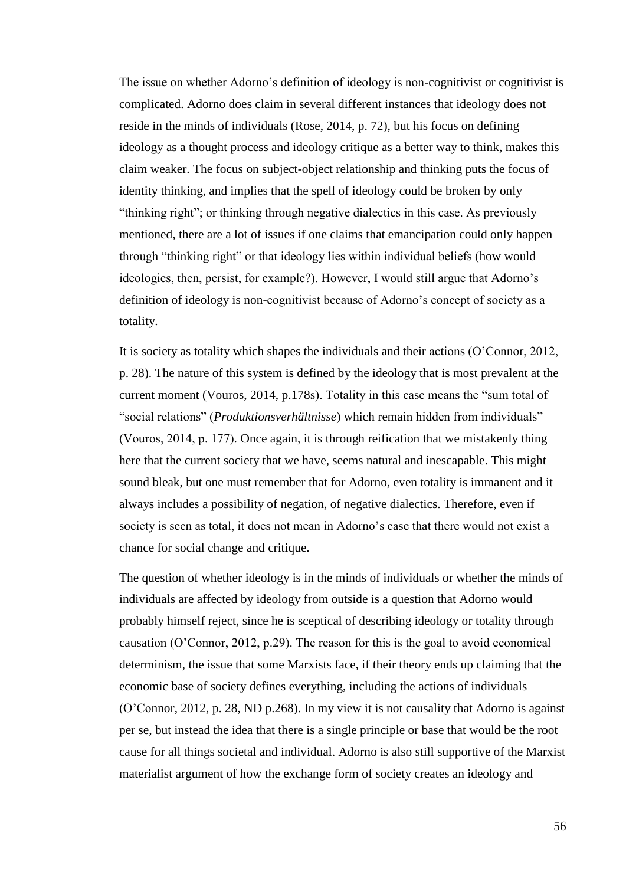The issue on whether Adorno's definition of ideology is non-cognitivist or cognitivist is complicated. Adorno does claim in several different instances that ideology does not reside in the minds of individuals (Rose, 2014, p. 72), but his focus on defining ideology as a thought process and ideology critique as a better way to think, makes this claim weaker. The focus on subject-object relationship and thinking puts the focus of identity thinking, and implies that the spell of ideology could be broken by only "thinking right"; or thinking through negative dialectics in this case. As previously mentioned, there are a lot of issues if one claims that emancipation could only happen through "thinking right" or that ideology lies within individual beliefs (how would ideologies, then, persist, for example?). However, I would still argue that Adorno's definition of ideology is non-cognitivist because of Adorno's concept of society as a totality.

It is society as totality which shapes the individuals and their actions (O'Connor, 2012, p. 28). The nature of this system is defined by the ideology that is most prevalent at the current moment (Vouros, 2014, p.178s). Totality in this case means the "sum total of "social relations" (*Produktionsverhältnisse*) which remain hidden from individuals" (Vouros, 2014, p. 177). Once again, it is through reification that we mistakenly thing here that the current society that we have, seems natural and inescapable. This might sound bleak, but one must remember that for Adorno, even totality is immanent and it always includes a possibility of negation, of negative dialectics. Therefore, even if society is seen as total, it does not mean in Adorno's case that there would not exist a chance for social change and critique.

The question of whether ideology is in the minds of individuals or whether the minds of individuals are affected by ideology from outside is a question that Adorno would probably himself reject, since he is sceptical of describing ideology or totality through causation (O'Connor, 2012, p.29). The reason for this is the goal to avoid economical determinism, the issue that some Marxists face, if their theory ends up claiming that the economic base of society defines everything, including the actions of individuals (O'Connor, 2012, p. 28, ND p.268). In my view it is not causality that Adorno is against per se, but instead the idea that there is a single principle or base that would be the root cause for all things societal and individual. Adorno is also still supportive of the Marxist materialist argument of how the exchange form of society creates an ideology and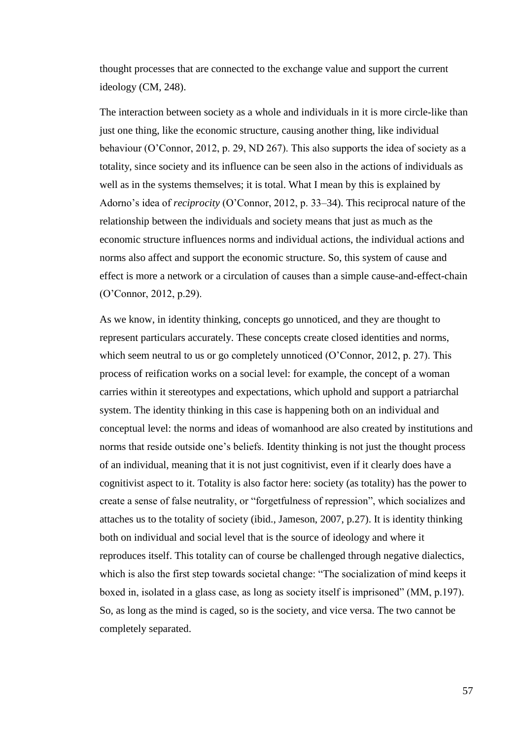thought processes that are connected to the exchange value and support the current ideology (CM, 248).

The interaction between society as a whole and individuals in it is more circle-like than just one thing, like the economic structure, causing another thing, like individual behaviour (O'Connor, 2012, p. 29, ND 267). This also supports the idea of society as a totality, since society and its influence can be seen also in the actions of individuals as well as in the systems themselves; it is total. What I mean by this is explained by Adorno's idea of *reciprocity* (O'Connor, 2012, p. 33–34). This reciprocal nature of the relationship between the individuals and society means that just as much as the economic structure influences norms and individual actions, the individual actions and norms also affect and support the economic structure. So, this system of cause and effect is more a network or a circulation of causes than a simple cause-and-effect-chain (O'Connor, 2012, p.29).

As we know, in identity thinking, concepts go unnoticed, and they are thought to represent particulars accurately. These concepts create closed identities and norms, which seem neutral to us or go completely unnoticed (O'Connor, 2012, p. 27). This process of reification works on a social level: for example, the concept of a woman carries within it stereotypes and expectations, which uphold and support a patriarchal system. The identity thinking in this case is happening both on an individual and conceptual level: the norms and ideas of womanhood are also created by institutions and norms that reside outside one's beliefs. Identity thinking is not just the thought process of an individual, meaning that it is not just cognitivist, even if it clearly does have a cognitivist aspect to it. Totality is also factor here: society (as totality) has the power to create a sense of false neutrality, or "forgetfulness of repression", which socializes and attaches us to the totality of society (ibid., Jameson, 2007, p.27). It is identity thinking both on individual and social level that is the source of ideology and where it reproduces itself. This totality can of course be challenged through negative dialectics, which is also the first step towards societal change: "The socialization of mind keeps it boxed in, isolated in a glass case, as long as society itself is imprisoned" (MM, p.197). So, as long as the mind is caged, so is the society, and vice versa. The two cannot be completely separated.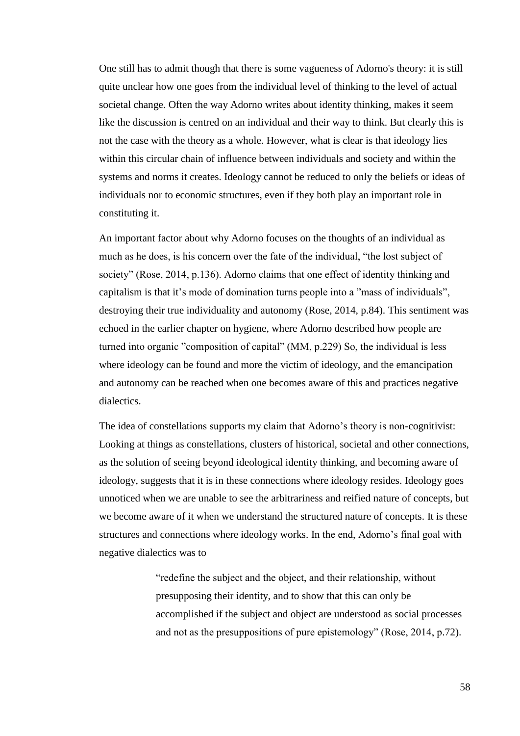One still has to admit though that there is some vagueness of Adorno's theory: it is still quite unclear how one goes from the individual level of thinking to the level of actual societal change. Often the way Adorno writes about identity thinking, makes it seem like the discussion is centred on an individual and their way to think. But clearly this is not the case with the theory as a whole. However, what is clear is that ideology lies within this circular chain of influence between individuals and society and within the systems and norms it creates. Ideology cannot be reduced to only the beliefs or ideas of individuals nor to economic structures, even if they both play an important role in constituting it.

An important factor about why Adorno focuses on the thoughts of an individual as much as he does, is his concern over the fate of the individual, "the lost subject of society" (Rose, 2014, p.136). Adorno claims that one effect of identity thinking and capitalism is that it's mode of domination turns people into a "mass of individuals", destroying their true individuality and autonomy (Rose, 2014, p.84). This sentiment was echoed in the earlier chapter on hygiene, where Adorno described how people are turned into organic "composition of capital" (MM, p.229) So, the individual is less where ideology can be found and more the victim of ideology, and the emancipation and autonomy can be reached when one becomes aware of this and practices negative dialectics.

The idea of constellations supports my claim that Adorno's theory is non-cognitivist: Looking at things as constellations, clusters of historical, societal and other connections, as the solution of seeing beyond ideological identity thinking, and becoming aware of ideology, suggests that it is in these connections where ideology resides. Ideology goes unnoticed when we are unable to see the arbitrariness and reified nature of concepts, but we become aware of it when we understand the structured nature of concepts. It is these structures and connections where ideology works. In the end, Adorno's final goal with negative dialectics was to

> "redefine the subject and the object, and their relationship, without presupposing their identity, and to show that this can only be accomplished if the subject and object are understood as social processes and not as the presuppositions of pure epistemology" (Rose, 2014, p.72).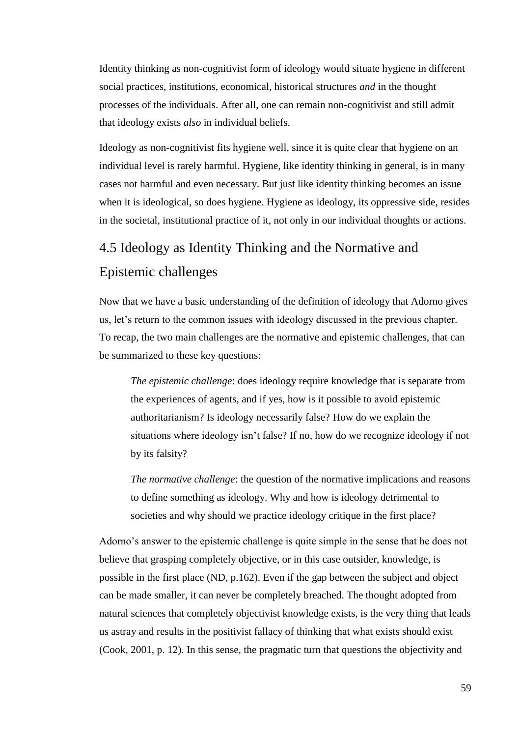Identity thinking as non-cognitivist form of ideology would situate hygiene in different social practices, institutions, economical, historical structures *and* in the thought processes of the individuals. After all, one can remain non-cognitivist and still admit that ideology exists *also* in individual beliefs.

Ideology as non-cognitivist fits hygiene well, since it is quite clear that hygiene on an individual level is rarely harmful. Hygiene, like identity thinking in general, is in many cases not harmful and even necessary. But just like identity thinking becomes an issue when it is ideological, so does hygiene. Hygiene as ideology, its oppressive side, resides in the societal, institutional practice of it, not only in our individual thoughts or actions.

## 4.5 Ideology as Identity Thinking and the Normative and Epistemic challenges

Now that we have a basic understanding of the definition of ideology that Adorno gives us, let's return to the common issues with ideology discussed in the previous chapter. To recap, the two main challenges are the normative and epistemic challenges, that can be summarized to these key questions:

> *The epistemic challenge*: does ideology require knowledge that is separate from the experiences of agents, and if yes, how is it possible to avoid epistemic authoritarianism? Is ideology necessarily false? How do we explain the situations where ideology isn't false? If no, how do we recognize ideology if not by its falsity?
>
> *The normative challenge*: the question of the normative implications and reasons to define something as ideology. Why and how is ideology detrimental to societies and why should we practice ideology critique in the first place?

Adorno's answer to the epistemic challenge is quite simple in the sense that he does not believe that grasping completely objective, or in this case outsider, knowledge, is possible in the first place (ND, p.162). Even if the gap between the subject and object can be made smaller, it can never be completely breached. The thought adopted from natural sciences that completely objectivist knowledge exists, is the very thing that leads us astray and results in the positivist fallacy of thinking that what exists should exist (Cook, 2001, p. 12). In this sense, the pragmatic turn that questions the objectivity and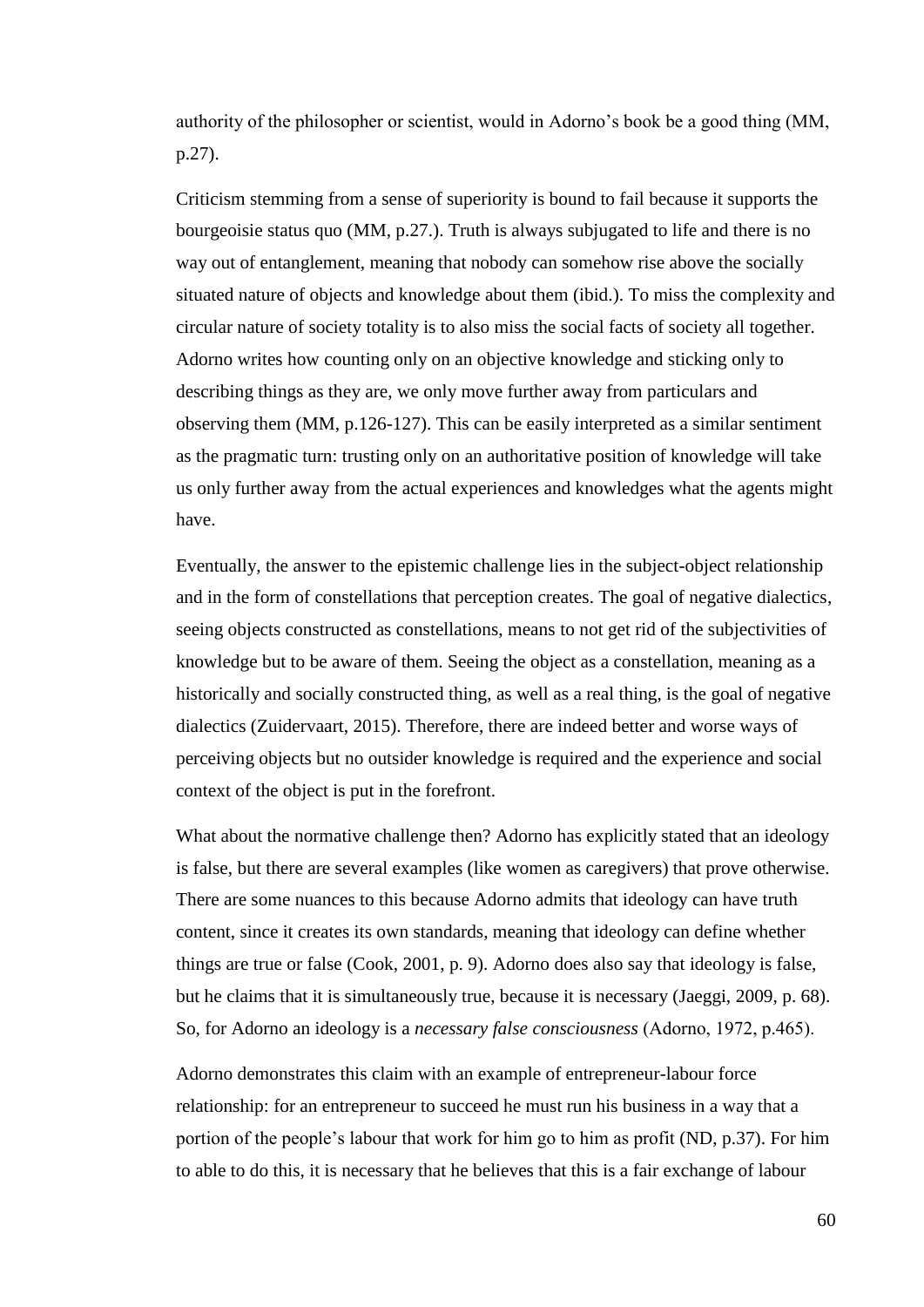authority of the philosopher or scientist, would in Adorno's book be a good thing (MM, p.27).

Criticism stemming from a sense of superiority is bound to fail because it supports the bourgeoisie status quo (MM, p.27.). Truth is always subjugated to life and there is no way out of entanglement, meaning that nobody can somehow rise above the socially situated nature of objects and knowledge about them (ibid.). To miss the complexity and circular nature of society totality is to also miss the social facts of society all together. Adorno writes how counting only on an objective knowledge and sticking only to describing things as they are, we only move further away from particulars and observing them (MM, p.126-127). This can be easily interpreted as a similar sentiment as the pragmatic turn: trusting only on an authoritative position of knowledge will take us only further away from the actual experiences and knowledges what the agents might have.

Eventually, the answer to the epistemic challenge lies in the subject-object relationship and in the form of constellations that perception creates. The goal of negative dialectics, seeing objects constructed as constellations, means to not get rid of the subjectivities of knowledge but to be aware of them. Seeing the object as a constellation, meaning as a historically and socially constructed thing, as well as a real thing, is the goal of negative dialectics (Zuidervaart, 2015). Therefore, there are indeed better and worse ways of perceiving objects but no outsider knowledge is required and the experience and social context of the object is put in the forefront.

What about the normative challenge then? Adorno has explicitly stated that an ideology is false, but there are several examples (like women as caregivers) that prove otherwise. There are some nuances to this because Adorno admits that ideology can have truth content, since it creates its own standards, meaning that ideology can define whether things are true or false (Cook, 2001, p. 9). Adorno does also say that ideology is false, but he claims that it is simultaneously true, because it is necessary (Jaeggi, 2009, p. 68). So, for Adorno an ideology is a *necessary false consciousness* (Adorno, 1972, p.465).

Adorno demonstrates this claim with an example of entrepreneur-labour force relationship: for an entrepreneur to succeed he must run his business in a way that a portion of the people's labour that work for him go to him as profit (ND, p.37). For him to able to do this, it is necessary that he believes that this is a fair exchange of labour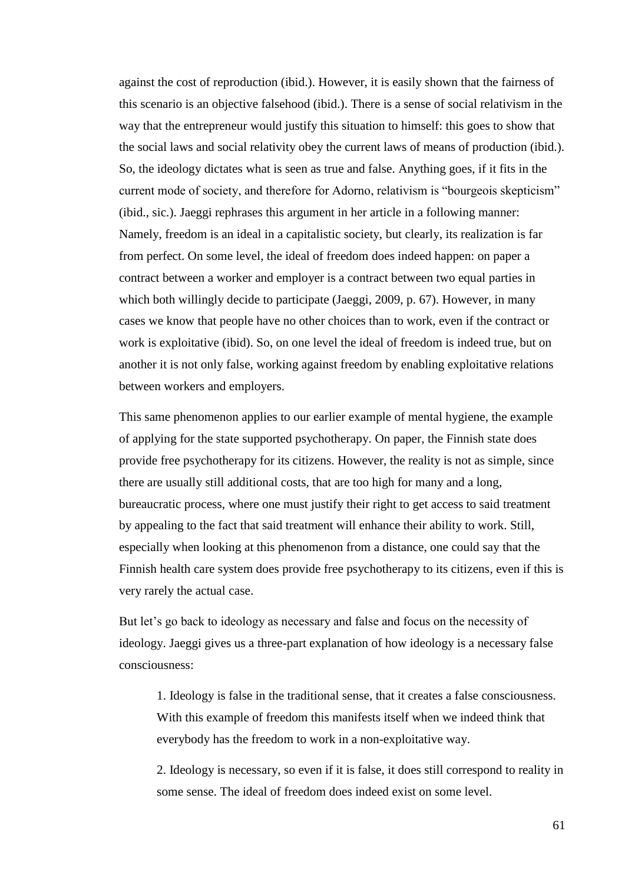against the cost of reproduction (ibid.). However, it is easily shown that the fairness of this scenario is an objective falsehood (ibid.). There is a sense of social relativism in the way that the entrepreneur would justify this situation to himself: this goes to show that the social laws and social relativity obey the current laws of means of production (ibid.). So, the ideology dictates what is seen as true and false. Anything goes, if it fits in the current mode of society, and therefore for Adorno, relativism is "bourgeois skepticism" (ibid., sic.). Jaeggi rephrases this argument in her article in a following manner: Namely, freedom is an ideal in a capitalistic society, but clearly, its realization is far from perfect. On some level, the ideal of freedom does indeed happen: on paper a contract between a worker and employer is a contract between two equal parties in which both willingly decide to participate (Jaeggi, 2009, p. 67). However, in many cases we know that people have no other choices than to work, even if the contract or work is exploitative (ibid). So, on one level the ideal of freedom is indeed true, but on another it is not only false, working against freedom by enabling exploitative relations between workers and employers.

This same phenomenon applies to our earlier example of mental hygiene, the example of applying for the state supported psychotherapy. On paper, the Finnish state does provide free psychotherapy for its citizens. However, the reality is not as simple, since there are usually still additional costs, that are too high for many and a long, bureaucratic process, where one must justify their right to get access to said treatment by appealing to the fact that said treatment will enhance their ability to work. Still, especially when looking at this phenomenon from a distance, one could say that the Finnish health care system does provide free psychotherapy to its citizens, even if this is very rarely the actual case.

But let's go back to ideology as necessary and false and focus on the necessity of ideology. Jaeggi gives us a three-part explanation of how ideology is a necessary false consciousness:

1. Ideology is false in the traditional sense, that it creates a false consciousness. With this example of freedom this manifests itself when we indeed think that everybody has the freedom to work in a non-exploitative way.

2. Ideology is necessary, so even if it is false, it does still correspond to reality in some sense. The ideal of freedom does indeed exist on some level.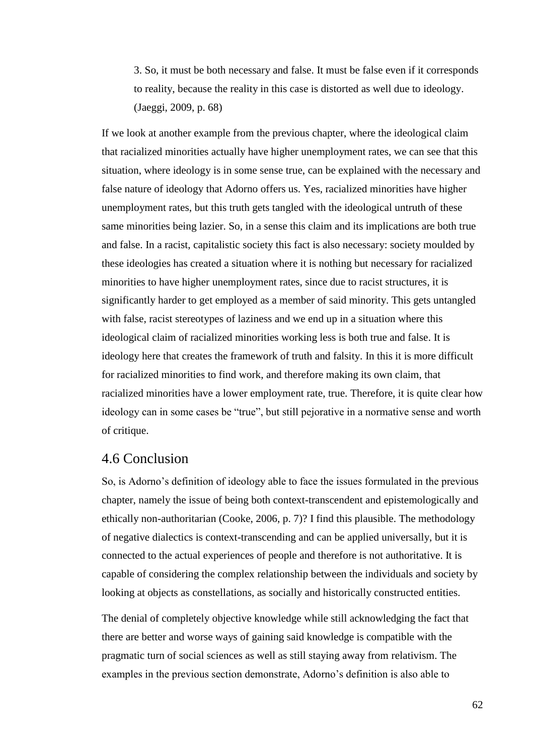3. So, it must be both necessary and false. It must be false even if it corresponds to reality, because the reality in this case is distorted as well due to ideology. (Jaeggi, 2009, p. 68)

If we look at another example from the previous chapter, where the ideological claim that racialized minorities actually have higher unemployment rates, we can see that this situation, where ideology is in some sense true, can be explained with the necessary and false nature of ideology that Adorno offers us. Yes, racialized minorities have higher unemployment rates, but this truth gets tangled with the ideological untruth of these same minorities being lazier. So, in a sense this claim and its implications are both true and false. In a racist, capitalistic society this fact is also necessary: society moulded by these ideologies has created a situation where it is nothing but necessary for racialized minorities to have higher unemployment rates, since due to racist structures, it is significantly harder to get employed as a member of said minority. This gets untangled with false, racist stereotypes of laziness and we end up in a situation where this ideological claim of racialized minorities working less is both true and false. It is ideology here that creates the framework of truth and falsity. In this it is more difficult for racialized minorities to find work, and therefore making its own claim, that racialized minorities have a lower employment rate, true. Therefore, it is quite clear how ideology can in some cases be "true", but still pejorative in a normative sense and worth of critique.

## 4.6 Conclusion

So, is Adorno's definition of ideology able to face the issues formulated in the previous chapter, namely the issue of being both context-transcendent and epistemologically and ethically non-authoritarian (Cooke, 2006, p. 7)? I find this plausible. The methodology of negative dialectics is context-transcending and can be applied universally, but it is connected to the actual experiences of people and therefore is not authoritative. It is capable of considering the complex relationship between the individuals and society by looking at objects as constellations, as socially and historically constructed entities.

The denial of completely objective knowledge while still acknowledging the fact that there are better and worse ways of gaining said knowledge is compatible with the pragmatic turn of social sciences as well as still staying away from relativism. The examples in the previous section demonstrate, Adorno's definition is also able to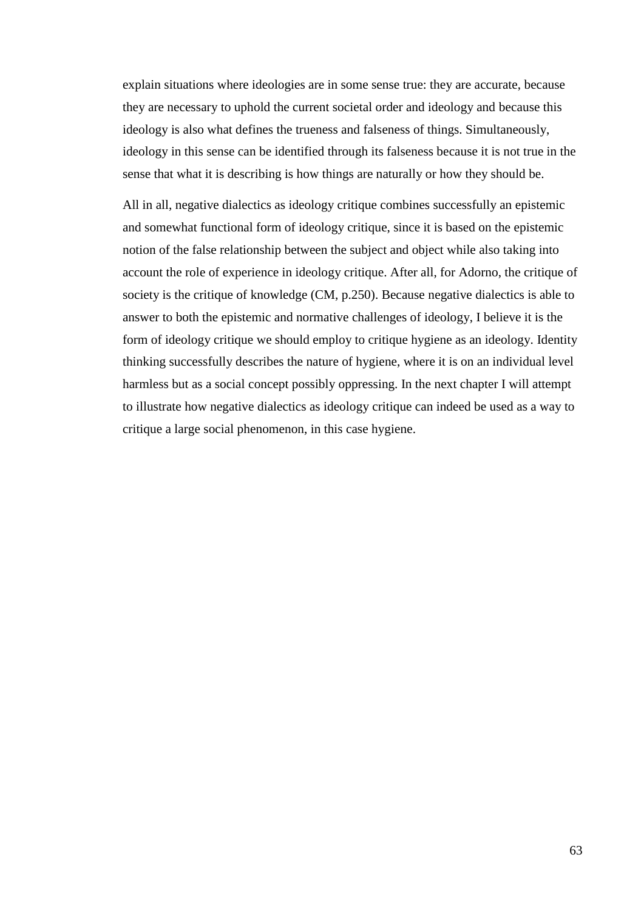explain situations where ideologies are in some sense true: they are accurate, because they are necessary to uphold the current societal order and ideology and because this ideology is also what defines the trueness and falseness of things. Simultaneously, ideology in this sense can be identified through its falseness because it is not true in the sense that what it is describing is how things are naturally or how they should be.

All in all, negative dialectics as ideology critique combines successfully an epistemic and somewhat functional form of ideology critique, since it is based on the epistemic notion of the false relationship between the subject and object while also taking into account the role of experience in ideology critique. After all, for Adorno, the critique of society is the critique of knowledge (CM, p.250). Because negative dialectics is able to answer to both the epistemic and normative challenges of ideology, I believe it is the form of ideology critique we should employ to critique hygiene as an ideology. Identity thinking successfully describes the nature of hygiene, where it is on an individual level harmless but as a social concept possibly oppressing. In the next chapter I will attempt to illustrate how negative dialectics as ideology critique can indeed be used as a way to critique a large social phenomenon, in this case hygiene.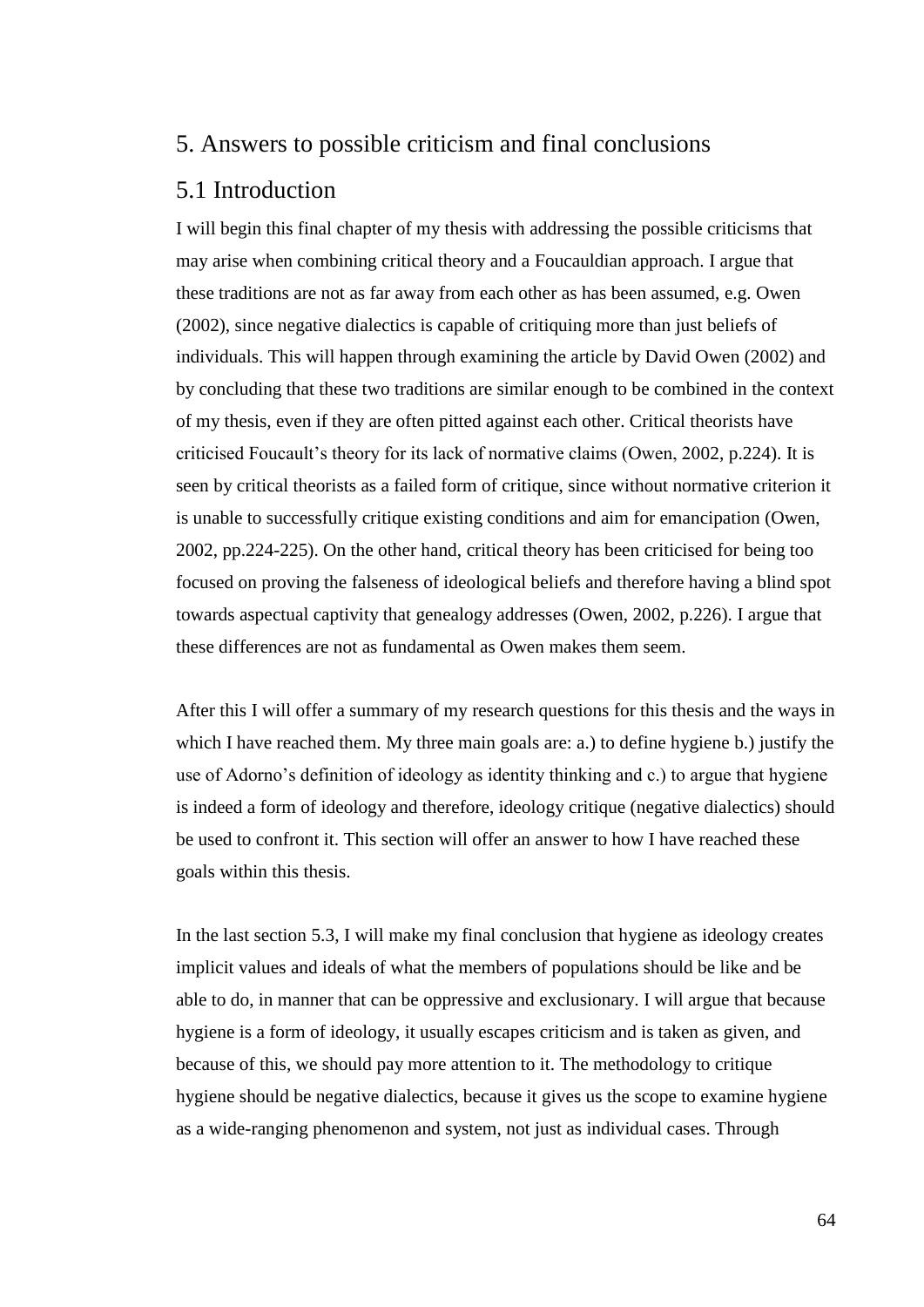## 5. Answers to possible criticism and final conclusions

### 5.1 Introduction

I will begin this final chapter of my thesis with addressing the possible criticisms that may arise when combining critical theory and a Foucauldian approach. I argue that these traditions are not as far away from each other as has been assumed, e.g. Owen (2002), since negative dialectics is capable of critiquing more than just beliefs of individuals. This will happen through examining the article by David Owen (2002) and by concluding that these two traditions are similar enough to be combined in the context of my thesis, even if they are often pitted against each other. Critical theorists have criticised Foucault's theory for its lack of normative claims (Owen, 2002, p.224). It is seen by critical theorists as a failed form of critique, since without normative criterion it is unable to successfully critique existing conditions and aim for emancipation (Owen, 2002, pp.224-225). On the other hand, critical theory has been criticised for being too focused on proving the falseness of ideological beliefs and therefore having a blind spot towards aspectual captivity that genealogy addresses (Owen, 2002, p.226). I argue that these differences are not as fundamental as Owen makes them seem.

After this I will offer a summary of my research questions for this thesis and the ways in which I have reached them. My three main goals are: a.) to define hygiene b.) justify the use of Adorno's definition of ideology as identity thinking and c.) to argue that hygiene is indeed a form of ideology and therefore, ideology critique (negative dialectics) should be used to confront it. This section will offer an answer to how I have reached these goals within this thesis.

In the last section 5.3, I will make my final conclusion that hygiene as ideology creates implicit values and ideals of what the members of populations should be like and be able to do, in manner that can be oppressive and exclusionary. I will argue that because hygiene is a form of ideology, it usually escapes criticism and is taken as given, and because of this, we should pay more attention to it. The methodology to critique hygiene should be negative dialectics, because it gives us the scope to examine hygiene as a wide-ranging phenomenon and system, not just as individual cases. Through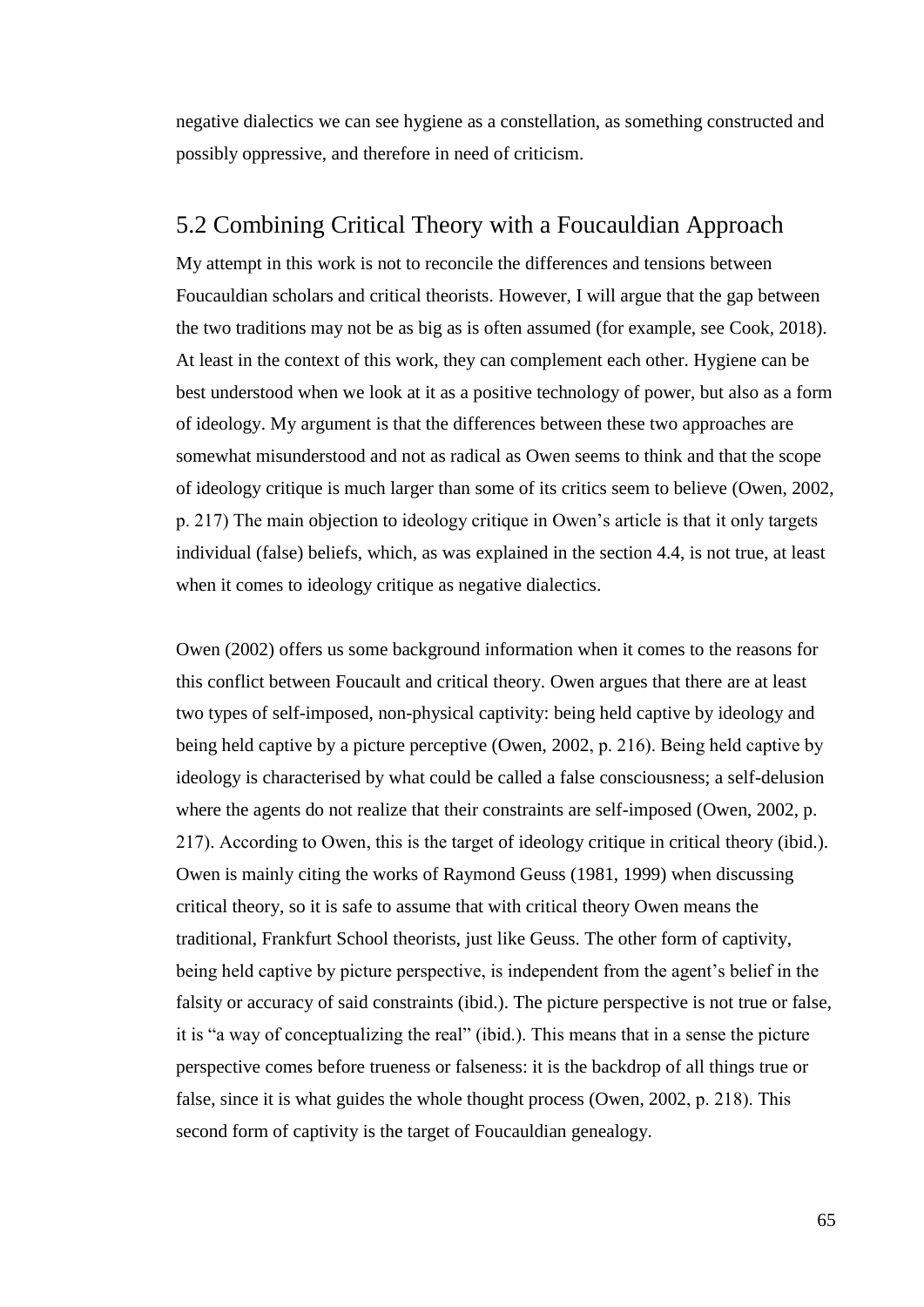negative dialectics we can see hygiene as a constellation, as something constructed and possibly oppressive, and therefore in need of criticism.

## 5.2 Combining Critical Theory with a Foucauldian Approach

My attempt in this work is not to reconcile the differences and tensions between Foucauldian scholars and critical theorists. However, I will argue that the gap between the two traditions may not be as big as is often assumed (for example, see Cook, 2018). At least in the context of this work, they can complement each other. Hygiene can be best understood when we look at it as a positive technology of power, but also as a form of ideology. My argument is that the differences between these two approaches are somewhat misunderstood and not as radical as Owen seems to think and that the scope of ideology critique is much larger than some of its critics seem to believe (Owen, 2002, p. 217) The main objection to ideology critique in Owen's article is that it only targets individual (false) beliefs, which, as was explained in the section 4.4, is not true, at least when it comes to ideology critique as negative dialectics.

Owen (2002) offers us some background information when it comes to the reasons for this conflict between Foucault and critical theory. Owen argues that there are at least two types of self-imposed, non-physical captivity: being held captive by ideology and being held captive by a picture perceptive (Owen, 2002, p. 216). Being held captive by ideology is characterised by what could be called a false consciousness; a self-delusion where the agents do not realize that their constraints are self-imposed (Owen, 2002, p. 217). According to Owen, this is the target of ideology critique in critical theory (ibid.). Owen is mainly citing the works of Raymond Geuss (1981, 1999) when discussing critical theory, so it is safe to assume that with critical theory Owen means the traditional, Frankfurt School theorists, just like Geuss. The other form of captivity, being held captive by picture perspective, is independent from the agent's belief in the falsity or accuracy of said constraints (ibid.). The picture perspective is not true or false, it is "a way of conceptualizing the real" (ibid.). This means that in a sense the picture perspective comes before trueness or falseness: it is the backdrop of all things true or false, since it is what guides the whole thought process (Owen, 2002, p. 218). This second form of captivity is the target of Foucauldian genealogy.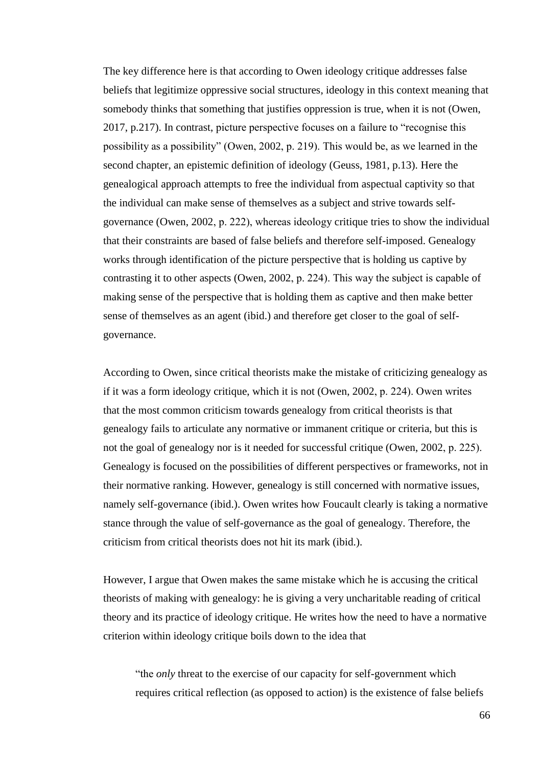The key difference here is that according to Owen ideology critique addresses false beliefs that legitimize oppressive social structures, ideology in this context meaning that somebody thinks that something that justifies oppression is true, when it is not (Owen, 2017, p.217). In contrast, picture perspective focuses on a failure to "recognise this possibility as a possibility" (Owen, 2002, p. 219). This would be, as we learned in the second chapter, an epistemic definition of ideology (Geuss, 1981, p.13). Here the genealogical approach attempts to free the individual from aspectual captivity so that the individual can make sense of themselves as a subject and strive towards self-governance (Owen, 2002, p. 222), whereas ideology critique tries to show the individual that their constraints are based of false beliefs and therefore self-imposed. Genealogy works through identification of the picture perspective that is holding us captive by contrasting it to other aspects (Owen, 2002, p. 224). This way the subject is capable of making sense of the perspective that is holding them as captive and then make better sense of themselves as an agent (ibid.) and therefore get closer to the goal of self-governance.

According to Owen, since critical theorists make the mistake of criticizing genealogy as if it was a form ideology critique, which it is not (Owen, 2002, p. 224). Owen writes that the most common criticism towards genealogy from critical theorists is that genealogy fails to articulate any normative or immanent critique or criteria, but this is not the goal of genealogy nor is it needed for successful critique (Owen, 2002, p. 225). Genealogy is focused on the possibilities of different perspectives or frameworks, not in their normative ranking. However, genealogy is still concerned with normative issues, namely self-governance (ibid.). Owen writes how Foucault clearly is taking a normative stance through the value of self-governance as the goal of genealogy. Therefore, the criticism from critical theorists does not hit its mark (ibid.).

However, I argue that Owen makes the same mistake which he is accusing the critical theorists of making with genealogy: he is giving a very uncharitable reading of critical theory and its practice of ideology critique. He writes how the need to have a normative criterion within ideology critique boils down to the idea that

> "the *only* threat to the exercise of our capacity for self-government which requires critical reflection (as opposed to action) is the existence of false beliefs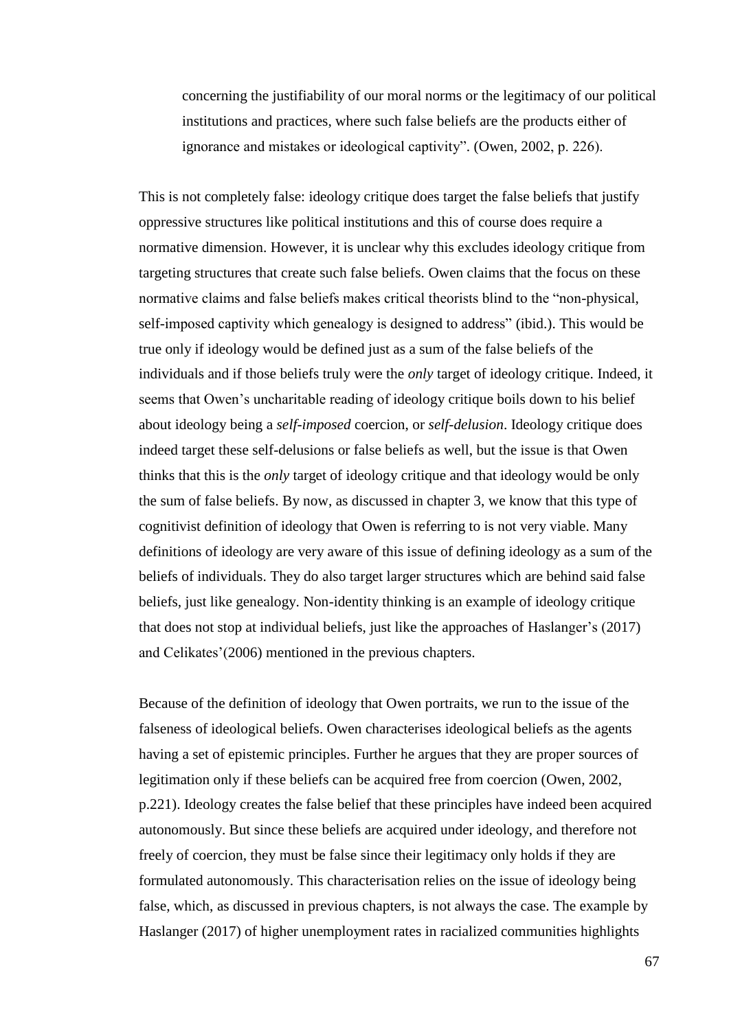> concerning the justifiability of our moral norms or the legitimacy of our political institutions and practices, where such false beliefs are the products either of ignorance and mistakes or ideological captivity". (Owen, 2002, p. 226).

This is not completely false: ideology critique does target the false beliefs that justify oppressive structures like political institutions and this of course does require a normative dimension. However, it is unclear why this excludes ideology critique from targeting structures that create such false beliefs. Owen claims that the focus on these normative claims and false beliefs makes critical theorists blind to the "non-physical, self-imposed captivity which genealogy is designed to address" (ibid.). This would be true only if ideology would be defined just as a sum of the false beliefs of the individuals and if those beliefs truly were the *only* target of ideology critique. Indeed, it seems that Owen's uncharitable reading of ideology critique boils down to his belief about ideology being a *self-imposed* coercion, or *self-delusion*. Ideology critique does indeed target these self-delusions or false beliefs as well, but the issue is that Owen thinks that this is the *only* target of ideology critique and that ideology would be only the sum of false beliefs. By now, as discussed in chapter 3, we know that this type of cognitivist definition of ideology that Owen is referring to is not very viable. Many definitions of ideology are very aware of this issue of defining ideology as a sum of the beliefs of individuals. They do also target larger structures which are behind said false beliefs, just like genealogy. Non-identity thinking is an example of ideology critique that does not stop at individual beliefs, just like the approaches of Haslanger's (2017) and Celikates'(2006) mentioned in the previous chapters.

Because of the definition of ideology that Owen portraits, we run to the issue of the falseness of ideological beliefs. Owen characterises ideological beliefs as the agents having a set of epistemic principles. Further he argues that they are proper sources of legitimation only if these beliefs can be acquired free from coercion (Owen, 2002, p.221). Ideology creates the false belief that these principles have indeed been acquired autonomously. But since these beliefs are acquired under ideology, and therefore not freely of coercion, they must be false since their legitimacy only holds if they are formulated autonomously. This characterisation relies on the issue of ideology being false, which, as discussed in previous chapters, is not always the case. The example by Haslanger (2017) of higher unemployment rates in racialized communities highlights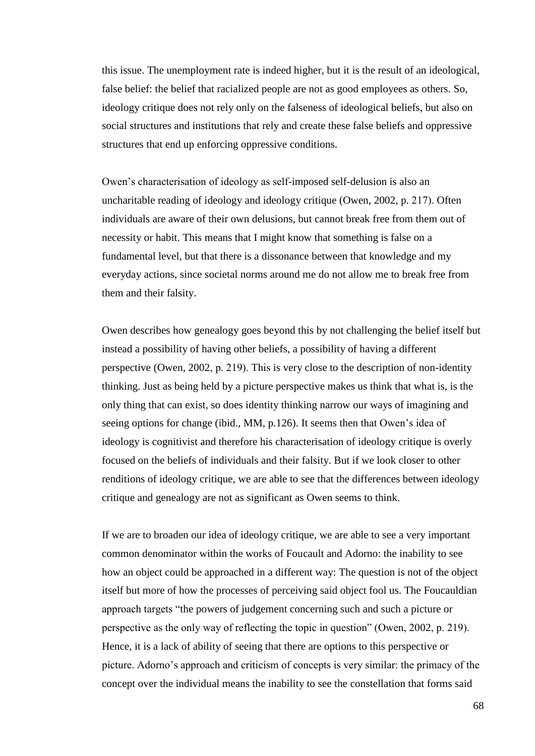this issue. The unemployment rate is indeed higher, but it is the result of an ideological, false belief: the belief that racialized people are not as good employees as others. So, ideology critique does not rely only on the falseness of ideological beliefs, but also on social structures and institutions that rely and create these false beliefs and oppressive structures that end up enforcing oppressive conditions.

Owen's characterisation of ideology as self-imposed self-delusion is also an uncharitable reading of ideology and ideology critique (Owen, 2002, p. 217). Often individuals are aware of their own delusions, but cannot break free from them out of necessity or habit. This means that I might know that something is false on a fundamental level, but that there is a dissonance between that knowledge and my everyday actions, since societal norms around me do not allow me to break free from them and their falsity.

Owen describes how genealogy goes beyond this by not challenging the belief itself but instead a possibility of having other beliefs, a possibility of having a different perspective (Owen, 2002, p. 219). This is very close to the description of non-identity thinking. Just as being held by a picture perspective makes us think that what is, is the only thing that can exist, so does identity thinking narrow our ways of imagining and seeing options for change (ibid., MM, p.126). It seems then that Owen's idea of ideology is cognitivist and therefore his characterisation of ideology critique is overly focused on the beliefs of individuals and their falsity. But if we look closer to other renditions of ideology critique, we are able to see that the differences between ideology critique and genealogy are not as significant as Owen seems to think.

If we are to broaden our idea of ideology critique, we are able to see a very important common denominator within the works of Foucault and Adorno: the inability to see how an object could be approached in a different way: The question is not of the object itself but more of how the processes of perceiving said object fool us. The Foucauldian approach targets "the powers of judgement concerning such and such a picture or perspective as the only way of reflecting the topic in question" (Owen, 2002, p. 219). Hence, it is a lack of ability of seeing that there are options to this perspective or picture. Adorno's approach and criticism of concepts is very similar: the primacy of the concept over the individual means the inability to see the constellation that forms said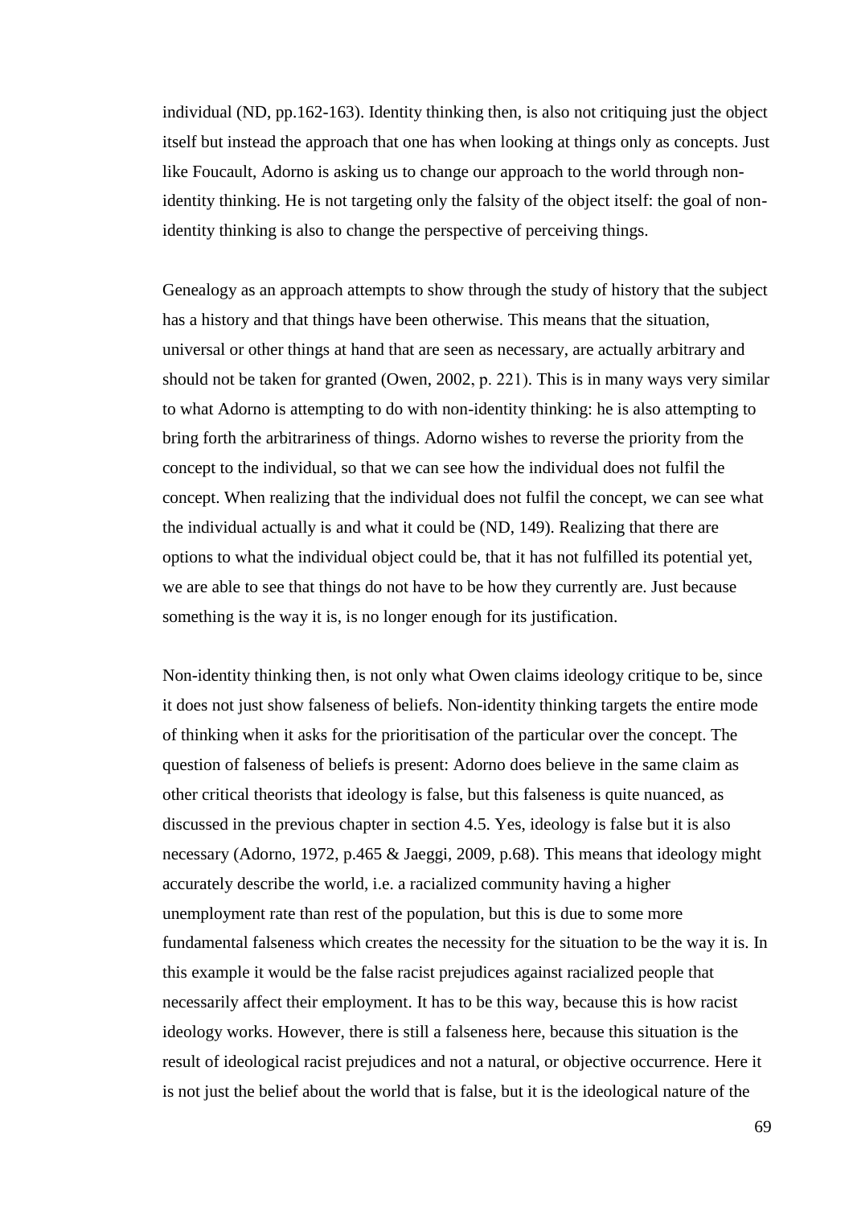individual (ND, pp.162-163). Identity thinking then, is also not critiquing just the object itself but instead the approach that one has when looking at things only as concepts. Just like Foucault, Adorno is asking us to change our approach to the world through non-identity thinking. He is not targeting only the falsity of the object itself: the goal of non-identity thinking is also to change the perspective of perceiving things.

Genealogy as an approach attempts to show through the study of history that the subject has a history and that things have been otherwise. This means that the situation, universal or other things at hand that are seen as necessary, are actually arbitrary and should not be taken for granted (Owen, 2002, p. 221). This is in many ways very similar to what Adorno is attempting to do with non-identity thinking: he is also attempting to bring forth the arbitrariness of things. Adorno wishes to reverse the priority from the concept to the individual, so that we can see how the individual does not fulfil the concept. When realizing that the individual does not fulfil the concept, we can see what the individual actually is and what it could be (ND, 149). Realizing that there are options to what the individual object could be, that it has not fulfilled its potential yet, we are able to see that things do not have to be how they currently are. Just because something is the way it is, is no longer enough for its justification.

Non-identity thinking then, is not only what Owen claims ideology critique to be, since it does not just show falseness of beliefs. Non-identity thinking targets the entire mode of thinking when it asks for the prioritisation of the particular over the concept. The question of falseness of beliefs is present: Adorno does believe in the same claim as other critical theorists that ideology is false, but this falseness is quite nuanced, as discussed in the previous chapter in section 4.5. Yes, ideology is false but it is also necessary (Adorno, 1972, p.465 & Jaeggi, 2009, p.68). This means that ideology might accurately describe the world, i.e. a racialized community having a higher unemployment rate than rest of the population, but this is due to some more fundamental falseness which creates the necessity for the situation to be the way it is. In this example it would be the false racist prejudices against racialized people that necessarily affect their employment. It has to be this way, because this is how racist ideology works. However, there is still a falseness here, because this situation is the result of ideological racist prejudices and not a natural, or objective occurrence. Here it is not just the belief about the world that is false, but it is the ideological nature of the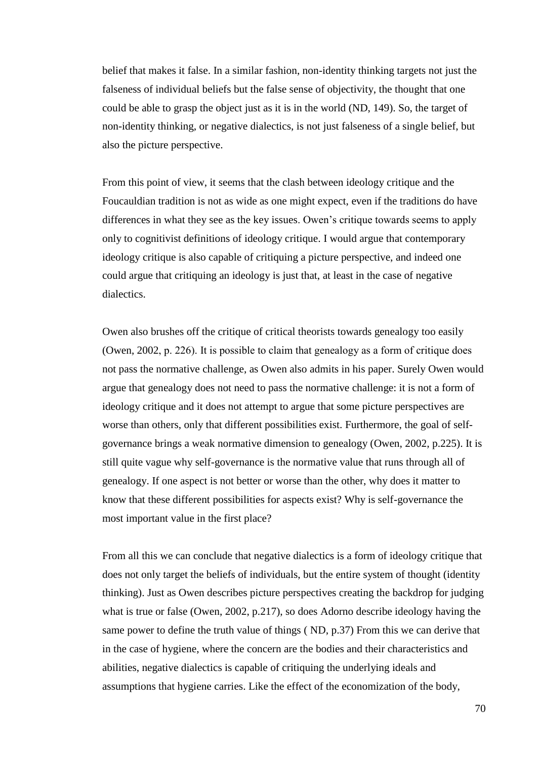belief that makes it false. In a similar fashion, non-identity thinking targets not just the falseness of individual beliefs but the false sense of objectivity, the thought that one could be able to grasp the object just as it is in the world (ND, 149). So, the target of non-identity thinking, or negative dialectics, is not just falseness of a single belief, but also the picture perspective.

From this point of view, it seems that the clash between ideology critique and the Foucauldian tradition is not as wide as one might expect, even if the traditions do have differences in what they see as the key issues. Owen's critique towards seems to apply only to cognitivist definitions of ideology critique. I would argue that contemporary ideology critique is also capable of critiquing a picture perspective, and indeed one could argue that critiquing an ideology is just that, at least in the case of negative dialectics.

Owen also brushes off the critique of critical theorists towards genealogy too easily (Owen, 2002, p. 226). It is possible to claim that genealogy as a form of critique does not pass the normative challenge, as Owen also admits in his paper. Surely Owen would argue that genealogy does not need to pass the normative challenge: it is not a form of ideology critique and it does not attempt to argue that some picture perspectives are worse than others, only that different possibilities exist. Furthermore, the goal of self-governance brings a weak normative dimension to genealogy (Owen, 2002, p.225). It is still quite vague why self-governance is the normative value that runs through all of genealogy. If one aspect is not better or worse than the other, why does it matter to know that these different possibilities for aspects exist? Why is self-governance the most important value in the first place?

From all this we can conclude that negative dialectics is a form of ideology critique that does not only target the beliefs of individuals, but the entire system of thought (identity thinking). Just as Owen describes picture perspectives creating the backdrop for judging what is true or false (Owen, 2002, p.217), so does Adorno describe ideology having the same power to define the truth value of things ( ND, p.37) From this we can derive that in the case of hygiene, where the concern are the bodies and their characteristics and abilities, negative dialectics is capable of critiquing the underlying ideals and assumptions that hygiene carries. Like the effect of the economization of the body,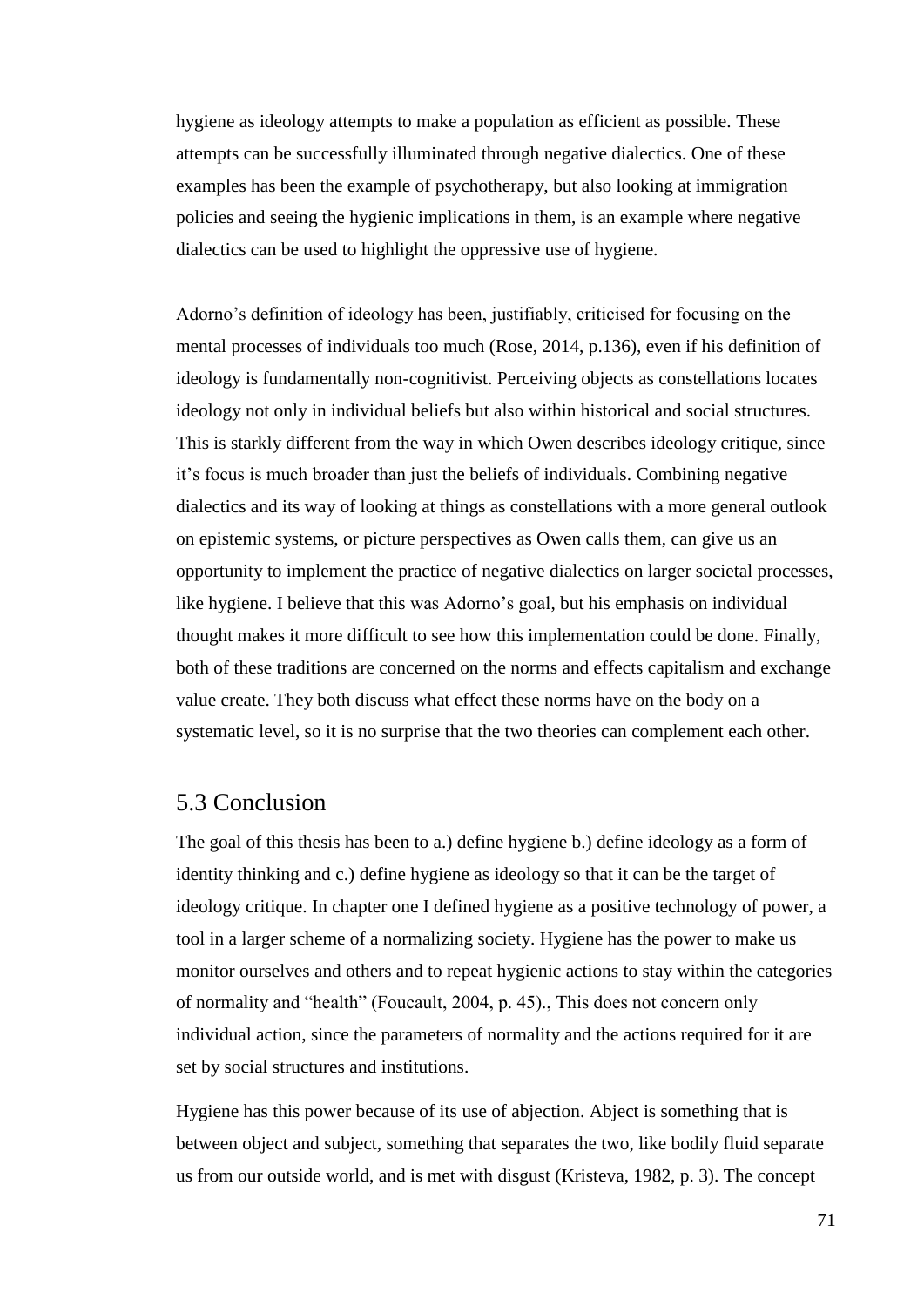hygiene as ideology attempts to make a population as efficient as possible. These attempts can be successfully illuminated through negative dialectics. One of these examples has been the example of psychotherapy, but also looking at immigration policies and seeing the hygienic implications in them, is an example where negative dialectics can be used to highlight the oppressive use of hygiene.

Adorno’s definition of ideology has been, justifiably, criticised for focusing on the mental processes of individuals too much (Rose, 2014, p.136), even if his definition of ideology is fundamentally non-cognitivist. Perceiving objects as constellations locates ideology not only in individual beliefs but also within historical and social structures. This is starkly different from the way in which Owen describes ideology critique, since it’s focus is much broader than just the beliefs of individuals. Combining negative dialectics and its way of looking at things as constellations with a more general outlook on epistemic systems, or picture perspectives as Owen calls them, can give us an opportunity to implement the practice of negative dialectics on larger societal processes, like hygiene. I believe that this was Adorno’s goal, but his emphasis on individual thought makes it more difficult to see how this implementation could be done. Finally, both of these traditions are concerned on the norms and effects capitalism and exchange value create. They both discuss what effect these norms have on the body on a systematic level, so it is no surprise that the two theories can complement each other.

## 5.3 Conclusion

The goal of this thesis has been to a.) define hygiene b.) define ideology as a form of identity thinking and c.) define hygiene as ideology so that it can be the target of ideology critique. In chapter one I defined hygiene as a positive technology of power, a tool in a larger scheme of a normalizing society. Hygiene has the power to make us monitor ourselves and others and to repeat hygienic actions to stay within the categories of normality and “health” (Foucault, 2004, p. 45)., This does not concern only individual action, since the parameters of normality and the actions required for it are set by social structures and institutions.

Hygiene has this power because of its use of abjection. Abject is something that is between object and subject, something that separates the two, like bodily fluid separate us from our outside world, and is met with disgust (Kristeva, 1982, p. 3). The concept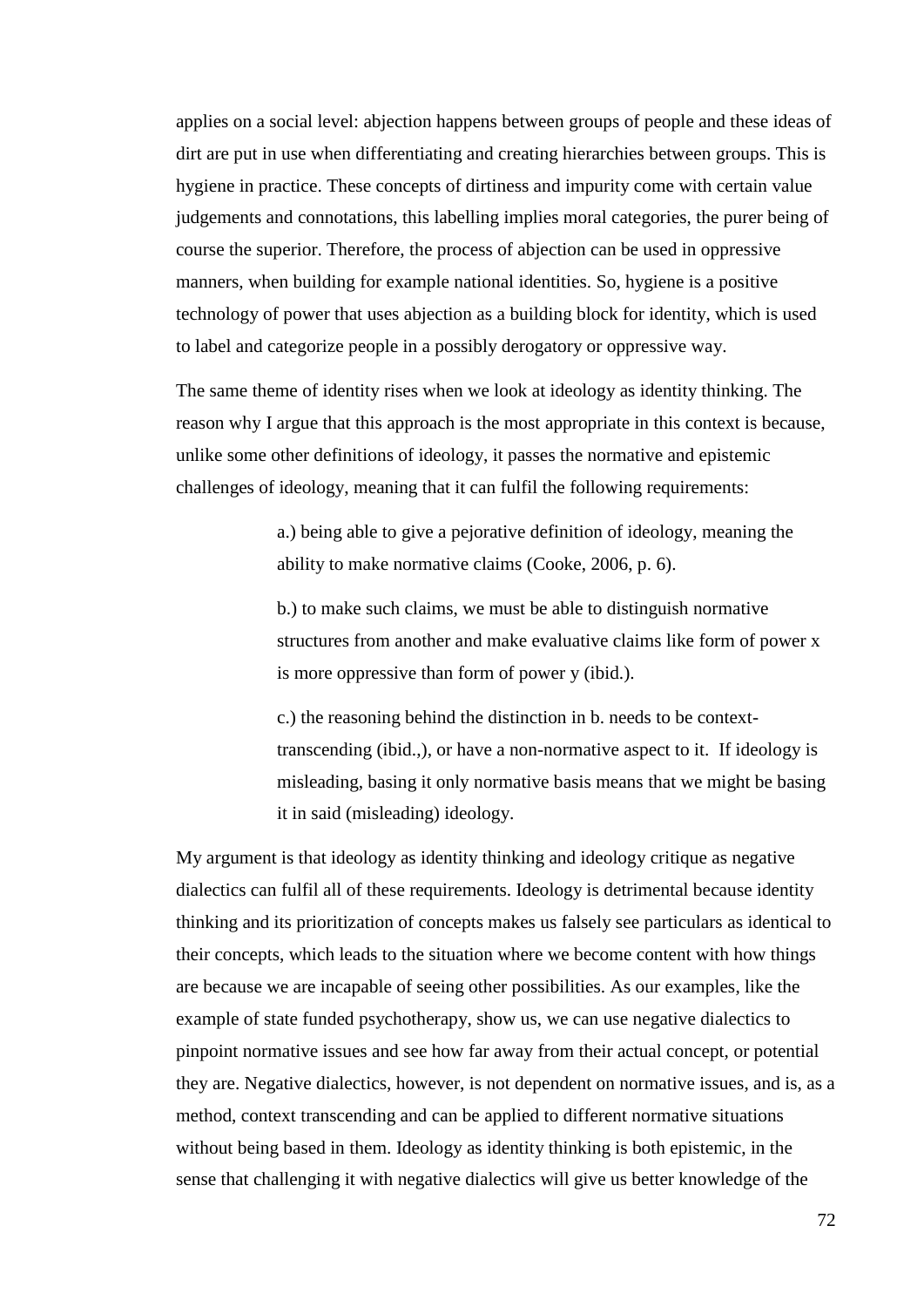applies on a social level: abjection happens between groups of people and these ideas of dirt are put in use when differentiating and creating hierarchies between groups. This is hygiene in practice. These concepts of dirtiness and impurity come with certain value judgements and connotations, this labelling implies moral categories, the purer being of course the superior. Therefore, the process of abjection can be used in oppressive manners, when building for example national identities. So, hygiene is a positive technology of power that uses abjection as a building block for identity, which is used to label and categorize people in a possibly derogatory or oppressive way.

The same theme of identity rises when we look at ideology as identity thinking. The reason why I argue that this approach is the most appropriate in this context is because, unlike some other definitions of ideology, it passes the normative and epistemic challenges of ideology, meaning that it can fulfil the following requirements:

> a.) being able to give a pejorative definition of ideology, meaning the ability to make normative claims (Cooke, 2006, p. 6).
>
> b.) to make such claims, we must be able to distinguish normative structures from another and make evaluative claims like form of power x is more oppressive than form of power y (ibid.).
>
> c.) the reasoning behind the distinction in b. needs to be context-transcending (ibid.,), or have a non-normative aspect to it. If ideology is misleading, basing it only normative basis means that we might be basing it in said (misleading) ideology.

My argument is that ideology as identity thinking and ideology critique as negative dialectics can fulfil all of these requirements. Ideology is detrimental because identity thinking and its prioritization of concepts makes us falsely see particulars as identical to their concepts, which leads to the situation where we become content with how things are because we are incapable of seeing other possibilities. As our examples, like the example of state funded psychotherapy, show us, we can use negative dialectics to pinpoint normative issues and see how far away from their actual concept, or potential they are. Negative dialectics, however, is not dependent on normative issues, and is, as a method, context transcending and can be applied to different normative situations without being based in them. Ideology as identity thinking is both epistemic, in the sense that challenging it with negative dialectics will give us better knowledge of the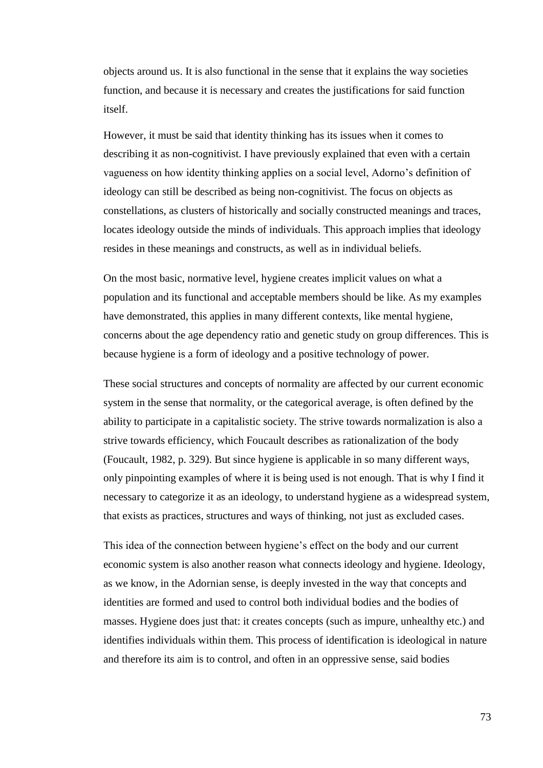objects around us. It is also functional in the sense that it explains the way societies function, and because it is necessary and creates the justifications for said function itself.

However, it must be said that identity thinking has its issues when it comes to describing it as non-cognitivist. I have previously explained that even with a certain vagueness on how identity thinking applies on a social level, Adorno's definition of ideology can still be described as being non-cognitivist. The focus on objects as constellations, as clusters of historically and socially constructed meanings and traces, locates ideology outside the minds of individuals. This approach implies that ideology resides in these meanings and constructs, as well as in individual beliefs.

On the most basic, normative level, hygiene creates implicit values on what a population and its functional and acceptable members should be like. As my examples have demonstrated, this applies in many different contexts, like mental hygiene, concerns about the age dependency ratio and genetic study on group differences. This is because hygiene is a form of ideology and a positive technology of power.

These social structures and concepts of normality are affected by our current economic system in the sense that normality, or the categorical average, is often defined by the ability to participate in a capitalistic society. The strive towards normalization is also a strive towards efficiency, which Foucault describes as rationalization of the body (Foucault, 1982, p. 329). But since hygiene is applicable in so many different ways, only pinpointing examples of where it is being used is not enough. That is why I find it necessary to categorize it as an ideology, to understand hygiene as a widespread system, that exists as practices, structures and ways of thinking, not just as excluded cases.

This idea of the connection between hygiene's effect on the body and our current economic system is also another reason what connects ideology and hygiene. Ideology, as we know, in the Adornian sense, is deeply invested in the way that concepts and identities are formed and used to control both individual bodies and the bodies of masses. Hygiene does just that: it creates concepts (such as impure, unhealthy etc.) and identifies individuals within them. This process of identification is ideological in nature and therefore its aim is to control, and often in an oppressive sense, said bodies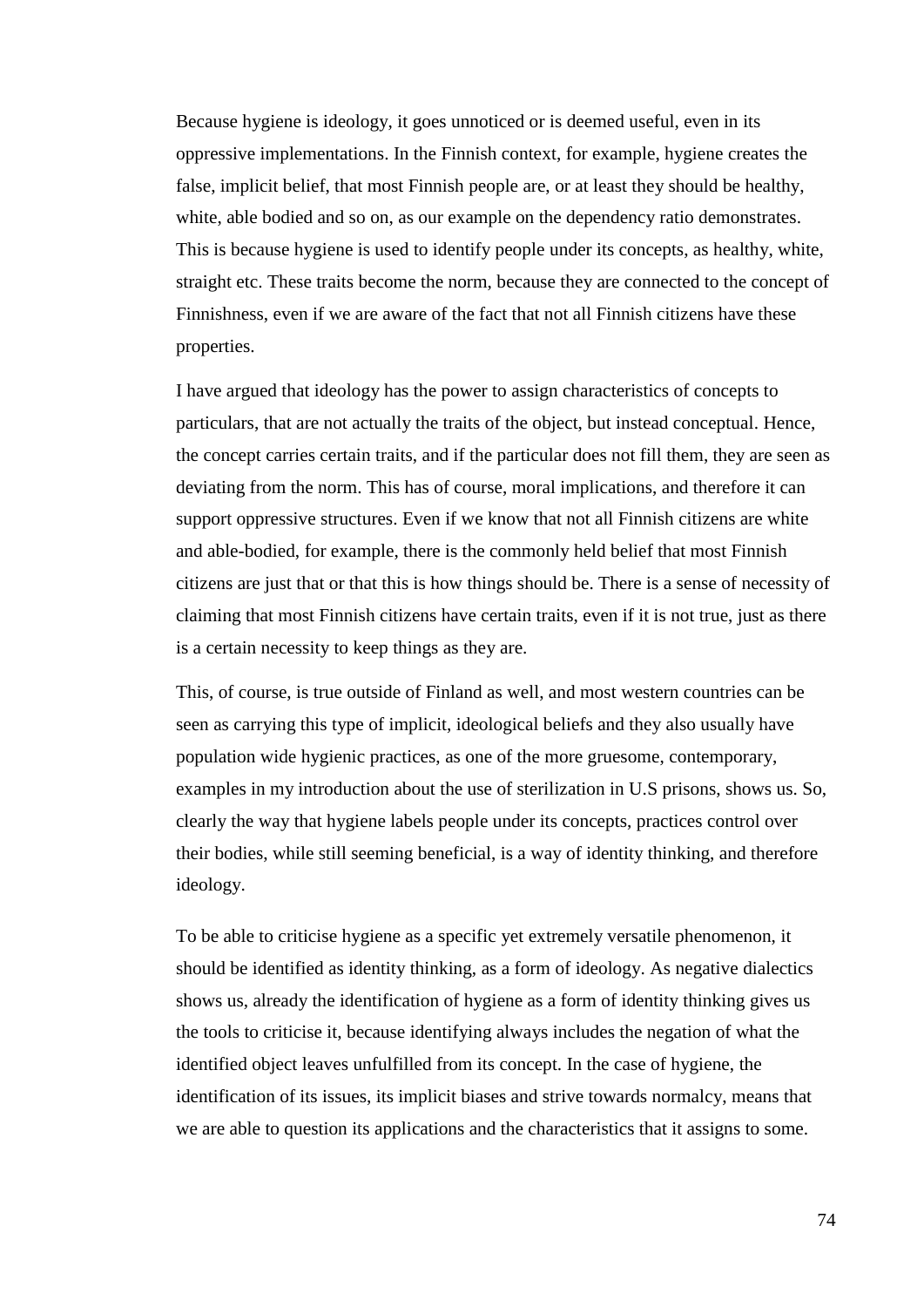Because hygiene is ideology, it goes unnoticed or is deemed useful, even in its oppressive implementations. In the Finnish context, for example, hygiene creates the false, implicit belief, that most Finnish people are, or at least they should be healthy, white, able bodied and so on, as our example on the dependency ratio demonstrates. This is because hygiene is used to identify people under its concepts, as healthy, white, straight etc. These traits become the norm, because they are connected to the concept of Finnishness, even if we are aware of the fact that not all Finnish citizens have these properties.

I have argued that ideology has the power to assign characteristics of concepts to particulars, that are not actually the traits of the object, but instead conceptual. Hence, the concept carries certain traits, and if the particular does not fill them, they are seen as deviating from the norm. This has of course, moral implications, and therefore it can support oppressive structures. Even if we know that not all Finnish citizens are white and able-bodied, for example, there is the commonly held belief that most Finnish citizens are just that or that this is how things should be. There is a sense of necessity of claiming that most Finnish citizens have certain traits, even if it is not true, just as there is a certain necessity to keep things as they are.

This, of course, is true outside of Finland as well, and most western countries can be seen as carrying this type of implicit, ideological beliefs and they also usually have population wide hygienic practices, as one of the more gruesome, contemporary, examples in my introduction about the use of sterilization in U.S prisons, shows us. So, clearly the way that hygiene labels people under its concepts, practices control over their bodies, while still seeming beneficial, is a way of identity thinking, and therefore ideology.

To be able to criticise hygiene as a specific yet extremely versatile phenomenon, it should be identified as identity thinking, as a form of ideology. As negative dialectics shows us, already the identification of hygiene as a form of identity thinking gives us the tools to criticise it, because identifying always includes the negation of what the identified object leaves unfulfilled from its concept. In the case of hygiene, the identification of its issues, its implicit biases and strive towards normalcy, means that we are able to question its applications and the characteristics that it assigns to some.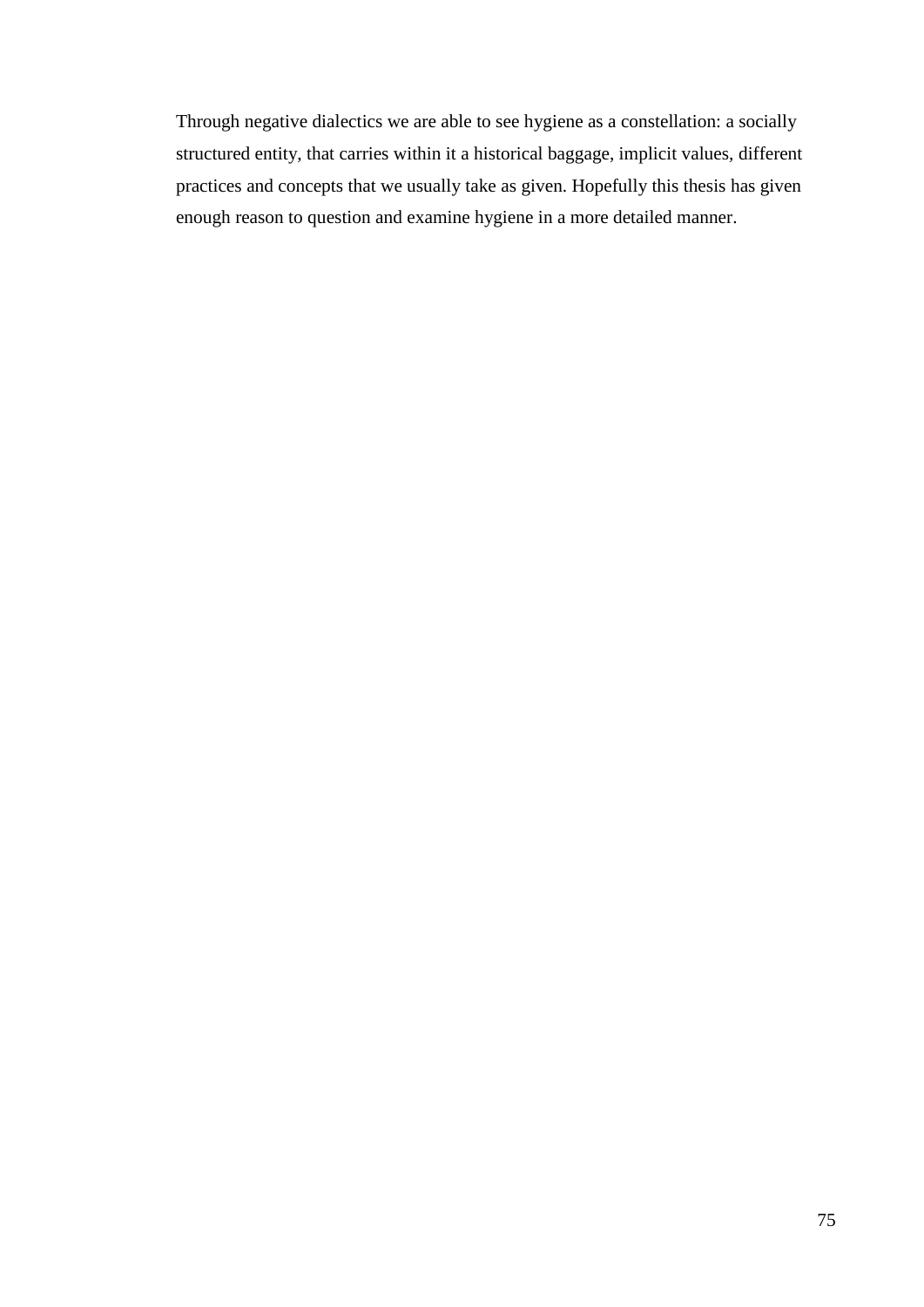Through negative dialectics we are able to see hygiene as a constellation: a socially structured entity, that carries within it a historical baggage, implicit values, different practices and concepts that we usually take as given. Hopefully this thesis has given enough reason to question and examine hygiene in a more detailed manner.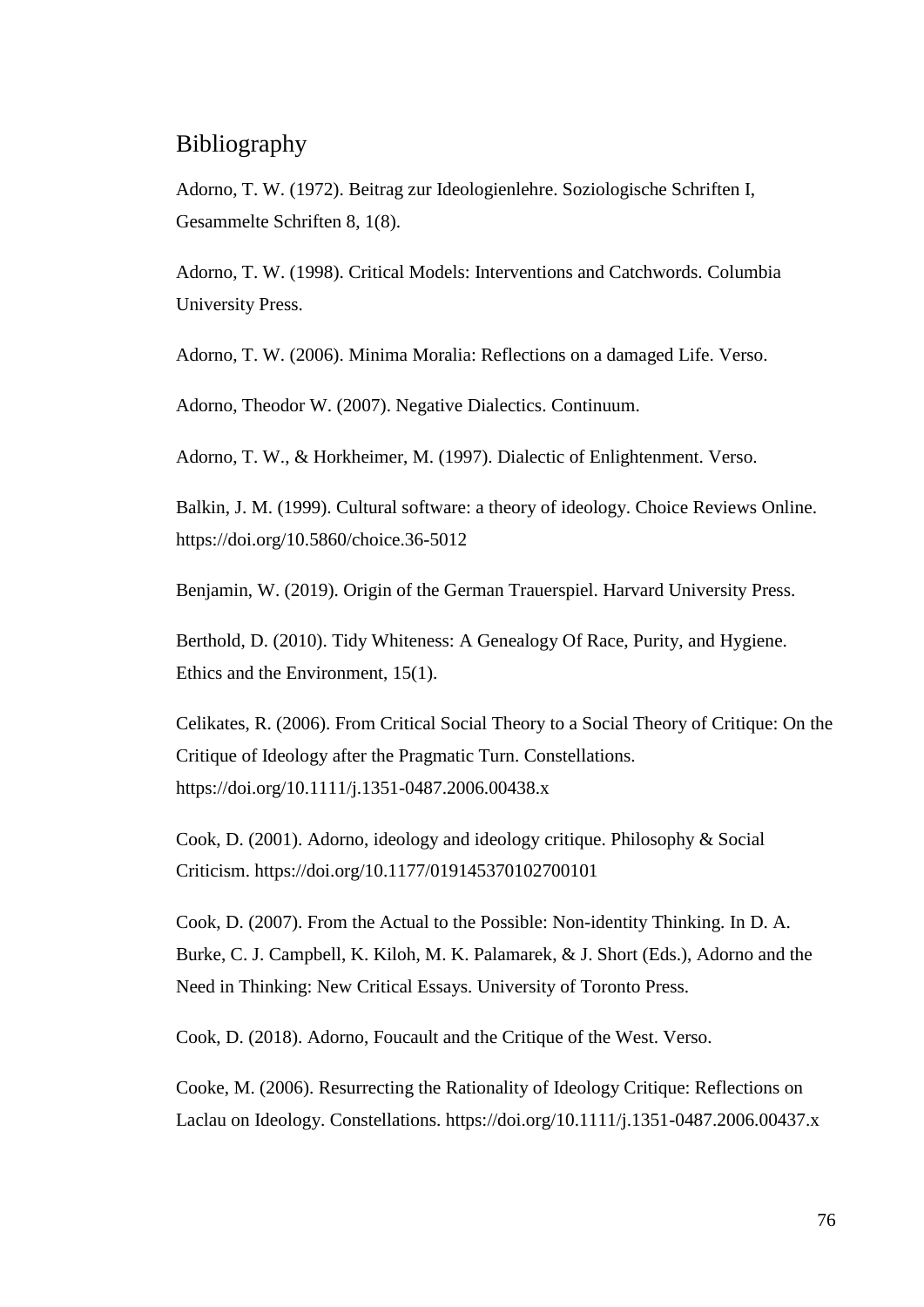# Bibliography

Adorno, T. W. (1972). Beitrag zur Ideologienlehre. Soziologische Schriften I, Gesammelte Schriften 8, 1(8).

Adorno, T. W. (1998). Critical Models: Interventions and Catchwords. Columbia University Press.

Adorno, T. W. (2006). Minima Moralia: Reflections on a damaged Life. Verso.

Adorno, Theodor W. (2007). Negative Dialectics. Continuum.

Adorno, T. W., & Horkheimer, M. (1997). Dialectic of Enlightenment. Verso.

Balkin, J. M. (1999). Cultural software: a theory of ideology. Choice Reviews Online. https://doi.org/10.5860/choice.36-5012

Benjamin, W. (2019). Origin of the German Trauerspiel. Harvard University Press.

Berthold, D. (2010). Tidy Whiteness: A Genealogy Of Race, Purity, and Hygiene. Ethics and the Environment, 15(1).

Celikates, R. (2006). From Critical Social Theory to a Social Theory of Critique: On the Critique of Ideology after the Pragmatic Turn. Constellations. https://doi.org/10.1111/j.1351-0487.2006.00438.x

Cook, D. (2001). Adorno, ideology and ideology critique. Philosophy & Social Criticism. https://doi.org/10.1177/019145370102700101

Cook, D. (2007). From the Actual to the Possible: Non-identity Thinking. In D. A. Burke, C. J. Campbell, K. Kiloh, M. K. Palamarek, & J. Short (Eds.), Adorno and the Need in Thinking: New Critical Essays. University of Toronto Press.

Cook, D. (2018). Adorno, Foucault and the Critique of the West. Verso.

Cooke, M. (2006). Resurrecting the Rationality of Ideology Critique: Reflections on Laclau on Ideology. Constellations. https://doi.org/10.1111/j.1351-0487.2006.00437.x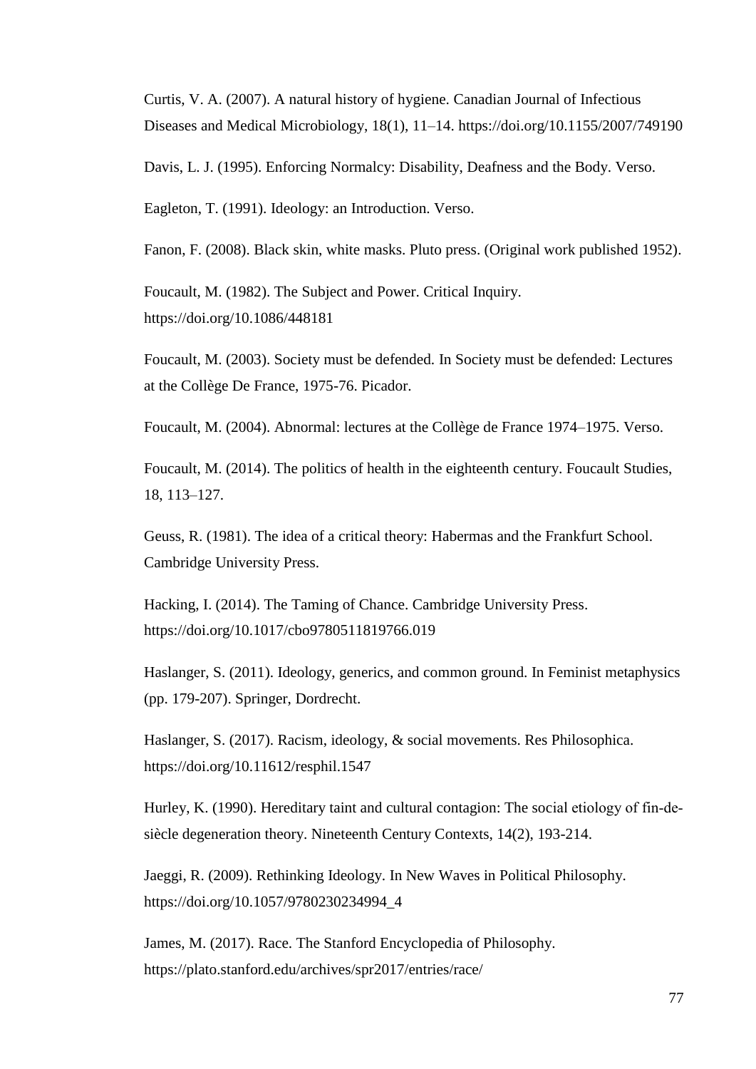Curtis, V. A. (2007). A natural history of hygiene. Canadian Journal of Infectious Diseases and Medical Microbiology, 18(1), 11–14. https://doi.org/10.1155/2007/749190

Davis, L. J. (1995). Enforcing Normalcy: Disability, Deafness and the Body. Verso.

Eagleton, T. (1991). Ideology: an Introduction. Verso.

Fanon, F. (2008). Black skin, white masks. Pluto press. (Original work published 1952).

Foucault, M. (1982). The Subject and Power. Critical Inquiry. https://doi.org/10.1086/448181

Foucault, M. (2003). Society must be defended. In Society must be defended: Lectures at the Collège De France, 1975-76. Picador.

Foucault, M. (2004). Abnormal: lectures at the Collège de France 1974–1975. Verso.

Foucault, M. (2014). The politics of health in the eighteenth century. Foucault Studies, 18, 113–127.

Geuss, R. (1981). The idea of a critical theory: Habermas and the Frankfurt School. Cambridge University Press.

Hacking, I. (2014). The Taming of Chance. Cambridge University Press. https://doi.org/10.1017/cbo9780511819766.019

Haslanger, S. (2011). Ideology, generics, and common ground. In Feminist metaphysics (pp. 179-207). Springer, Dordrecht.

Haslanger, S. (2017). Racism, ideology, & social movements. Res Philosophica. https://doi.org/10.11612/resphil.1547

Hurley, K. (1990). Hereditary taint and cultural contagion: The social etiology of fin-de-siècle degeneration theory. Nineteenth Century Contexts, 14(2), 193-214.

Jaeggi, R. (2009). Rethinking Ideology. In New Waves in Political Philosophy. https://doi.org/10.1057/9780230234994_4

James, M. (2017). Race. The Stanford Encyclopedia of Philosophy. https://plato.stanford.edu/archives/spr2017/entries/race/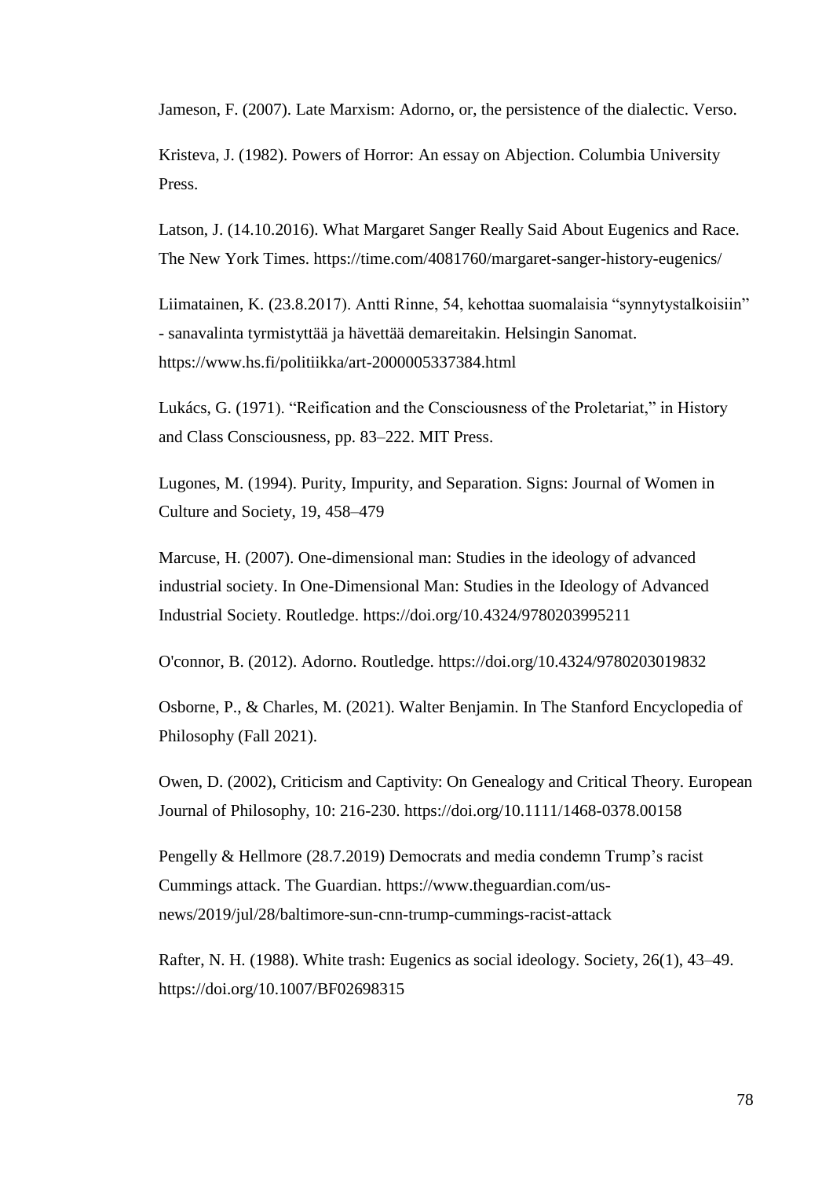Jameson, F. (2007). Late Marxism: Adorno, or, the persistence of the dialectic. Verso.

Kristeva, J. (1982). Powers of Horror: An essay on Abjection. Columbia University Press.

Latson, J. (14.10.2016). What Margaret Sanger Really Said About Eugenics and Race. The New York Times. https://time.com/4081760/margaret-sanger-history-eugenics/

Liimatainen, K. (23.8.2017). Antti Rinne, 54, kehottaa suomalaisia "synnytystalkoisiin" - sanavalinta tyrmistyttää ja hävettää demareitakin. Helsingin Sanomat. https://www.hs.fi/politiikka/art-2000005337384.html

Lukács, G. (1971). "Reification and the Consciousness of the Proletariat," in History and Class Consciousness, pp. 83–222. MIT Press.

Lugones, M. (1994). Purity, Impurity, and Separation. Signs: Journal of Women in Culture and Society, 19, 458–479

Marcuse, H. (2007). One-dimensional man: Studies in the ideology of advanced industrial society. In One-Dimensional Man: Studies in the Ideology of Advanced Industrial Society. Routledge. https://doi.org/10.4324/9780203995211

O'connor, B. (2012). Adorno. Routledge. https://doi.org/10.4324/9780203019832

Osborne, P., & Charles, M. (2021). Walter Benjamin. In The Stanford Encyclopedia of Philosophy (Fall 2021).

Owen, D. (2002), Criticism and Captivity: On Genealogy and Critical Theory. European Journal of Philosophy, 10: 216-230. https://doi.org/10.1111/1468-0378.00158

Pengelly & Hellmore (28.7.2019) Democrats and media condemn Trump's racist Cummings attack. The Guardian. https://www.theguardian.com/us-news/2019/jul/28/baltimore-sun-cnn-trump-cummings-racist-attack

Rafter, N. H. (1988). White trash: Eugenics as social ideology. Society, 26(1), 43–49. https://doi.org/10.1007/BF02698315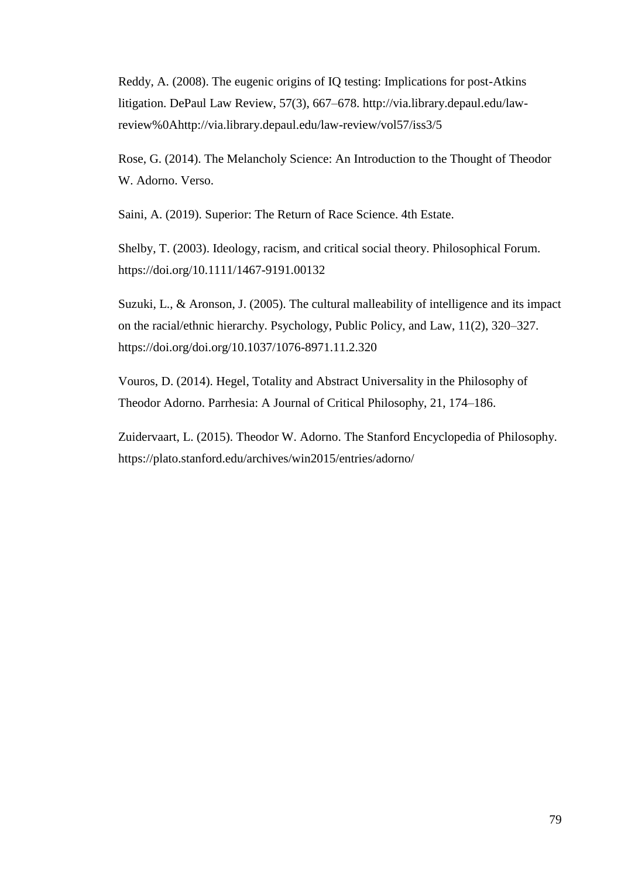Reddy, A. (2008). The eugenic origins of IQ testing: Implications for post-Atkins litigation. DePaul Law Review, 57(3), 667–678. http://via.library.depaul.edu/law-review%0Ahttp://via.library.depaul.edu/law-review/vol57/iss3/5

Rose, G. (2014). The Melancholy Science: An Introduction to the Thought of Theodor W. Adorno. Verso.

Saini, A. (2019). Superior: The Return of Race Science. 4th Estate.

Shelby, T. (2003). Ideology, racism, and critical social theory. Philosophical Forum. https://doi.org/10.1111/1467-9191.00132

Suzuki, L., & Aronson, J. (2005). The cultural malleability of intelligence and its impact on the racial/ethnic hierarchy. Psychology, Public Policy, and Law, 11(2), 320–327. https://doi.org/doi.org/10.1037/1076-8971.11.2.320

Vouros, D. (2014). Hegel, Totality and Abstract Universality in the Philosophy of Theodor Adorno. Parrhesia: A Journal of Critical Philosophy, 21, 174–186.

Zuidervaart, L. (2015). Theodor W. Adorno. The Stanford Encyclopedia of Philosophy. https://plato.stanford.edu/archives/win2015/entries/adorno/